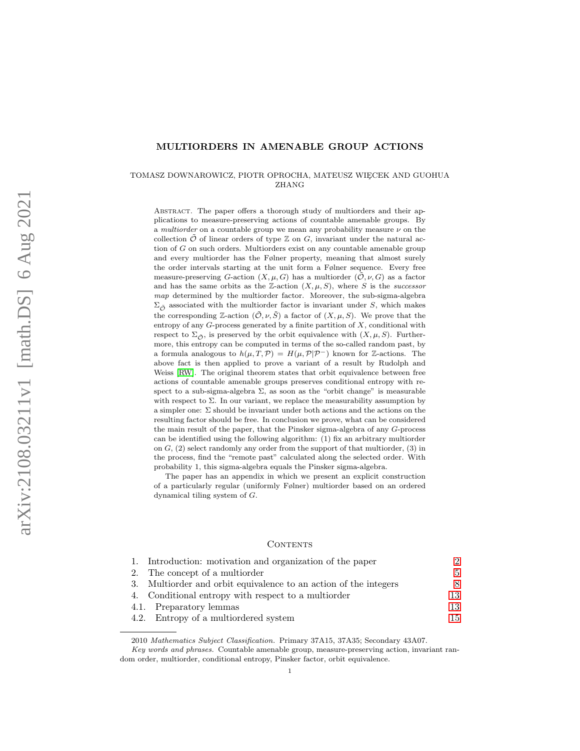# MULTIORDERS IN AMENABLE GROUP ACTIONS

TOMASZ DOWNAROWICZ, PIOTR OPROCHA, MATEUSZ WIĘCEK AND GUOHUA ZHANG

Abstract. The paper offers a thorough study of multiorders and their applications to measure-preserving actions of countable amenable groups. By a *multiorder* on a countable group we mean any probability measure $\nu$ on the collection $\tilde{\mathcal{O}}$ of linear orders of type $\mathbb{Z}$ on $G$, invariant under the natural action of $G$ on such orders. Multiorders exist on any countable amenable group and every multiorder has the Følner property, meaning that almost surely the order intervals starting at the unit form a Følner sequence. Every free measure-preserving $G$-action $(X, \mu, G)$ has a multiorder $(\tilde{\mathcal{O}}, \nu, G)$ as a factor and has the same orbits as the $\mathbb{Z}$-action $(X, \mu, S)$, where $S$ is the *successor map* determined by the multiorder factor. Moreover, the sub-sigma-algebra $\Sigma_{\tilde{\mathcal{O}}}$ associated with the multiorder factor is invariant under $S$, which makes the corresponding $\mathbb{Z}$-action $(\tilde{\mathcal{O}}, \nu, \tilde{S})$ a factor of $(X, \mu, S)$. We prove that the entropy of any $G$-process generated by a finite partition of $X$, conditional with respect to $\Sigma_{\tilde{\mathcal{O}}}$, is preserved by the orbit equivalence with $(X, \mu, S)$. Furthermore, this entropy can be computed in terms of the so-called random past, by a formula analogous to $h(\mu, T, \mathcal{P}) = H(\mu, \mathcal{P}|\mathcal{P}^-)$ known for $\mathbb{Z}$-actions. The above fact is then applied to prove a variant of a result by Rudolph and Weiss [RW]. The original theorem states that orbit equivalence between free actions of countable amenable groups preserves conditional entropy with respect to a sub-sigma-algebra $\Sigma$, as soon as the "orbit change" is measurable with respect to $\Sigma$. In our variant, we replace the measurability assumption by a simpler one: $\Sigma$ should be invariant under both actions and the actions on the resulting factor should be free. In conclusion we prove, what can be considered the main result of the paper, that the Pinsker sigma-algebra of any $G$-process can be identified using the following algorithm: (1) fix an arbitrary multiorder on $G$, (2) select randomly any order from the support of that multiorder, (3) in the process, find the "remote past" calculated along the selected order. With probability 1, this sigma-algebra equals the Pinsker sigma-algebra.

The paper has an appendix in which we present an explicit construction of a particularly regular (uniformly Følner) multiorder based on an ordered dynamical tiling system of $G$.

## Contents

1. Introduction: motivation and organization of the paper — 2
2. The concept of a multiorder — 5
3. Multiorder and orbit equivalence to an action of the integers — 8
4. Conditional entropy with respect to a multiorder — 13
   - 4.1. Preparatory lemmas — 13
   - 4.2. Entropy of a multiordered system — 15

---

2010 *Mathematics Subject Classification.* Primary 37A15, 37A35; Secondary 43A07.

*Key words and phrases.* Countable amenable group, measure-preserving action, invariant random order, multiorder, conditional entropy, Pinsker factor, orbit equivalence.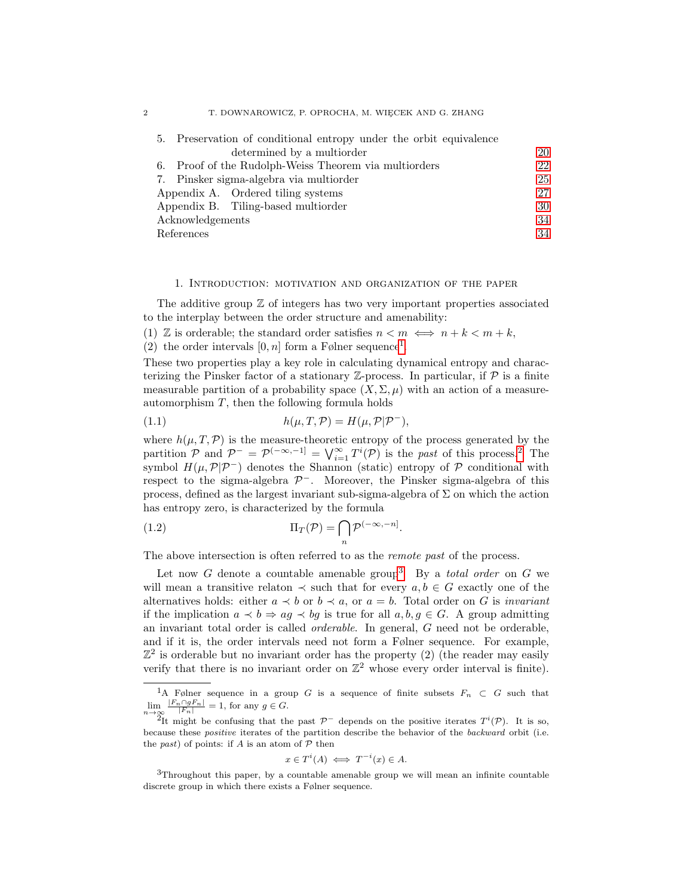5. Preservation of conditional entropy under the orbit equivalence determined by a multiorder 20
6. Proof of the Rudolph-Weiss Theorem via multiorders 22
7. Pinsker sigma-algebra via multiorder 25
Appendix A. Ordered tiling systems 27
Appendix B. Tiling-based multiorder 30
Acknowledgements 34
References 34

## 1. Introduction: motivation and organization of the paper

The additive group $\mathbb{Z}$ of integers has two very important properties associated to the interplay between the order structure and amenability:

(1) $\mathbb{Z}$ is orderable; the standard order satisfies $n < m \iff n+k < m+k$,

(2) the order intervals $[0,n]$ form a Følner sequence[1].

These two properties play a key role in calculating dynamical entropy and characterizing the Pinsker factor of a stationary $\mathbb{Z}$-process. In particular, if $\mathcal{P}$ is a finite measurable partition of a probability space $(X, \Sigma, \mu)$ with an action of a measure-automorphism $T$, then the following formula holds

$$h(\mu, T, \mathcal{P}) = H(\mu, \mathcal{P}|\mathcal{P}^-), \tag{1.1}$$

where $h(\mu, T, \mathcal{P})$ is the measure-theoretic entropy of the process generated by the partition $\mathcal{P}$ and $\mathcal{P}^- = \mathcal{P}^{(-\infty,-1]} = \bigvee_{i=1}^{\infty} T^i(\mathcal{P})$ is the *past* of this process.[2] The symbol $H(\mu, \mathcal{P}|\mathcal{P}^-)$ denotes the Shannon (static) entropy of $\mathcal{P}$ conditional with respect to the sigma-algebra $\mathcal{P}^-$. Moreover, the Pinsker sigma-algebra of this process, defined as the largest invariant sub-sigma-algebra of $\Sigma$ on which the action has entropy zero, is characterized by the formula

$$\Pi_T(\mathcal{P}) = \bigcap_n \mathcal{P}^{(-\infty,-n]}. \tag{1.2}$$

The above intersection is often referred to as the *remote past* of the process.

Let now $G$ denote a countable amenable group[3]. By a *total order* on $G$ we will mean a transitive relaton $\prec$ such that for every $a, b \in G$ exactly one of the alternatives holds: either $a \prec b$ or $b \prec a$, or $a = b$. Total order on $G$ is *invariant* if the implication $a \prec b \Rightarrow ag \prec bg$ is true for all $a, b, g \in G$. A group admitting an invariant total order is called *orderable*. In general, $G$ need not be orderable, and if it is, the order intervals need not form a Følner sequence. For example, $\mathbb{Z}^2$ is orderable but no invariant order has the property (2) (the reader may easily verify that there is no invariant order on $\mathbb{Z}^2$ whose every order interval is finite).

---

[1] A Følner sequence in a group $G$ is a sequence of finite subsets $F_n \subset G$ such that $\lim_{n\to\infty} \frac{|F_n \cap gF_n|}{|F_n|} = 1$, for any $g \in G$.

[2] It might be confusing that the past $\mathcal{P}^-$ depends on the positive iterates $T^i(\mathcal{P})$. It is so, because these *positive* iterates of the partition describe the behavior of the *backward* orbit (i.e. the *past*) of points: if $A$ is an atom of $\mathcal{P}$ then

$$x \in T^i(A) \iff T^{-i}(x) \in A.$$

[3] Throughout this paper, by a countable amenable group we will mean an infinite countable discrete group in which there exists a Følner sequence.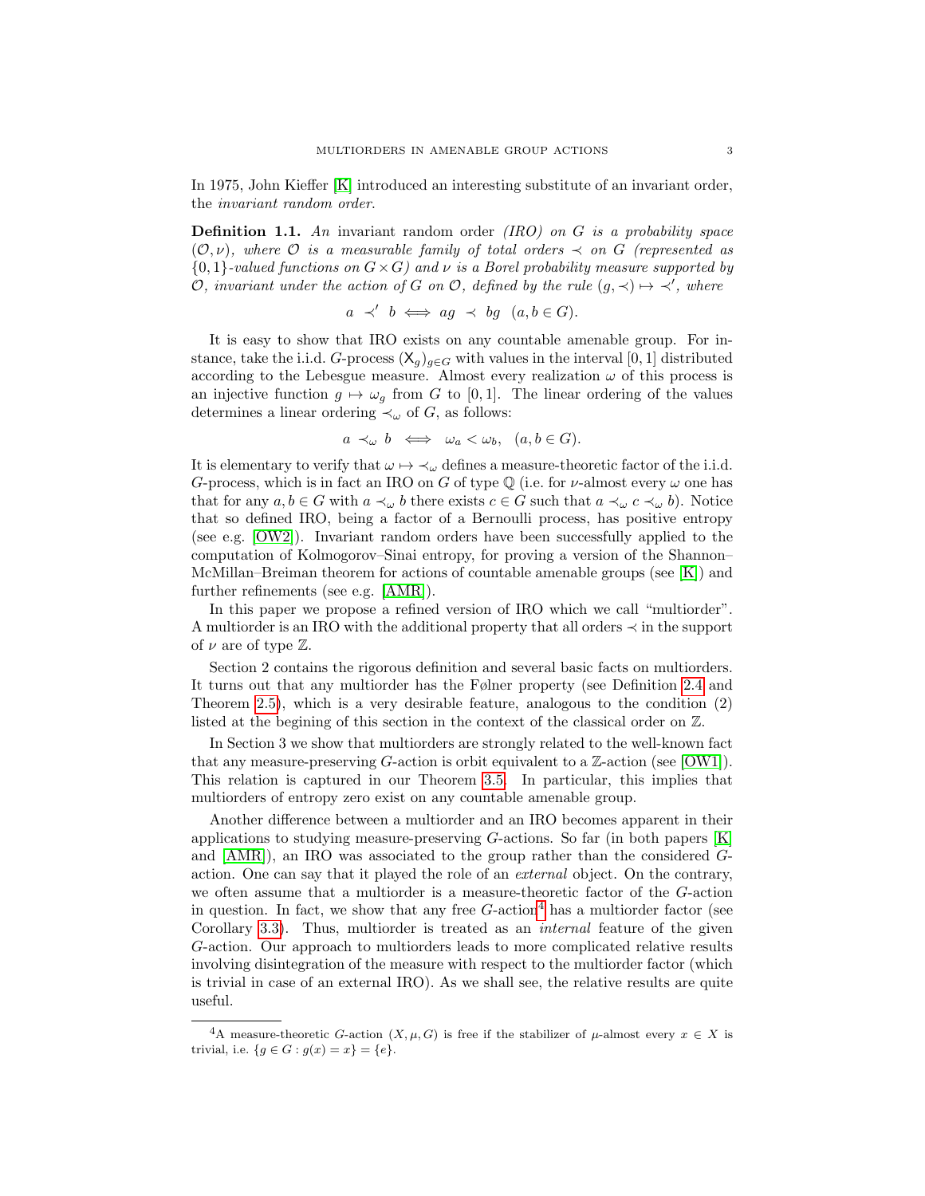In 1975, John Kieffer [K] introduced an interesting substitute of an invariant order, the *invariant random order*.

**Definition 1.1.** *An* invariant random order *(IRO) on $G$ is a probability space $(\mathcal{O},\nu)$, where $\mathcal{O}$ is a measurable family of total orders $\prec$ on $G$ (represented as $\{0,1\}$-valued functions on $G\times G$) and $\nu$ is a Borel probability measure supported by $\mathcal{O}$, invariant under the action of $G$ on $\mathcal{O}$, defined by the rule $(g,\prec)\mapsto\prec'$, where*

$$a \prec' b \iff ag \prec bg \quad (a,b\in G).$$

It is easy to show that IRO exists on any countable amenable group. For instance, take the i.i.d. $G$-process $(\mathsf{X}_g)_{g\in G}$ with values in the interval $[0,1]$ distributed according to the Lebesgue measure. Almost every realization $\omega$ of this process is an injective function $g\mapsto\omega_g$ from $G$ to $[0,1]$. The linear ordering of the values determines a linear ordering $\prec_\omega$ of $G$, as follows:

$$a \prec_\omega b \iff \omega_a<\omega_b, \quad (a,b\in G).$$

It is elementary to verify that $\omega\mapsto\prec_\omega$ defines a measure-theoretic factor of the i.i.d. $G$-process, which is in fact an IRO on $G$ of type $\mathbb{Q}$ (i.e. for $\nu$-almost every $\omega$ one has that for any $a,b\in G$ with $a\prec_\omega b$ there exists $c\in G$ such that $a\prec_\omega c\prec_\omega b$). Notice that so defined IRO, being a factor of a Bernoulli process, has positive entropy (see e.g. [OW2]). Invariant random orders have been successfully applied to the computation of Kolmogorov–Sinai entropy, for proving a version of the Shannon–McMillan–Breiman theorem for actions of countable amenable groups (see [K]) and further refinements (see e.g. [AMR]).

In this paper we propose a refined version of IRO which we call "multiorder". A multiorder is an IRO with the additional property that all orders $\prec$ in the support of $\nu$ are of type $\mathbb{Z}$.

Section 2 contains the rigorous definition and several basic facts on multiorders. It turns out that any multiorder has the Følner property (see Definition 2.4 and Theorem 2.5), which is a very desirable feature, analogous to the condition (2) listed at the begining of this section in the context of the classical order on $\mathbb{Z}$.

In Section 3 we show that multiorders are strongly related to the well-known fact that any measure-preserving $G$-action is orbit equivalent to a $\mathbb{Z}$-action (see [OW1]). This relation is captured in our Theorem 3.5. In particular, this implies that multiorders of entropy zero exist on any countable amenable group.

Another difference between a multiorder and an IRO becomes apparent in their applications to studying measure-preserving $G$-actions. So far (in both papers [K] and [AMR]), an IRO was associated to the group rather than the considered $G$-action. One can say that it played the role of an *external* object. On the contrary, we often assume that a multiorder is a measure-theoretic factor of the $G$-action in question. In fact, we show that any free $G$-action[4] has a multiorder factor (see Corollary 3.3). Thus, multiorder is treated as an *internal* feature of the given $G$-action. Our approach to multiorders leads to more complicated relative results involving disintegration of the measure with respect to the multiorder factor (which is trivial in case of an external IRO). As we shall see, the relative results are quite useful.

[4] A measure-theoretic $G$-action $(X,\mu,G)$ is free if the stabilizer of $\mu$-almost every $x\in X$ is trivial, i.e. $\{g\in G: g(x)=x\}=\{e\}$.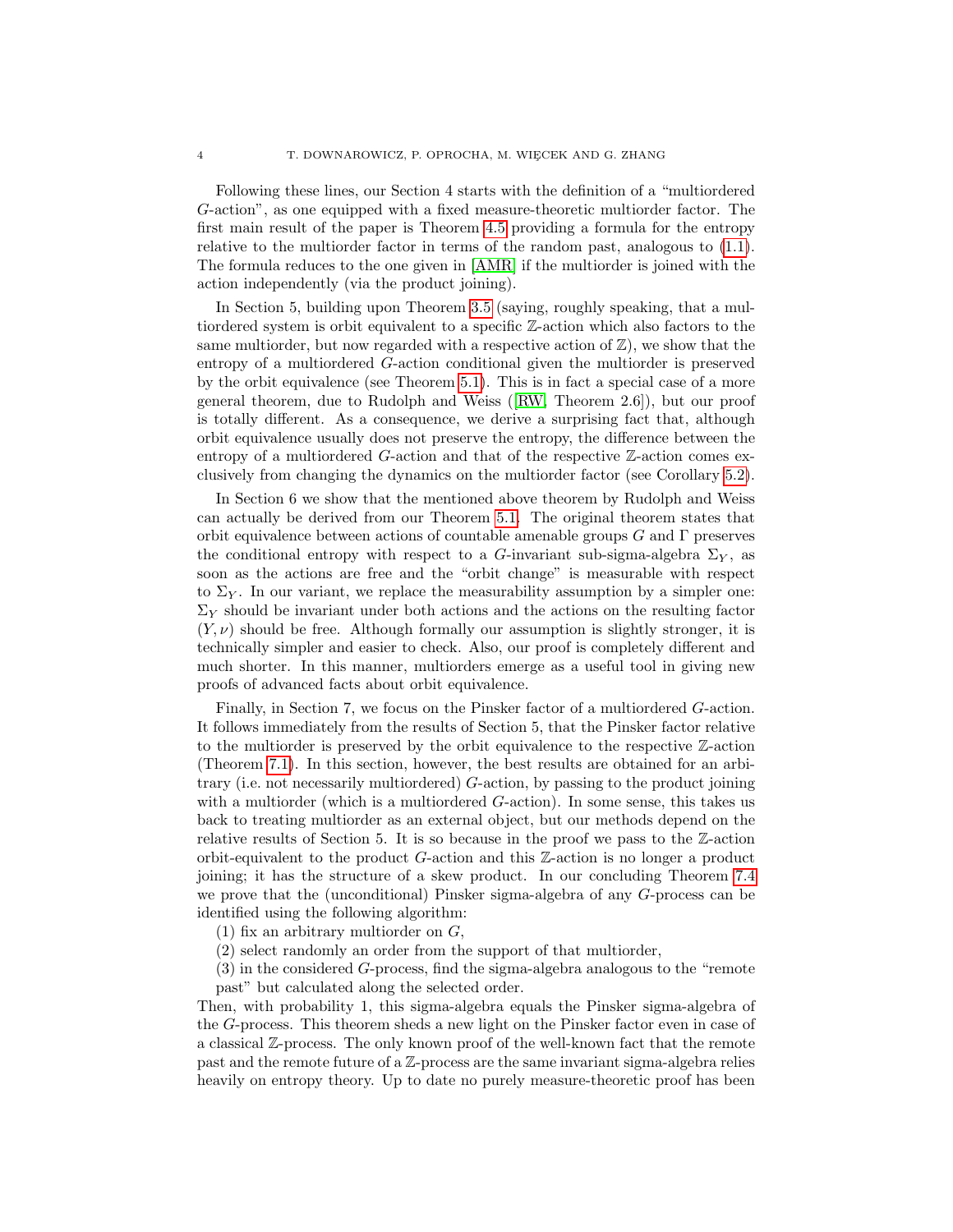Following these lines, our Section 4 starts with the definition of a "multiordered $G$-action", as one equipped with a fixed measure-theoretic multiorder factor. The first main result of the paper is Theorem 4.5 providing a formula for the entropy relative to the multiorder factor in terms of the random past, analogous to (1.1). The formula reduces to the one given in [AMR] if the multiorder is joined with the action independently (via the product joining).

In Section 5, building upon Theorem 3.5 (saying, roughly speaking, that a multiordered system is orbit equivalent to a specific $\mathbb{Z}$-action which also factors to the same multiorder, but now regarded with a respective action of $\mathbb{Z}$), we show that the entropy of a multiordered $G$-action conditional given the multiorder is preserved by the orbit equivalence (see Theorem 5.1). This is in fact a special case of a more general theorem, due to Rudolph and Weiss ([RW, Theorem 2.6]), but our proof is totally different. As a consequence, we derive a surprising fact that, although orbit equivalence usually does not preserve the entropy, the difference between the entropy of a multiordered $G$-action and that of the respective $\mathbb{Z}$-action comes exclusively from changing the dynamics on the multiorder factor (see Corollary 5.2).

In Section 6 we show that the mentioned above theorem by Rudolph and Weiss can actually be derived from our Theorem 5.1. The original theorem states that orbit equivalence between actions of countable amenable groups $G$ and $\Gamma$ preserves the conditional entropy with respect to a $G$-invariant sub-sigma-algebra $\Sigma_Y$, as soon as the actions are free and the "orbit change" is measurable with respect to $\Sigma_Y$. In our variant, we replace the measurability assumption by a simpler one: $\Sigma_Y$ should be invariant under both actions and the actions on the resulting factor $(Y, \nu)$ should be free. Although formally our assumption is slightly stronger, it is technically simpler and easier to check. Also, our proof is completely different and much shorter. In this manner, multiorders emerge as a useful tool in giving new proofs of advanced facts about orbit equivalence.

Finally, in Section 7, we focus on the Pinsker factor of a multiordered $G$-action. It follows immediately from the results of Section 5, that the Pinsker factor relative to the multiorder is preserved by the orbit equivalence to the respective $\mathbb{Z}$-action (Theorem 7.1). In this section, however, the best results are obtained for an arbitrary (i.e. not necessarily multiordered) $G$-action, by passing to the product joining with a multiorder (which is a multiordered $G$-action). In some sense, this takes us back to treating multiorder as an external object, but our methods depend on the relative results of Section 5. It is so because in the proof we pass to the $\mathbb{Z}$-action orbit-equivalent to the product $G$-action and this $\mathbb{Z}$-action is no longer a product joining; it has the structure of a skew product. In our concluding Theorem 7.4 we prove that the (unconditional) Pinsker sigma-algebra of any $G$-process can be identified using the following algorithm:

(1) fix an arbitrary multiorder on $G$,
(2) select randomly an order from the support of that multiorder,
(3) in the considered $G$-process, find the sigma-algebra analogous to the "remote past" but calculated along the selected order.

Then, with probability 1, this sigma-algebra equals the Pinsker sigma-algebra of the $G$-process. This theorem sheds a new light on the Pinsker factor even in case of a classical $\mathbb{Z}$-process. The only known proof of the well-known fact that the remote past and the remote future of a $\mathbb{Z}$-process are the same invariant sigma-algebra relies heavily on entropy theory. Up to date no purely measure-theoretic proof has been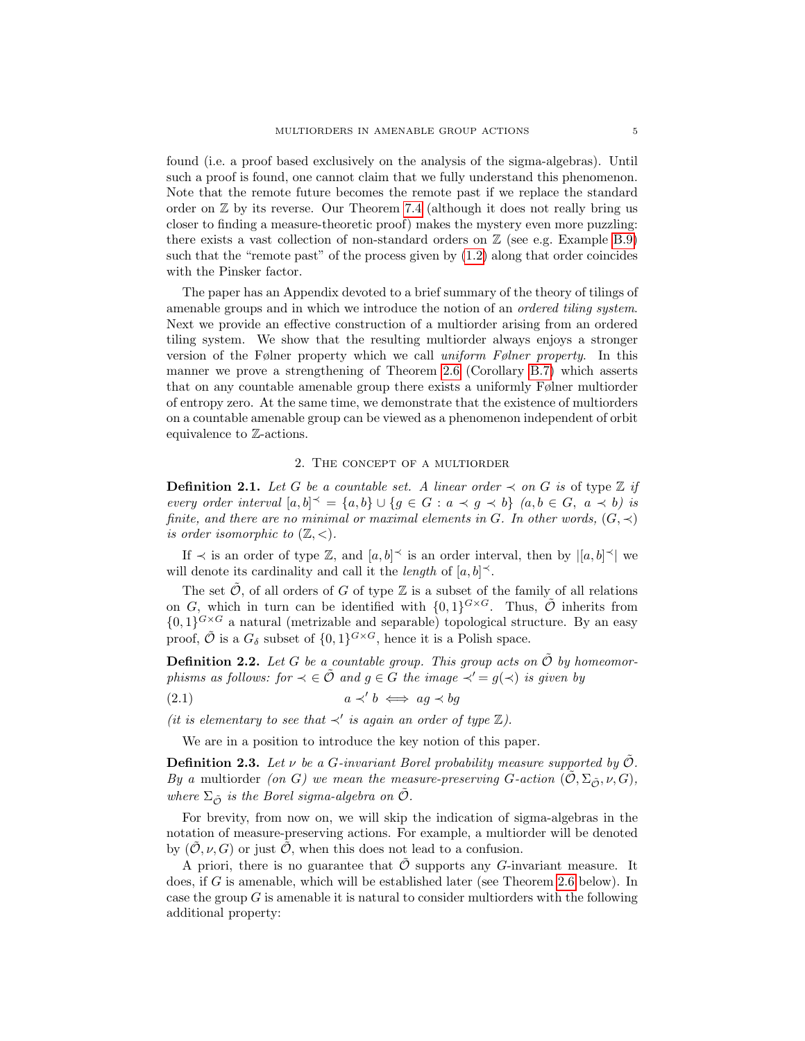found (i.e. a proof based exclusively on the analysis of the sigma-algebras). Until such a proof is found, one cannot claim that we fully understand this phenomenon. Note that the remote future becomes the remote past if we replace the standard order on $\mathbb{Z}$ by its reverse. Our Theorem 7.4 (although it does not really bring us closer to finding a measure-theoretic proof) makes the mystery even more puzzling: there exists a vast collection of non-standard orders on $\mathbb{Z}$ (see e.g. Example B.9) such that the "remote past" of the process given by (1.2) along that order coincides with the Pinsker factor.

The paper has an Appendix devoted to a brief summary of the theory of tilings of amenable groups and in which we introduce the notion of an *ordered tiling system*. Next we provide an effective construction of a multiorder arising from an ordered tiling system. We show that the resulting multiorder always enjoys a stronger version of the Følner property which we call *uniform Følner property*. In this manner we prove a strengthening of Theorem 2.6 (Corollary B.7) which asserts that on any countable amenable group there exists a uniformly Følner multiorder of entropy zero. At the same time, we demonstrate that the existence of multiorders on a countable amenable group can be viewed as a phenomenon independent of orbit equivalence to $\mathbb{Z}$-actions.

## 2. The concept of a multiorder

**Definition 2.1.** *Let $G$ be a countable set. A linear order $\prec$ on $G$ is* of type $\mathbb{Z}$ *if every order interval $[a,b]^{\prec} = \{a,b\} \cup \{g \in G : a \prec g \prec b\}$ ($a,b \in G$, $a \prec b$) is finite, and there are no minimal or maximal elements in $G$. In other words, $(G,\prec)$ is order isomorphic to $(\mathbb{Z},<)$.*

If $\prec$ is an order of type $\mathbb{Z}$, and $[a,b]^{\prec}$ is an order interval, then by $|[a,b]^{\prec}|$ we will denote its cardinality and call it the *length* of $[a,b]^{\prec}$.

The set $\tilde{\mathcal{O}}$, of all orders of $G$ of type $\mathbb{Z}$ is a subset of the family of all relations on $G$, which in turn can be identified with $\{0,1\}^{G\times G}$. Thus, $\tilde{\mathcal{O}}$ inherits from $\{0,1\}^{G\times G}$ a natural (metrizable and separable) topological structure. By an easy proof, $\tilde{\mathcal{O}}$ is a $G_\delta$ subset of $\{0,1\}^{G\times G}$, hence it is a Polish space.

**Definition 2.2.** *Let $G$ be a countable group. This group acts on $\tilde{\mathcal{O}}$ by homeomorphisms as follows: for $\prec\, \in \tilde{\mathcal{O}}$ and $g \in G$ the image $\prec' = g(\prec)$ is given by*

$$a \prec' b \iff ag \prec bg \tag{2.1}$$

*(it is elementary to see that $\prec'$ is again an order of type $\mathbb{Z}$).*

We are in a position to introduce the key notion of this paper.

**Definition 2.3.** *Let $\nu$ be a $G$-invariant Borel probability measure supported by $\tilde{\mathcal{O}}$. By a* multiorder *(on $G$) we mean the measure-preserving $G$-action $(\tilde{\mathcal{O}}, \Sigma_{\tilde{\mathcal{O}}}, \nu, G)$, where $\Sigma_{\tilde{\mathcal{O}}}$ is the Borel sigma-algebra on $\tilde{\mathcal{O}}$.*

For brevity, from now on, we will skip the indication of sigma-algebras in the notation of measure-preserving actions. For example, a multiorder will be denoted by $(\tilde{\mathcal{O}}, \nu, G)$ or just $\tilde{\mathcal{O}}$, when this does not lead to a confusion.

A priori, there is no guarantee that $\tilde{\mathcal{O}}$ supports any $G$-invariant measure. It does, if $G$ is amenable, which will be established later (see Theorem 2.6 below). In case the group $G$ is amenable it is natural to consider multiorders with the following additional property: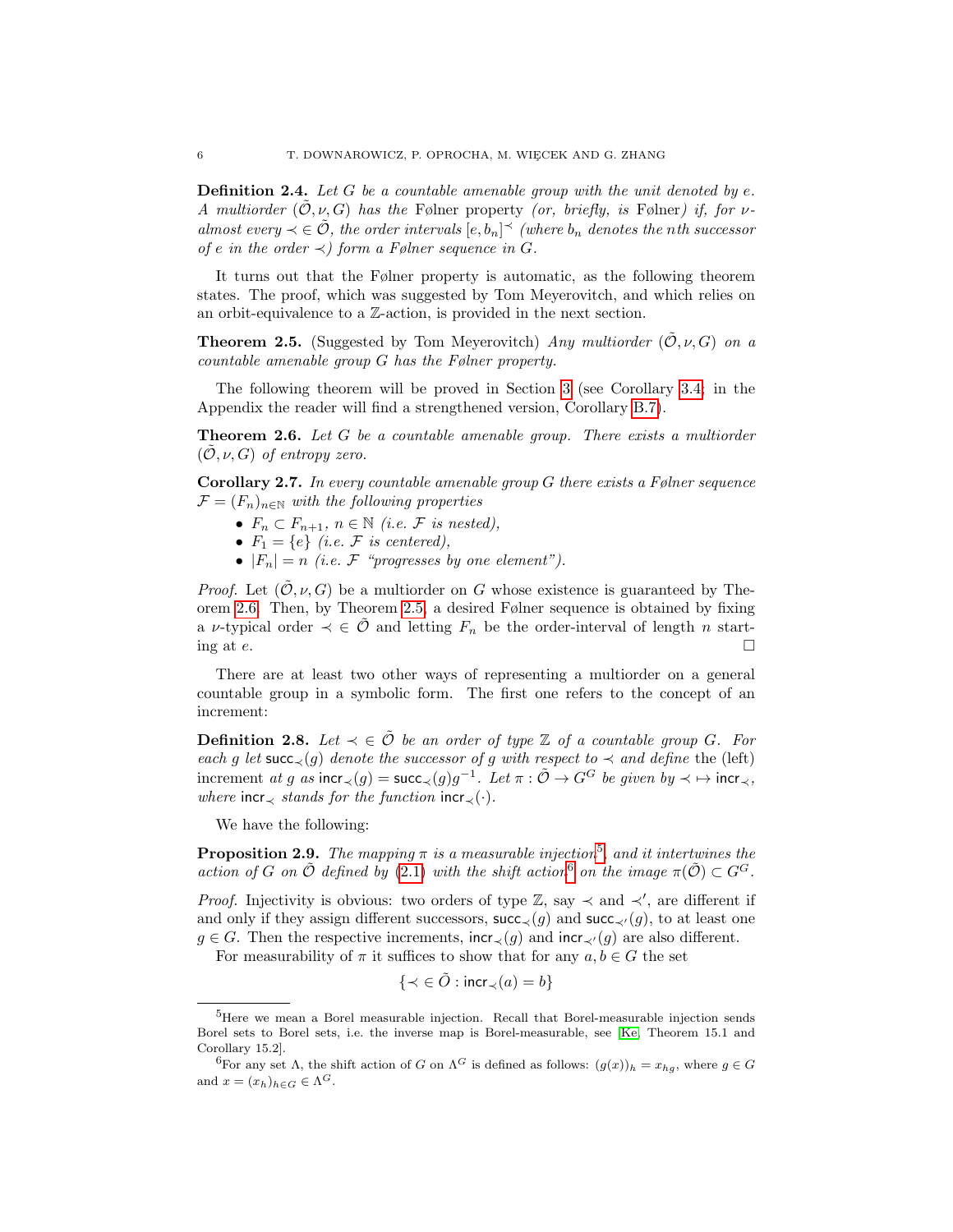**Definition 2.4.** *Let $G$ be a countable amenable group with the unit denoted by $e$. A multiorder $(\tilde{\mathcal{O}}, \nu, G)$ has the* Følner property *(or, briefly, is* Følner*) if, for $\nu$-almost every $\prec \in \tilde{\mathcal{O}}$, the order intervals $[e, b_n]^{\prec}$ (where $b_n$ denotes the $n$th successor of $e$ in the order $\prec$) form a Følner sequence in $G$.*

It turns out that the Følner property is automatic, as the following theorem states. The proof, which was suggested by Tom Meyerovitch, and which relies on an orbit-equivalence to a $\mathbb{Z}$-action, is provided in the next section.

**Theorem 2.5.** (Suggested by Tom Meyerovitch) *Any multiorder $(\tilde{\mathcal{O}}, \nu, G)$ on a countable amenable group $G$ has the Følner property.*

The following theorem will be proved in Section 3 (see Corollary 3.4; in the Appendix the reader will find a strengthened version, Corollary B.7).

**Theorem 2.6.** *Let $G$ be a countable amenable group. There exists a multiorder $(\tilde{\mathcal{O}}, \nu, G)$ of entropy zero.*

**Corollary 2.7.** *In every countable amenable group $G$ there exists a Følner sequence $\mathcal{F} = (F_n)_{n\in\mathbb{N}}$ with the following properties*

- *$F_n \subset F_{n+1}$, $n \in \mathbb{N}$ (i.e. $\mathcal{F}$ is nested),*
- *$F_1 = \{e\}$ (i.e. $\mathcal{F}$ is centered),*
- *$|F_n| = n$ (i.e. $\mathcal{F}$ "progresses by one element").*

*Proof.* Let $(\tilde{\mathcal{O}}, \nu, G)$ be a multiorder on $G$ whose existence is guaranteed by Theorem 2.6. Then, by Theorem 2.5, a desired Følner sequence is obtained by fixing a $\nu$-typical order $\prec \in \tilde{\mathcal{O}}$ and letting $F_n$ be the order-interval of length $n$ starting at $e$. □

There are at least two other ways of representing a multiorder on a general countable group in a symbolic form. The first one refers to the concept of an increment:

**Definition 2.8.** *Let $\prec \in \tilde{\mathcal{O}}$ be an order of type $\mathbb{Z}$ of a countable group $G$. For each $g$ let $\mathsf{succ}_{\prec}(g)$ denote the successor of $g$ with respect to $\prec$ and define* the (left) increment *at $g$ as $\mathsf{incr}_{\prec}(g) = \mathsf{succ}_{\prec}(g)g^{-1}$. Let $\pi : \tilde{\mathcal{O}} \to G^G$ be given by $\prec \mapsto \mathsf{incr}_{\prec}$, where $\mathsf{incr}_{\prec}$ stands for the function $\mathsf{incr}_{\prec}(\cdot)$.*

We have the following:

**Proposition 2.9.** *The mapping $\pi$ is a measurable injection*[5]*, and it intertwines the action of $G$ on $\tilde{\mathcal{O}}$ defined by (2.1) with the shift action*[6] *on the image $\pi(\tilde{\mathcal{O}}) \subset G^G$.*

*Proof.* Injectivity is obvious: two orders of type $\mathbb{Z}$, say $\prec$ and $\prec'$, are different if and only if they assign different successors, $\mathsf{succ}_{\prec}(g)$ and $\mathsf{succ}_{\prec'}(g)$, to at least one $g \in G$. Then the respective increments, $\mathsf{incr}_{\prec}(g)$ and $\mathsf{incr}_{\prec'}(g)$ are also different.

For measurability of $\pi$ it suffices to show that for any $a, b \in G$ the set

$$\{\prec \in \tilde{O} : \mathsf{incr}_{\prec}(a) = b\}$$

[5] Here we mean a Borel measurable injection. Recall that Borel-measurable injection sends Borel sets to Borel sets, i.e. the inverse map is Borel-measurable, see [Ke, Theorem 15.1 and Corollary 15.2].

[6] For any set $\Lambda$, the shift action of $G$ on $\Lambda^G$ is defined as follows: $(g(x))_h = x_{hg}$, where $g \in G$ and $x = (x_h)_{h\in G} \in \Lambda^G$.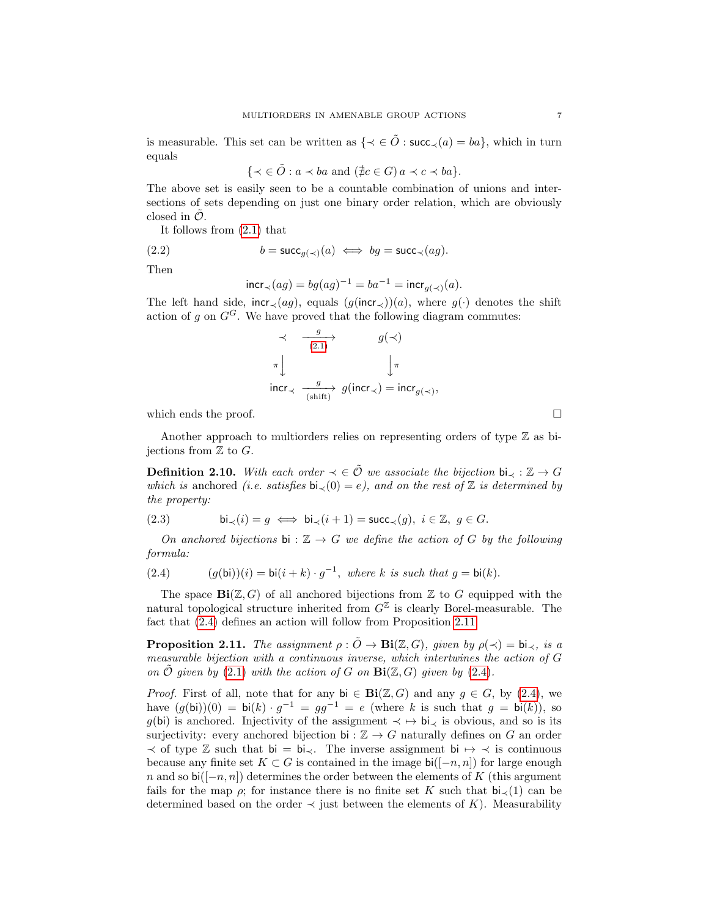is measurable. This set can be written as $\{\prec \in \tilde{O} : \mathsf{succ}_\prec(a) = ba\}$, which in turn equals

$$\{\prec \in \tilde{O} : a \prec ba \text{ and } (\nexists c \in G)\, a \prec c \prec ba\}.$$

The above set is easily seen to be a countable combination of unions and intersections of sets depending on just one binary order relation, which are obviously closed in $\tilde{\mathcal{O}}$.

It follows from (2.1) that

$$b = \mathsf{succ}_{g(\prec)}(a) \iff bg = \mathsf{succ}_\prec(ag). \tag{2.2}$$

Then

$$\mathsf{incr}_\prec(ag) = bg(ag)^{-1} = ba^{-1} = \mathsf{incr}_{g(\prec)}(a).$$

The left hand side, $\mathsf{incr}_\prec(ag)$, equals $(g(\mathsf{incr}_\prec))(a)$, where $g(\cdot)$ denotes the shift action of $g$ on $G^G$. We have proved that the following diagram commutes:

$$\begin{array}{ccc}
\prec & \xrightarrow[\text{(2.1)}]{g} & g(\prec) \\
\pi\big\downarrow & & \big\downarrow\pi \\
\mathsf{incr}_\prec & \xrightarrow[\text{(shift)}]{g} & g(\mathsf{incr}_\prec) = \mathsf{incr}_{g(\prec)},
\end{array}$$

which ends the proof. □

Another approach to multiorders relies on representing orders of type $\mathbb{Z}$ as bijections from $\mathbb{Z}$ to $G$.

**Definition 2.10.** *With each order $\prec \in \tilde{\mathcal{O}}$ we associate the bijection $\mathsf{bi}_\prec : \mathbb{Z} \to G$ which is* anchored *(i.e. satisfies $\mathsf{bi}_\prec(0) = e$), and on the rest of $\mathbb{Z}$ is determined by the property:*

$$\mathsf{bi}_\prec(i) = g \iff \mathsf{bi}_\prec(i+1) = \mathsf{succ}_\prec(g),\ i \in \mathbb{Z},\ g \in G. \tag{2.3}$$

*On anchored bijections $\mathsf{bi} : \mathbb{Z} \to G$ we define the action of $G$ by the following formula:*

$$(g(\mathsf{bi}))(i) = \mathsf{bi}(i+k) \cdot g^{-1}, \text{ where } k \text{ is such that } g = \mathsf{bi}(k). \tag{2.4}$$

The space $\mathbf{Bi}(\mathbb{Z}, G)$ of all anchored bijections from $\mathbb{Z}$ to $G$ equipped with the natural topological structure inherited from $G^{\mathbb{Z}}$ is clearly Borel-measurable. The fact that (2.4) defines an action will follow from Proposition 2.11.

**Proposition 2.11.** *The assignment $\rho : \tilde{O} \to \mathbf{Bi}(\mathbb{Z}, G)$, given by $\rho(\prec) = \mathsf{bi}_\prec$, is a measurable bijection with a continuous inverse, which intertwines the action of $G$ on $\tilde{\mathcal{O}}$ given by (2.1) with the action of $G$ on $\mathbf{Bi}(\mathbb{Z}, G)$ given by (2.4).*

*Proof.* First of all, note that for any $\mathsf{bi} \in \mathbf{Bi}(\mathbb{Z}, G)$ and any $g \in G$, by (2.4), we have $(g(\mathsf{bi}))(0) = \mathsf{bi}(k) \cdot g^{-1} = gg^{-1} = e$ (where $k$ is such that $g = \mathsf{bi}(k)$), so $g(\mathsf{bi})$ is anchored. Injectivity of the assignment $\prec \mapsto \mathsf{bi}_\prec$ is obvious, and so is its surjectivity: every anchored bijection $\mathsf{bi} : \mathbb{Z} \to G$ naturally defines on $G$ an order $\prec$ of type $\mathbb{Z}$ such that $\mathsf{bi} = \mathsf{bi}_\prec$. The inverse assignment $\mathsf{bi} \mapsto \prec$ is continuous because any finite set $K \subset G$ is contained in the image $\mathsf{bi}([-n, n])$ for large enough $n$ and so $\mathsf{bi}([-n, n])$ determines the order between the elements of $K$ (this argument fails for the map $\rho$; for instance there is no finite set $K$ such that $\mathsf{bi}_\prec(1)$ can be determined based on the order $\prec$ just between the elements of $K$). Measurability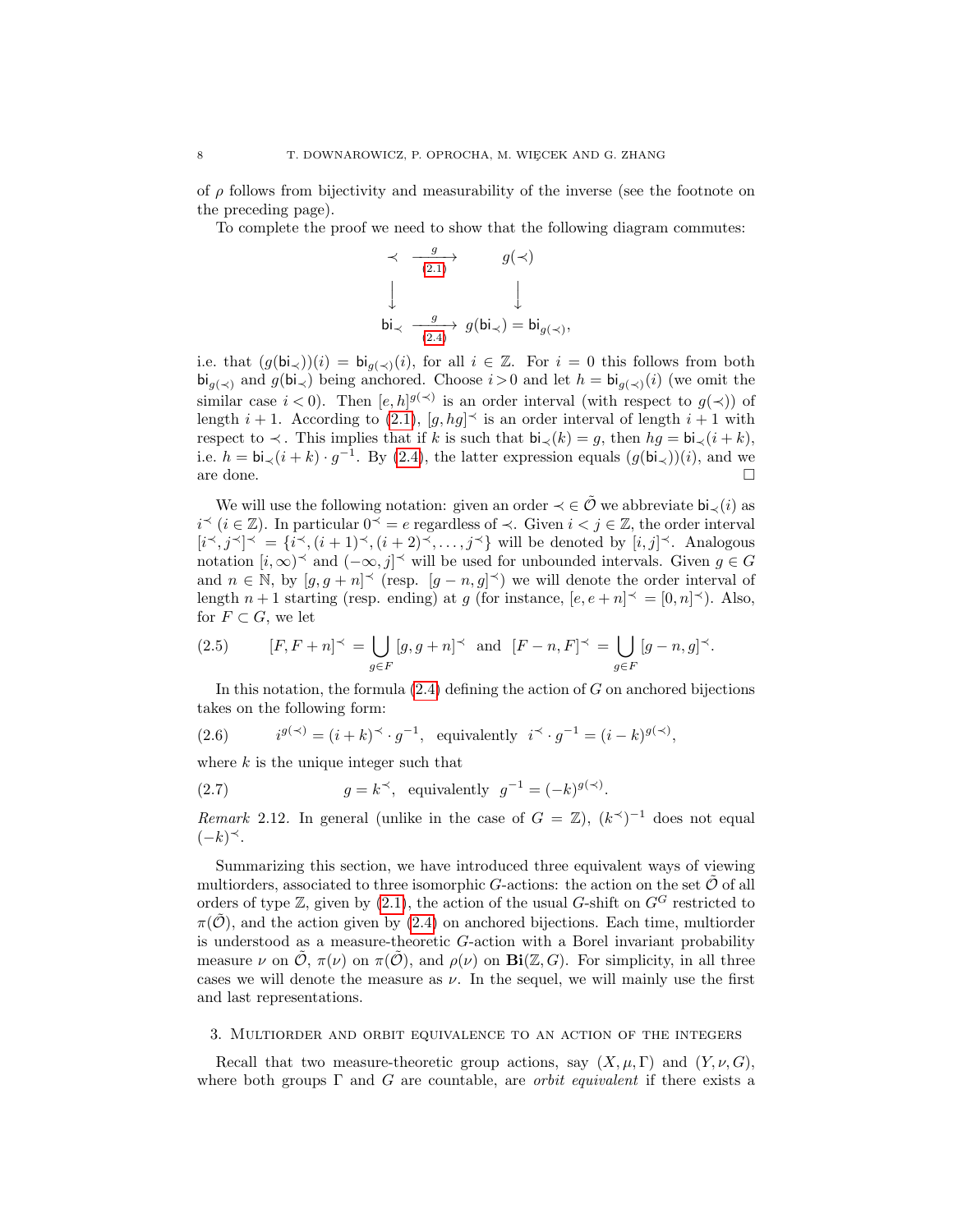of $\rho$ follows from bijectivity and measurability of the inverse (see the footnote on the preceding page).

To complete the proof we need to show that the following diagram commutes:

$$\begin{array}{ccc} \prec & \xrightarrow[\text{(2.1)}]{g} & g(\prec) \\ \downarrow & & \downarrow \\ \mathsf{bi}_\prec & \xrightarrow[\text{(2.4)}]{g} & g(\mathsf{bi}_\prec) = \mathsf{bi}_{g(\prec)}, \end{array}$$

i.e. that $(g(\mathsf{bi}_\prec))(i) = \mathsf{bi}_{g(\prec)}(i)$, for all $i \in \mathbb{Z}$. For $i = 0$ this follows from both $\mathsf{bi}_{g(\prec)}$ and $g(\mathsf{bi}_\prec)$ being anchored. Choose $i > 0$ and let $h = \mathsf{bi}_{g(\prec)}(i)$ (we omit the similar case $i < 0$). Then $[e, h]^{g(\prec)}$ is an order interval (with respect to $g(\prec)$) of length $i+1$. According to (2.1), $[g, hg]^\prec$ is an order interval of length $i+1$ with respect to $\prec$. This implies that if $k$ is such that $\mathsf{bi}_\prec(k) = g$, then $hg = \mathsf{bi}_\prec(i+k)$, i.e. $h = \mathsf{bi}_\prec(i+k) \cdot g^{-1}$. By (2.4), the latter expression equals $(g(\mathsf{bi}_\prec))(i)$, and we are done. $\square$

We will use the following notation: given an order $\prec \in \tilde{\mathcal{O}}$ we abbreviate $\mathsf{bi}_\prec(i)$ as $i^\prec$ ($i \in \mathbb{Z}$). In particular $0^\prec = e$ regardless of $\prec$. Given $i < j \in \mathbb{Z}$, the order interval $[i^\prec, j^\prec]^\prec = \{i^\prec, (i+1)^\prec, (i+2)^\prec, \dots, j^\prec\}$ will be denoted by $[i, j]^\prec$. Analogous notation $[i, \infty)^\prec$ and $(-\infty, j]^\prec$ will be used for unbounded intervals. Given $g \in G$ and $n \in \mathbb{N}$, by $[g, g+n]^\prec$ (resp. $[g-n, g]^\prec$) we will denote the order interval of length $n+1$ starting (resp. ending) at $g$ (for instance, $[e, e+n]^\prec = [0, n]^\prec$). Also, for $F \subset G$, we let

$$[F, F+n]^\prec = \bigcup_{g \in F} [g, g+n]^\prec \ \text{ and } \ [F-n, F]^\prec = \bigcup_{g \in F} [g-n, g]^\prec. \tag{2.5}$$

In this notation, the formula (2.4) defining the action of $G$ on anchored bijections takes on the following form:

$$i^{g(\prec)} = (i+k)^\prec \cdot g^{-1}, \ \text{ equivalently } \ i^\prec \cdot g^{-1} = (i-k)^{g(\prec)}, \tag{2.6}$$

where $k$ is the unique integer such that

$$g = k^\prec, \ \text{ equivalently } \ g^{-1} = (-k)^{g(\prec)}. \tag{2.7}$$

*Remark* 2.12. In general (unlike in the case of $G = \mathbb{Z}$), $(k^\prec)^{-1}$ does not equal $(-k)^\prec$.

Summarizing this section, we have introduced three equivalent ways of viewing multiorders, associated to three isomorphic $G$-actions: the action on the set $\tilde{\mathcal{O}}$ of all orders of type $\mathbb{Z}$, given by (2.1), the action of the usual $G$-shift on $G^G$ restricted to $\pi(\tilde{\mathcal{O}})$, and the action given by (2.4) on anchored bijections. Each time, multiorder is understood as a measure-theoretic $G$-action with a Borel invariant probability measure $\nu$ on $\tilde{\mathcal{O}}$, $\pi(\nu)$ on $\pi(\tilde{\mathcal{O}})$, and $\rho(\nu)$ on $\mathbf{Bi}(\mathbb{Z}, G)$. For simplicity, in all three cases we will denote the measure as $\nu$. In the sequel, we will mainly use the first and last representations.

## 3. Multiorder and orbit equivalence to an action of the integers

Recall that two measure-theoretic group actions, say $(X, \mu, \Gamma)$ and $(Y, \nu, G)$, where both groups $\Gamma$ and $G$ are countable, are *orbit equivalent* if there exists a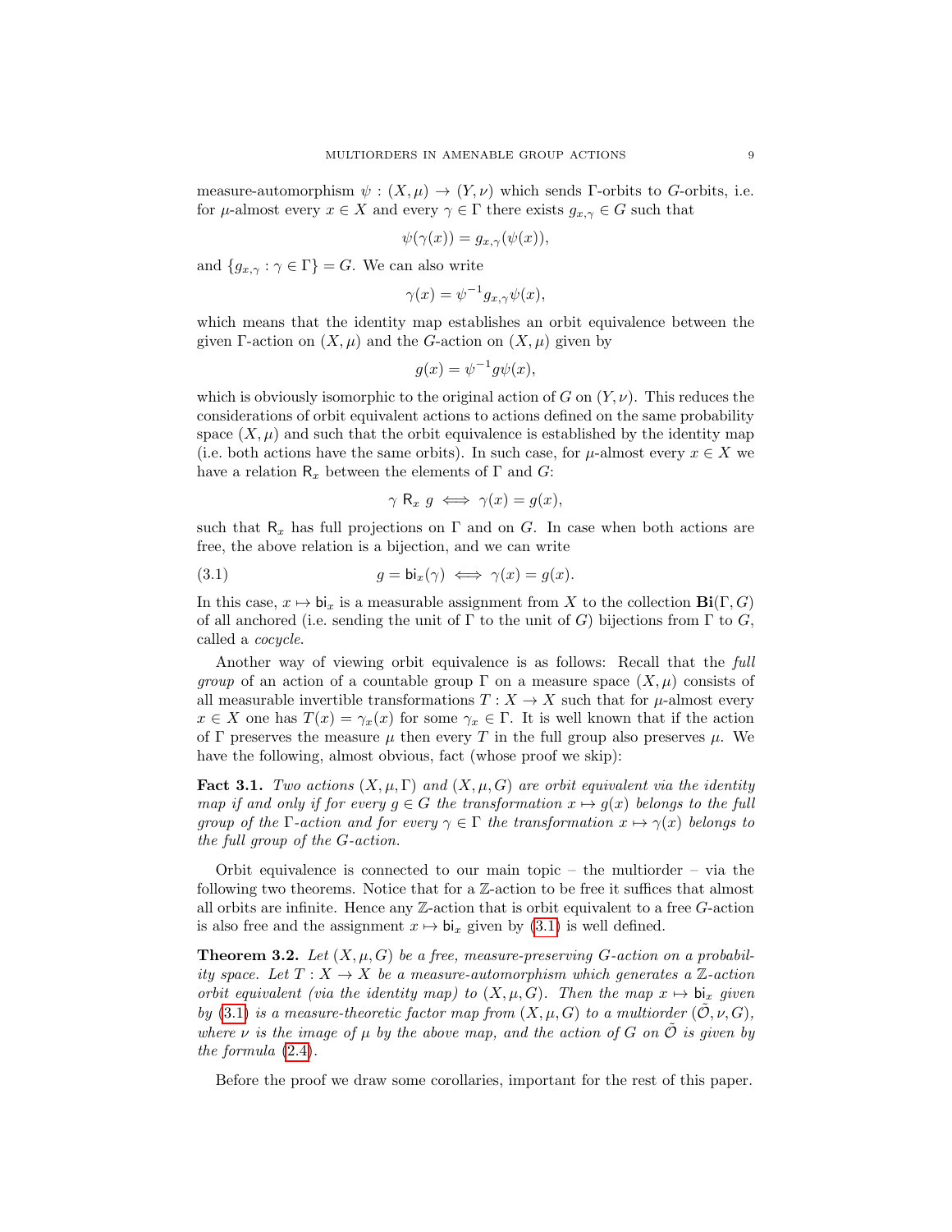measure-automorphism $\psi : (X, \mu) \to (Y, \nu)$ which sends $\Gamma$-orbits to $G$-orbits, i.e. for $\mu$-almost every $x \in X$ and every $\gamma \in \Gamma$ there exists $g_{x,\gamma} \in G$ such that

$$\psi(\gamma(x)) = g_{x,\gamma}(\psi(x)),$$

and $\{g_{x,\gamma} : \gamma \in \Gamma\} = G$. We can also write

$$\gamma(x) = \psi^{-1} g_{x,\gamma} \psi(x),$$

which means that the identity map establishes an orbit equivalence between the given $\Gamma$-action on $(X, \mu)$ and the $G$-action on $(X, \mu)$ given by

$$g(x) = \psi^{-1} g \psi(x),$$

which is obviously isomorphic to the original action of $G$ on $(Y, \nu)$. This reduces the considerations of orbit equivalent actions to actions defined on the same probability space $(X, \mu)$ and such that the orbit equivalence is established by the identity map (i.e. both actions have the same orbits). In such case, for $\mu$-almost every $x \in X$ we have a relation $\mathsf{R}_x$ between the elements of $\Gamma$ and $G$:

$$\gamma \ \mathsf{R}_x \ g \iff \gamma(x) = g(x),$$

such that $\mathsf{R}_x$ has full projections on $\Gamma$ and on $G$. In case when both actions are free, the above relation is a bijection, and we can write

$$g = \mathsf{bi}_x(\gamma) \iff \gamma(x) = g(x). \tag{3.1}$$

In this case, $x \mapsto \mathsf{bi}_x$ is a measurable assignment from $X$ to the collection $\mathbf{Bi}(\Gamma, G)$ of all anchored (i.e. sending the unit of $\Gamma$ to the unit of $G$) bijections from $\Gamma$ to $G$, called a *cocycle*.

Another way of viewing orbit equivalence is as follows: Recall that the *full group* of an action of a countable group $\Gamma$ on a measure space $(X, \mu)$ consists of all measurable invertible transformations $T : X \to X$ such that for $\mu$-almost every $x \in X$ one has $T(x) = \gamma_x(x)$ for some $\gamma_x \in \Gamma$. It is well known that if the action of $\Gamma$ preserves the measure $\mu$ then every $T$ in the full group also preserves $\mu$. We have the following, almost obvious, fact (whose proof we skip):

**Fact 3.1.** *Two actions $(X, \mu, \Gamma)$ and $(X, \mu, G)$ are orbit equivalent via the identity map if and only if for every $g \in G$ the transformation $x \mapsto g(x)$ belongs to the full group of the $\Gamma$-action and for every $\gamma \in \Gamma$ the transformation $x \mapsto \gamma(x)$ belongs to the full group of the $G$-action.*

Orbit equivalence is connected to our main topic – the multiorder – via the following two theorems. Notice that for a $\mathbb{Z}$-action to be free it suffices that almost all orbits are infinite. Hence any $\mathbb{Z}$-action that is orbit equivalent to a free $G$-action is also free and the assignment $x \mapsto \mathsf{bi}_x$ given by (3.1) is well defined.

**Theorem 3.2.** *Let $(X, \mu, G)$ be a free, measure-preserving $G$-action on a probability space. Let $T : X \to X$ be a measure-automorphism which generates a $\mathbb{Z}$-action orbit equivalent (via the identity map) to $(X, \mu, G)$. Then the map $x \mapsto \mathsf{bi}_x$ given by (3.1) is a measure-theoretic factor map from $(X, \mu, G)$ to a multiorder $(\tilde{\mathcal{O}}, \nu, G)$, where $\nu$ is the image of $\mu$ by the above map, and the action of $G$ on $\tilde{\mathcal{O}}$ is given by the formula (2.4).*

Before the proof we draw some corollaries, important for the rest of this paper.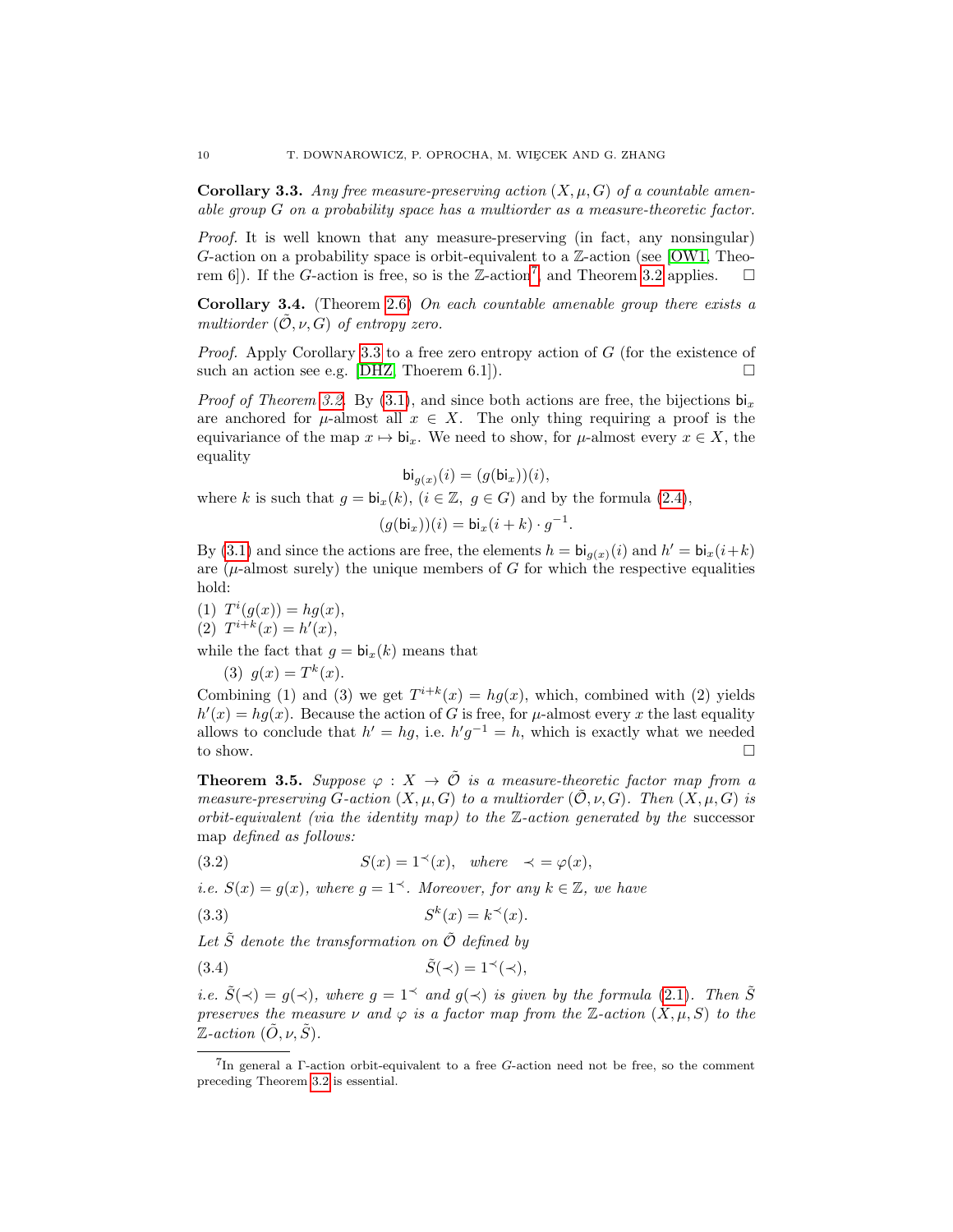**Corollary 3.3.** *Any free measure-preserving action $(X, \mu, G)$ of a countable amenable group $G$ on a probability space has a multiorder as a measure-theoretic factor.*

*Proof.* It is well known that any measure-preserving (in fact, any nonsingular) $G$-action on a probability space is orbit-equivalent to a $\mathbb{Z}$-action (see [OW1, Theorem 6]). If the $G$-action is free, so is the $\mathbb{Z}$-action[7], and Theorem 3.2 applies. $\square$

**Corollary 3.4.** (Theorem 2.6) *On each countable amenable group there exists a multiorder $(\tilde{\mathcal{O}}, \nu, G)$ of entropy zero.*

*Proof.* Apply Corollary 3.3 to a free zero entropy action of $G$ (for the existence of such an action see e.g. [DHZ, Thoerem 6.1]). $\square$

*Proof of Theorem 3.2.* By (3.1), and since both actions are free, the bijections $\mathsf{bi}_x$ are anchored for $\mu$-almost all $x \in X$. The only thing requiring a proof is the equivariance of the map $x \mapsto \mathsf{bi}_x$. We need to show, for $\mu$-almost every $x \in X$, the equality

$$\mathsf{bi}_{g(x)}(i) = (g(\mathsf{bi}_x))(i),$$

where $k$ is such that $g = \mathsf{bi}_x(k)$, $(i \in \mathbb{Z},\ g \in G)$ and by the formula (2.4),

$$(g(\mathsf{bi}_x))(i) = \mathsf{bi}_x(i+k) \cdot g^{-1}.$$

By (3.1) and since the actions are free, the elements $h = \mathsf{bi}_{g(x)}(i)$ and $h' = \mathsf{bi}_x(i+k)$ are ($\mu$-almost surely) the unique members of $G$ for which the respective equalities hold:

(1) $T^i(g(x)) = hg(x)$,
(2) $T^{i+k}(x) = h'(x)$,

while the fact that $g = \mathsf{bi}_x(k)$ means that

(3) $g(x) = T^k(x)$.

Combining (1) and (3) we get $T^{i+k}(x) = hg(x)$, which, combined with (2) yields $h'(x) = hg(x)$. Because the action of $G$ is free, for $\mu$-almost every $x$ the last equality allows to conclude that $h' = hg$, i.e. $h'g^{-1} = h$, which is exactly what we needed to show. $\square$

**Theorem 3.5.** *Suppose $\varphi : X \to \tilde{\mathcal{O}}$ is a measure-theoretic factor map from a measure-preserving $G$-action $(X, \mu, G)$ to a multiorder $(\tilde{\mathcal{O}}, \nu, G)$. Then $(X, \mu, G)$ is orbit-equivalent (via the identity map) to the $\mathbb{Z}$-action generated by the* successor map *defined as follows:*

$$S(x) = 1^{\prec}(x), \quad \text{where} \quad \prec\, = \varphi(x), \tag{3.2}$$

*i.e. $S(x) = g(x)$, where $g = 1^{\prec}$. Moreover, for any $k \in \mathbb{Z}$, we have*

$$S^k(x) = k^{\prec}(x). \tag{3.3}$$

*Let $\tilde{S}$ denote the transformation on $\tilde{\mathcal{O}}$ defined by*

$$\tilde{S}(\prec) = 1^{\prec}(\prec), \tag{3.4}$$

*i.e. $\tilde{S}(\prec) = g(\prec)$, where $g = 1^{\prec}$ and $g(\prec)$ is given by the formula (2.1). Then $\tilde{S}$ preserves the measure $\nu$ and $\varphi$ is a factor map from the $\mathbb{Z}$-action $(X, \mu, S)$ to the $\mathbb{Z}$-action $(\tilde{O}, \nu, \tilde{S})$.*

---

[7]In general a $\Gamma$-action orbit-equivalent to a free $G$-action need not be free, so the comment preceding Theorem 3.2 is essential.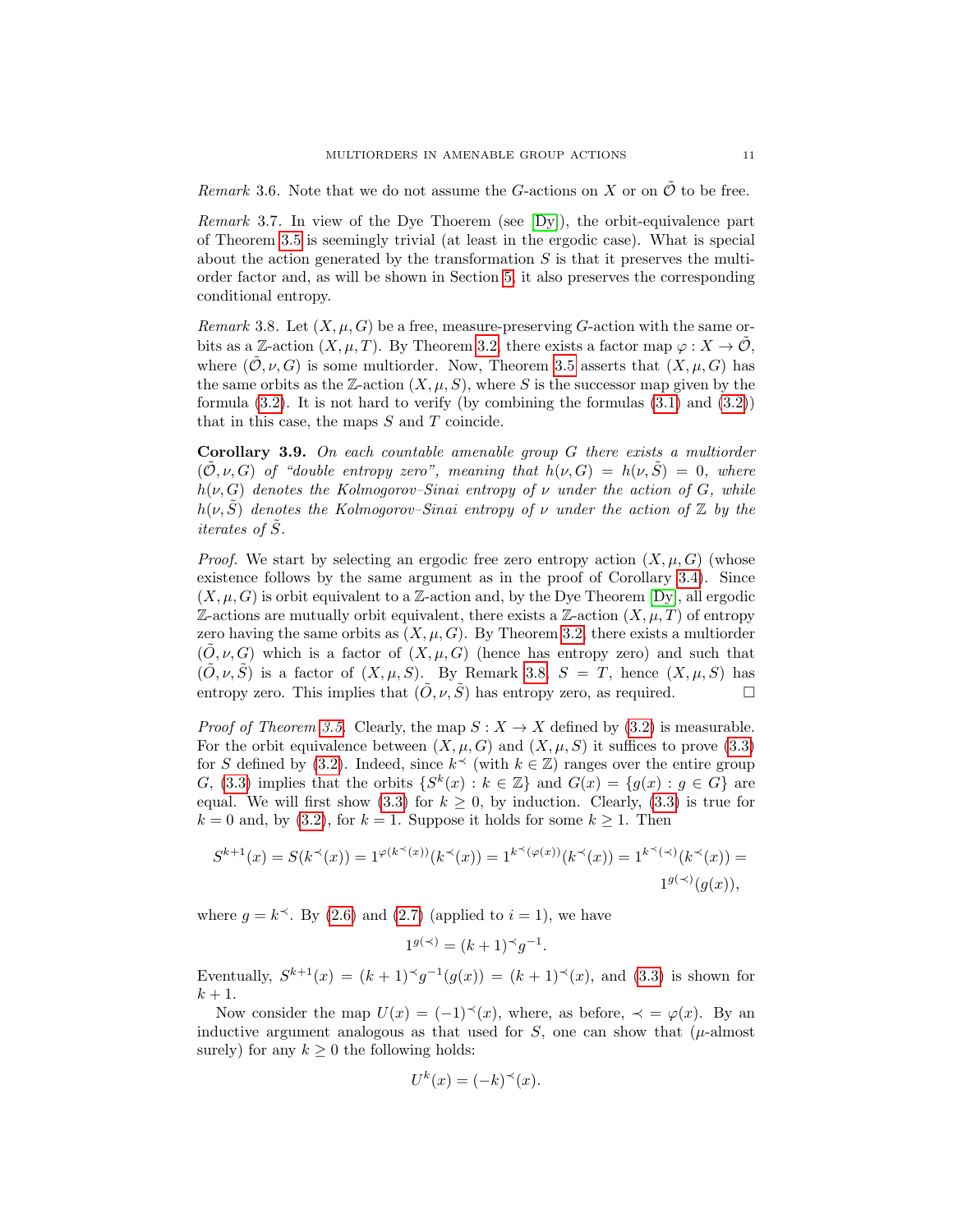*Remark* 3.6. Note that we do not assume the $G$-actions on $X$ or on $\tilde{\mathcal{O}}$ to be free.

*Remark* 3.7. In view of the Dye Thoerem (see [Dy]), the orbit-equivalence part of Theorem 3.5 is seemingly trivial (at least in the ergodic case). What is special about the action generated by the transformation $S$ is that it preserves the multi-order factor and, as will be shown in Section 5, it also preserves the corresponding conditional entropy.

*Remark* 3.8. Let $(X, \mu, G)$ be a free, measure-preserving $G$-action with the same orbits as a $\mathbb{Z}$-action $(X, \mu, T)$. By Theorem 3.2, there exists a factor map $\varphi : X \to \tilde{\mathcal{O}}$, where $(\tilde{\mathcal{O}}, \nu, G)$ is some multiorder. Now, Theorem 3.5 asserts that $(X, \mu, G)$ has the same orbits as the $\mathbb{Z}$-action $(X, \mu, S)$, where $S$ is the successor map given by the formula (3.2). It is not hard to verify (by combining the formulas (3.1) and (3.2)) that in this case, the maps $S$ and $T$ coincide.

**Corollary 3.9.** *On each countable amenable group $G$ there exists a multiorder $(\tilde{\mathcal{O}}, \nu, G)$ of "double entropy zero", meaning that $h(\nu, G) = h(\nu, \tilde{S}) = 0$, where $h(\nu, G)$ denotes the Kolmogorov–Sinai entropy of $\nu$ under the action of $G$, while $h(\nu, \tilde{S})$ denotes the Kolmogorov–Sinai entropy of $\nu$ under the action of $\mathbb{Z}$ by the iterates of $\tilde{S}$.*

*Proof.* We start by selecting an ergodic free zero entropy action $(X, \mu, G)$ (whose existence follows by the same argument as in the proof of Corollary 3.4). Since $(X, \mu, G)$ is orbit equivalent to a $\mathbb{Z}$-action and, by the Dye Theorem [Dy], all ergodic $\mathbb{Z}$-actions are mutually orbit equivalent, there exists a $\mathbb{Z}$-action $(X, \mu, T)$ of entropy zero having the same orbits as $(X, \mu, G)$. By Theorem 3.2, there exists a multiorder $(\tilde{O}, \nu, G)$ which is a factor of $(X, \mu, G)$ (hence has entropy zero) and such that $(\tilde{O}, \nu, \tilde{S})$ is a factor of $(X, \mu, S)$. By Remark 3.8, $S = T$, hence $(X, \mu, S)$ has entropy zero. This implies that $(\tilde{O}, \nu, \tilde{S})$ has entropy zero, as required. $\square$

*Proof of Theorem 3.5.* Clearly, the map $S : X \to X$ defined by (3.2) is measurable. For the orbit equivalence between $(X, \mu, G)$ and $(X, \mu, S)$ it suffices to prove (3.3) for $S$ defined by (3.2). Indeed, since $k^{\prec}$ (with $k \in \mathbb{Z}$) ranges over the entire group $G$, (3.3) implies that the orbits $\{S^k(x) : k \in \mathbb{Z}\}$ and $G(x) = \{g(x) : g \in G\}$ are equal. We will first show (3.3) for $k \geq 0$, by induction. Clearly, (3.3) is true for $k = 0$ and, by (3.2), for $k = 1$. Suppose it holds for some $k \geq 1$. Then

$$S^{k+1}(x) = S(k^{\prec}(x)) = 1^{\varphi(k^{\prec}(x))}(k^{\prec}(x)) = 1^{k^{\prec}(\varphi(x))}(k^{\prec}(x)) = 1^{k^{\prec}(\prec)}(k^{\prec}(x)) = 1^{g(\prec)}(g(x)),$$

where $g = k^{\prec}$. By (2.6) and (2.7) (applied to $i = 1$), we have

$$1^{g(\prec)} = (k+1)^{\prec} g^{-1}.$$

Eventually, $S^{k+1}(x) = (k+1)^{\prec} g^{-1}(g(x)) = (k+1)^{\prec}(x)$, and (3.3) is shown for $k + 1$.

Now consider the map $U(x) = (-1)^{\prec}(x)$, where, as before, $\prec = \varphi(x)$. By an inductive argument analogous as that used for $S$, one can show that ($\mu$-almost surely) for any $k \geq 0$ the following holds:

$$U^k(x) = (-k)^{\prec}(x).$$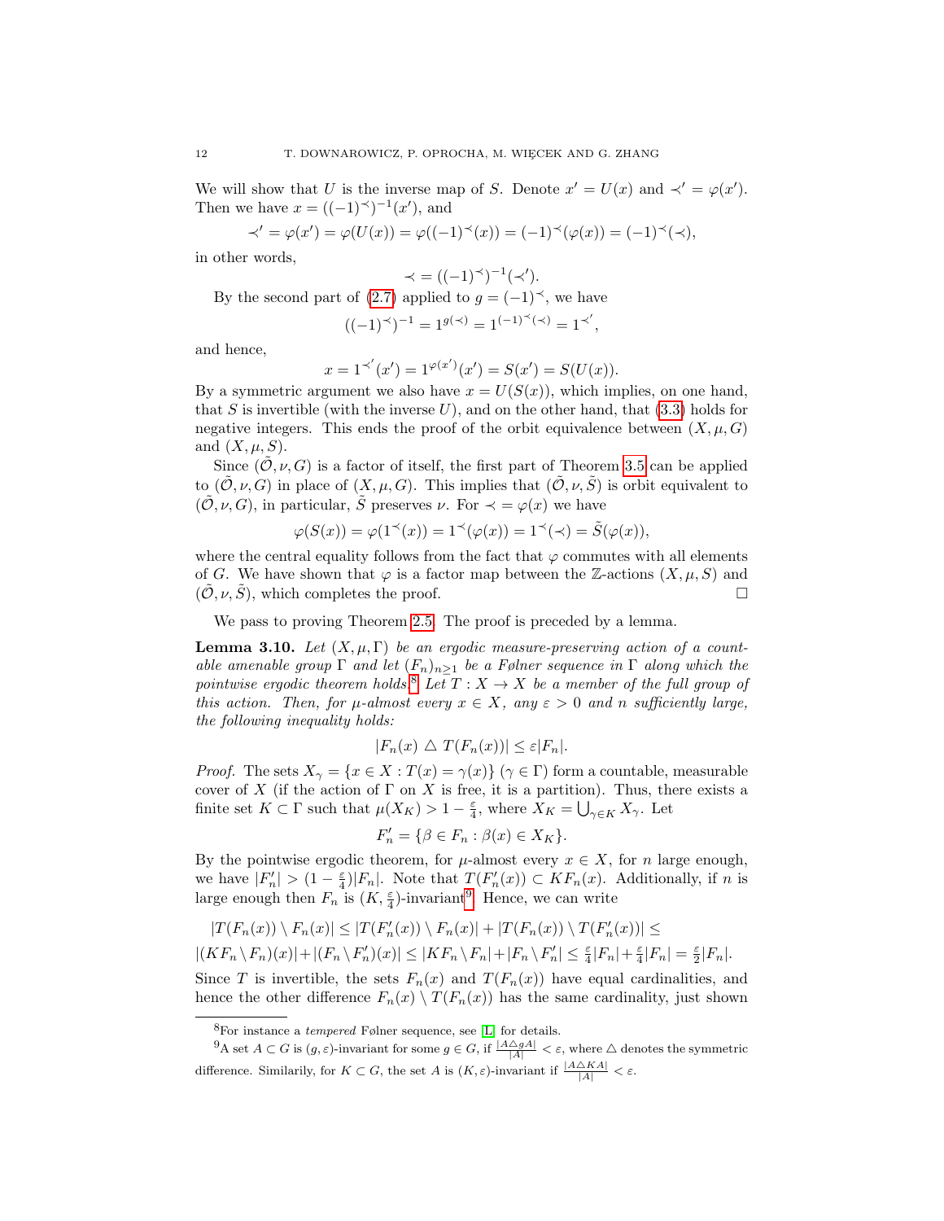We will show that $U$ is the inverse map of $S$. Denote $x' = U(x)$ and $\prec' = \varphi(x')$. Then we have $x = ((-1)^{\prec})^{-1}(x')$, and

$$\prec' = \varphi(x') = \varphi(U(x)) = \varphi((-1)^{\prec}(x)) = (-1)^{\prec}(\varphi(x)) = (-1)^{\prec}(\prec),$$

in other words,

$$\prec = ((-1)^{\prec})^{-1}(\prec').$$

By the second part of (2.7) applied to $g = (-1)^{\prec}$, we have

$$((-1)^{\prec})^{-1} = 1^{g(\prec)} = 1^{(-1)^{\prec}(\prec)} = 1^{\prec'},$$

and hence,

$$x = 1^{\prec'}(x') = 1^{\varphi(x')}(x') = S(x') = S(U(x)).$$

By a symmetric argument we also have $x = U(S(x))$, which implies, on one hand, that $S$ is invertible (with the inverse $U$), and on the other hand, that (3.3) holds for negative integers. This ends the proof of the orbit equivalence between $(X, \mu, G)$ and $(X, \mu, S)$.

Since $(\tilde{\mathcal{O}}, \nu, G)$ is a factor of itself, the first part of Theorem 3.5 can be applied to $(\tilde{\mathcal{O}}, \nu, G)$ in place of $(X, \mu, G)$. This implies that $(\tilde{\mathcal{O}}, \nu, \tilde{S})$ is orbit equivalent to $(\tilde{\mathcal{O}}, \nu, G)$, in particular, $\tilde{S}$ preserves $\nu$. For $\prec = \varphi(x)$ we have

$$\varphi(S(x)) = \varphi(1^{\prec}(x)) = 1^{\prec}(\varphi(x)) = 1^{\prec}(\prec) = \tilde{S}(\varphi(x)),$$

where the central equality follows from the fact that $\varphi$ commutes with all elements of $G$. We have shown that $\varphi$ is a factor map between the $\mathbb{Z}$-actions $(X, \mu, S)$ and $(\tilde{\mathcal{O}}, \nu, \tilde{S})$, which completes the proof. $\square$

We pass to proving Theorem 2.5. The proof is preceded by a lemma.

**Lemma 3.10.** *Let $(X, \mu, \Gamma)$ be an ergodic measure-preserving action of a countable amenable group $\Gamma$ and let $(F_n)_{n\geq 1}$ be a Følner sequence in $\Gamma$ along which the pointwise ergodic theorem holds.*[8] *Let $T : X \to X$ be a member of the full group of this action. Then, for $\mu$-almost every $x \in X$, any $\varepsilon > 0$ and $n$ sufficiently large, the following inequality holds:*

$$|F_n(x) \triangle T(F_n(x))| \leq \varepsilon |F_n|.$$

*Proof.* The sets $X_\gamma = \{x \in X : T(x) = \gamma(x)\}$ $(\gamma \in \Gamma)$ form a countable, measurable cover of $X$ (if the action of $\Gamma$ on $X$ is free, it is a partition). Thus, there exists a finite set $K \subset \Gamma$ such that $\mu(X_K) > 1 - \frac{\varepsilon}{4}$, where $X_K = \bigcup_{\gamma \in K} X_\gamma$. Let

$$F'_n = \{\beta \in F_n : \beta(x) \in X_K\}.$$

By the pointwise ergodic theorem, for $\mu$-almost every $x \in X$, for $n$ large enough, we have $|F'_n| > (1 - \frac{\varepsilon}{4})|F_n|$. Note that $T(F'_n(x)) \subset KF_n(x)$. Additionally, if $n$ is large enough then $F_n$ is $(K, \frac{\varepsilon}{4})$-invariant[9]. Hence, we can write

$$|T(F_n(x)) \setminus F_n(x)| \leq |T(F'_n(x)) \setminus F_n(x)| + |T(F_n(x)) \setminus T(F'_n(x))| \leq$$
$$|(KF_n \setminus F_n)(x)| + |(F_n \setminus F'_n)(x)| \leq |KF_n \setminus F_n| + |F_n \setminus F'_n| \leq \tfrac{\varepsilon}{4}|F_n| + \tfrac{\varepsilon}{4}|F_n| = \tfrac{\varepsilon}{2}|F_n|.$$

Since $T$ is invertible, the sets $F_n(x)$ and $T(F_n(x))$ have equal cardinalities, and hence the other difference $F_n(x) \setminus T(F_n(x))$ has the same cardinality, just shown

---

[8] For instance a *tempered* Følner sequence, see [L] for details.

[9] A set $A \subset G$ is $(g, \varepsilon)$-invariant for some $g \in G$, if $\frac{|A \triangle gA|}{|A|} < \varepsilon$, where $\triangle$ denotes the symmetric difference. Similarly, for $K \subset G$, the set $A$ is $(K, \varepsilon)$-invariant if $\frac{|A \triangle KA|}{|A|} < \varepsilon$.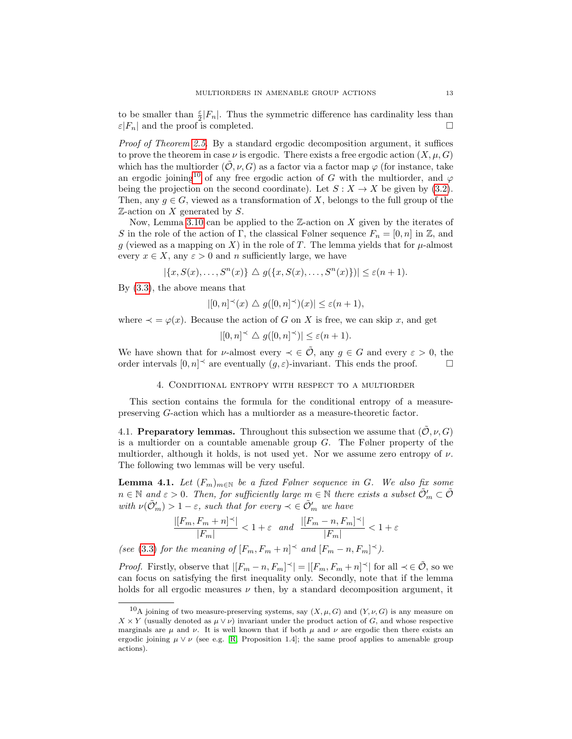to be smaller than $\frac{\varepsilon}{2}|F_n|$. Thus the symmetric difference has cardinality less than $\varepsilon|F_n|$ and the proof is completed. □

*Proof of Theorem 2.5.* By a standard ergodic decomposition argument, it suffices to prove the theorem in case $\nu$ is ergodic. There exists a free ergodic action $(X, \mu, G)$ which has the multiorder $(\tilde{\mathcal{O}}, \nu, G)$ as a factor via a factor map $\varphi$ (for instance, take an ergodic joining[10] of any free ergodic action of $G$ with the multiorder, and $\varphi$ being the projection on the second coordinate). Let $S : X \to X$ be given by (3.2). Then, any $g \in G$, viewed as a transformation of $X$, belongs to the full group of the $\mathbb{Z}$-action on $X$ generated by $S$.

Now, Lemma 3.10 can be applied to the $\mathbb{Z}$-action on $X$ given by the iterates of $S$ in the role of the action of $\Gamma$, the classical Følner sequence $F_n = [0, n]$ in $\mathbb{Z}$, and $g$ (viewed as a mapping on $X$) in the role of $T$. The lemma yields that for $\mu$-almost every $x \in X$, any $\varepsilon > 0$ and $n$ sufficiently large, we have

$$|\{x, S(x), \dots, S^n(x)\} \triangle g(\{x, S(x), \dots, S^n(x)\})| \leq \varepsilon(n + 1).$$

By (3.3), the above means that

$$|[0, n]^{\prec}(x) \triangle g([0, n]^{\prec})(x)| \leq \varepsilon(n + 1),$$

where $\prec = \varphi(x)$. Because the action of $G$ on $X$ is free, we can skip $x$, and get

$$|[0, n]^{\prec} \triangle g([0, n]^{\prec})| \leq \varepsilon(n + 1).$$

We have shown that for $\nu$-almost every $\prec \in \tilde{\mathcal{O}}$, any $g \in G$ and every $\varepsilon > 0$, the order intervals $[0, n]^{\prec}$ are eventually $(g, \varepsilon)$-invariant. This ends the proof. □

## 4. Conditional entropy with respect to a multiorder

This section contains the formula for the conditional entropy of a measure-preserving $G$-action which has a multiorder as a measure-theoretic factor.

### 4.1. Preparatory lemmas.

Throughout this subsection we assume that $(\tilde{\mathcal{O}}, \nu, G)$ is a multiorder on a countable amenable group $G$. The Følner property of the multiorder, although it holds, is not used yet. Nor we assume zero entropy of $\nu$. The following two lemmas will be very useful.

**Lemma 4.1.** *Let $(F_m)_{m\in\mathbb{N}}$ be a fixed Følner sequence in $G$. We also fix some $n \in \mathbb{N}$ and $\varepsilon > 0$. Then, for sufficiently large $m \in \mathbb{N}$ there exists a subset $\tilde{\mathcal{O}}'_m \subset \tilde{\mathcal{O}}$ with $\nu(\tilde{\mathcal{O}}'_m) > 1 - \varepsilon$, such that for every $\prec \in \tilde{\mathcal{O}}'_m$ we have*

$$\frac{|[F_m, F_m + n]^{\prec}|}{|F_m|} < 1 + \varepsilon \quad \text{and} \quad \frac{|[F_m - n, F_m]^{\prec}|}{|F_m|} < 1 + \varepsilon$$

*(see (3.3) for the meaning of $[F_m, F_m + n]^{\prec}$ and $[F_m - n, F_m]^{\prec}$).*

*Proof.* Firstly, observe that $|[F_m - n, F_m]^{\prec}| = |[F_m, F_m + n]^{\prec}|$ for all $\prec \in \tilde{\mathcal{O}}$, so we can focus on satisfying the first inequality only. Secondly, note that if the lemma holds for all ergodic measures $\nu$ then, by a standard decomposition argument, it

---

[10] A joining of two measure-preserving systems, say $(X, \mu, G)$ and $(Y, \nu, G)$ is any measure on $X \times Y$ (usually denoted as $\mu \vee \nu$) invariant under the product action of $G$, and whose respective marginals are $\mu$ and $\nu$. It is well known that if both $\mu$ and $\nu$ are ergodic then there exists an ergodic joining $\mu \vee \nu$ (see e.g. [R, Proposition 1.4]; the same proof applies to amenable group actions).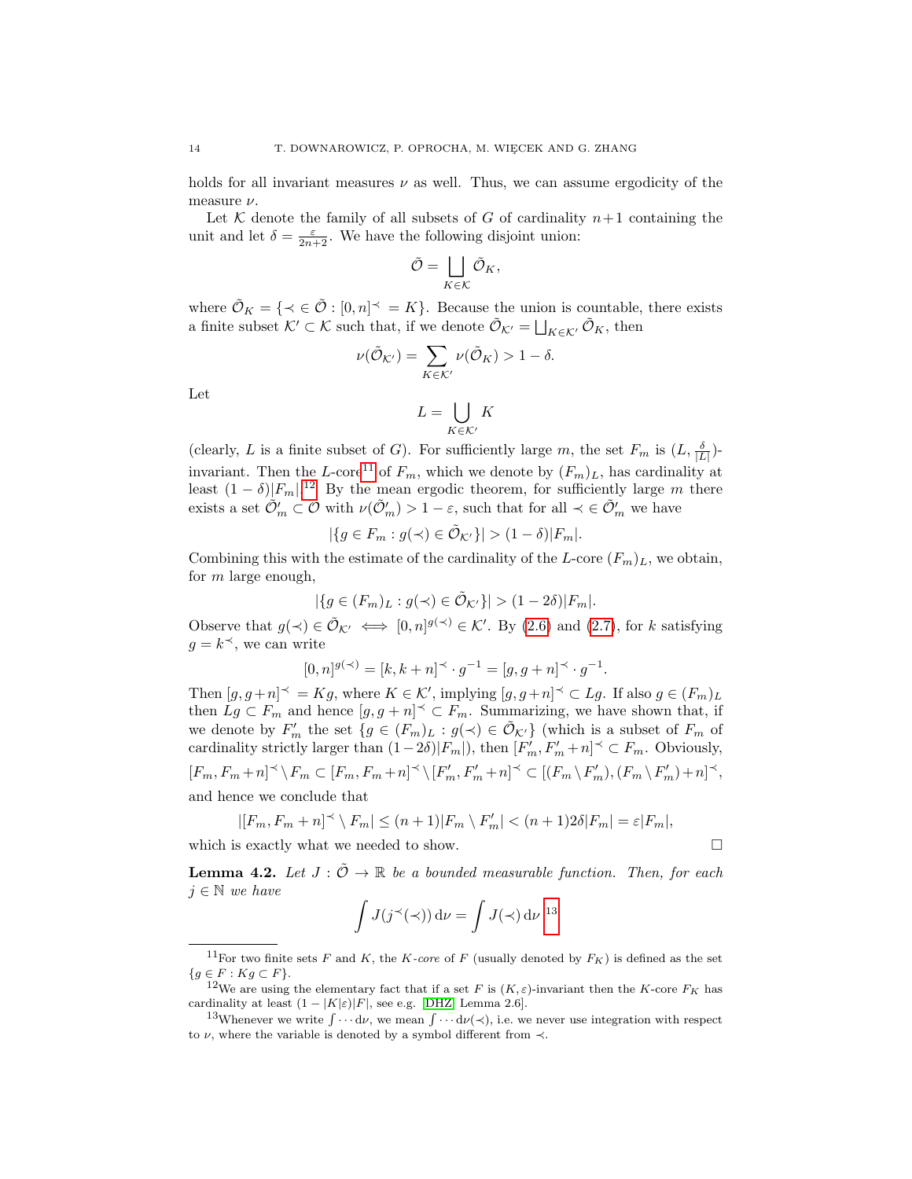holds for all invariant measures $\nu$ as well. Thus, we can assume ergodicity of the measure $\nu$.

Let $\mathcal{K}$ denote the family of all subsets of $G$ of cardinality $n+1$ containing the unit and let $\delta = \frac{\varepsilon}{2n+2}$. We have the following disjoint union:

$$\tilde{\mathcal{O}} = \bigsqcup_{K \in \mathcal{K}} \tilde{\mathcal{O}}_K,$$

where $\tilde{\mathcal{O}}_K = \{\prec \in \tilde{\mathcal{O}} : [0,n]^\prec = K\}$. Because the union is countable, there exists a finite subset $\mathcal{K}' \subset \mathcal{K}$ such that, if we denote $\tilde{\mathcal{O}}_{\mathcal{K}'} = \bigsqcup_{K\in\mathcal{K}'} \tilde{\mathcal{O}}_K$, then

$$\nu(\tilde{\mathcal{O}}_{\mathcal{K}'}) = \sum_{K\in\mathcal{K}'} \nu(\tilde{\mathcal{O}}_K) > 1 - \delta.$$

Let

$$L = \bigcup_{K\in\mathcal{K}'} K$$

(clearly, $L$ is a finite subset of $G$). For sufficiently large $m$, the set $F_m$ is $(L, \frac{\delta}{|L|})$-invariant. Then the $L$-core[11] of $F_m$, which we denote by $(F_m)_L$, has cardinality at least $(1-\delta)|F_m|$.[12] By the mean ergodic theorem, for sufficiently large $m$ there exists a set $\tilde{\mathcal{O}}'_m \subset \tilde{\mathcal{O}}$ with $\nu(\tilde{\mathcal{O}}'_m) > 1-\varepsilon$, such that for all $\prec \in \tilde{\mathcal{O}}'_m$ we have

$$|\{g \in F_m : g(\prec) \in \tilde{\mathcal{O}}_{\mathcal{K}'}\}| > (1-\delta)|F_m|.$$

Combining this with the estimate of the cardinality of the $L$-core $(F_m)_L$, we obtain, for $m$ large enough,

$$|\{g \in (F_m)_L : g(\prec) \in \tilde{\mathcal{O}}_{\mathcal{K}'}\}| > (1-2\delta)|F_m|.$$

Observe that $g(\prec) \in \tilde{\mathcal{O}}_{\mathcal{K}'} \iff [0,n]^{g(\prec)} \in \mathcal{K}'$. By (2.6) and (2.7), for $k$ satisfying $g = k^\prec$, we can write

$$[0,n]^{g(\prec)} = [k, k+n]^\prec \cdot g^{-1} = [g, g+n]^\prec \cdot g^{-1}.$$

Then $[g, g+n]^\prec = Kg$, where $K \in \mathcal{K}'$, implying $[g,g+n]^\prec \subset Lg$. If also $g \in (F_m)_L$ then $Lg \subset F_m$ and hence $[g,g+n]^\prec \subset F_m$. Summarizing, we have shown that, if we denote by $F'_m$ the set $\{g \in (F_m)_L : g(\prec) \in \tilde{\mathcal{O}}_{\mathcal{K}'}\}$ (which is a subset of $F_m$ of cardinality strictly larger than $(1-2\delta)|F_m|$), then $[F'_m, F'_m+n]^\prec \subset F_m$. Obviously,

$$[F_m, F_m+n]^\prec \setminus F_m \subset [F_m, F_m+n]^\prec \setminus [F'_m, F'_m+n]^\prec \subset [(F_m \setminus F'_m), (F_m\setminus F'_m)+n]^\prec,$$

and hence we conclude that

$$|[F_m, F_m+n]^\prec \setminus F_m| \le (n+1)|F_m \setminus F'_m| < (n+1)2\delta|F_m| = \varepsilon|F_m|,$$

which is exactly what we needed to show. $\square$

**Lemma 4.2.** *Let $J : \tilde{\mathcal{O}} \to \mathbb{R}$ be a bounded measurable function. Then, for each $j \in \mathbb{N}$ we have*

$$\int J(j^\prec(\prec))\,\mathrm{d}\nu = \int J(\prec)\,\mathrm{d}\nu\text{ [13]}$$

---

[11] For two finite sets $F$ and $K$, the $K$-*core* of $F$ (usually denoted by $F_K$) is defined as the set $\{g \in F : Kg \subset F\}$.

[12] We are using the elementary fact that if a set $F$ is $(K,\varepsilon)$-invariant then the $K$-core $F_K$ has cardinality at least $(1-|K|\varepsilon)|F|$, see e.g. [DHZ, Lemma 2.6].

[13] Whenever we write $\int \cdots \mathrm{d}\nu$, we mean $\int \cdots \mathrm{d}\nu(\prec)$, i.e. we never use integration with respect to $\nu$, where the variable is denoted by a symbol different from $\prec$.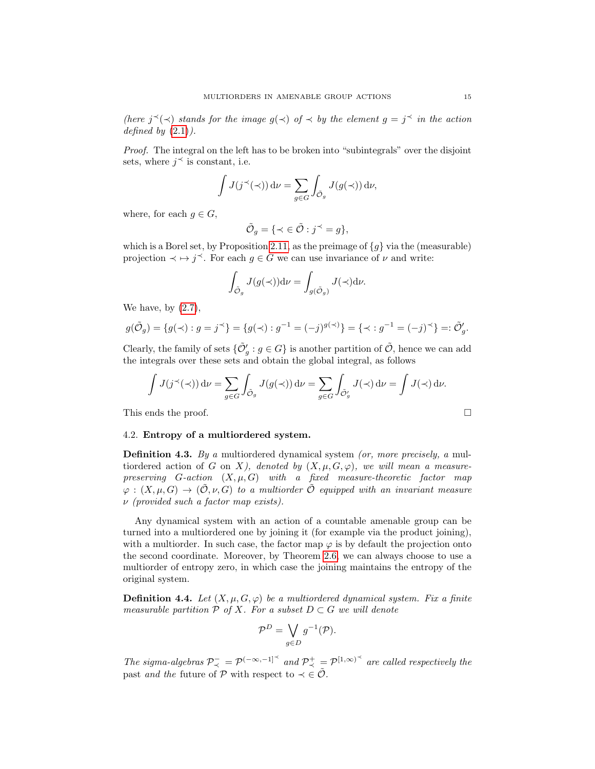*(here $j^\prec(\prec)$ stands for the image $g(\prec)$ of $\prec$ by the element $g = j^\prec$ in the action defined by (2.1)).*

*Proof.* The integral on the left has to be broken into "subintegrals" over the disjoint sets, where $j^\prec$ is constant, i.e.

$$\int J(j^\prec(\prec))\,\mathrm{d}\nu = \sum_{g\in G}\int_{\tilde{\mathcal{O}}_g} J(g(\prec))\,\mathrm{d}\nu,$$

where, for each $g \in G$,

$$\tilde{\mathcal{O}}_g = \{\prec\, \in \tilde{\mathcal{O}} : j^\prec = g\},$$

which is a Borel set, by Proposition 2.11, as the preimage of $\{g\}$ via the (measurable) projection $\prec\, \mapsto j^\prec$. For each $g \in G$ we can use invariance of $\nu$ and write:

$$\int_{\tilde{\mathcal{O}}_g} J(g(\prec))\mathrm{d}\nu = \int_{g(\tilde{\mathcal{O}}_g)} J(\prec)\mathrm{d}\nu.$$

We have, by (2.7),

$$g(\tilde{\mathcal{O}}_g) = \{g(\prec) : g = j^\prec\} = \{g(\prec) : g^{-1} = (-j)^{g(\prec)}\} = \{\prec\, : g^{-1} = (-j)^\prec\} =: \tilde{\mathcal{O}}'_g.$$

Clearly, the family of sets $\{\tilde{\mathcal{O}}'_g : g \in G\}$ is another partition of $\tilde{\mathcal{O}}$, hence we can add the integrals over these sets and obtain the global integral, as follows

$$\int J(j^\prec(\prec))\,\mathrm{d}\nu = \sum_{g\in G}\int_{\tilde{\mathcal{O}}_g} J(g(\prec))\,\mathrm{d}\nu = \sum_{g\in G}\int_{\tilde{\mathcal{O}}'_g} J(\prec)\,\mathrm{d}\nu = \int J(\prec)\,\mathrm{d}\nu.$$

This ends the proof. $\square$

### 4.2. Entropy of a multiordered system.

**Definition 4.3.** *By a* multiordered dynamical system *(or, more precisely, a* multiordered action of $G$ on $X$*), denoted by $(X, \mu, G, \varphi)$, we will mean a measure-preserving $G$-action $(X, \mu, G)$ with a fixed measure-theoretic factor map $\varphi : (X, \mu, G) \to (\tilde{\mathcal{O}}, \nu, G)$ to a multiorder $\tilde{\mathcal{O}}$ equipped with an invariant measure $\nu$ (provided such a factor map exists).*

Any dynamical system with an action of a countable amenable group can be turned into a multiordered one by joining it (for example via the product joining), with a multiorder. In such case, the factor map $\varphi$ is by default the projection onto the second coordinate. Moreover, by Theorem 2.6, we can always choose to use a multiorder of entropy zero, in which case the joining maintains the entropy of the original system.

**Definition 4.4.** *Let $(X, \mu, G, \varphi)$ be a multiordered dynamical system. Fix a finite measurable partition $\mathcal{P}$ of $X$. For a subset $D \subset G$ we will denote*

$$\mathcal{P}^D = \bigvee_{g\in D} g^{-1}(\mathcal{P}).$$

*The sigma-algebras $\mathcal{P}^-_\prec = \mathcal{P}^{(-\infty,-1]^\prec}$ and $\mathcal{P}^+_\prec = \mathcal{P}^{[1,\infty)^\prec}$ are called respectively the* past *and the* future *of $\mathcal{P}$ with respect to $\prec\, \in \tilde{\mathcal{O}}$.*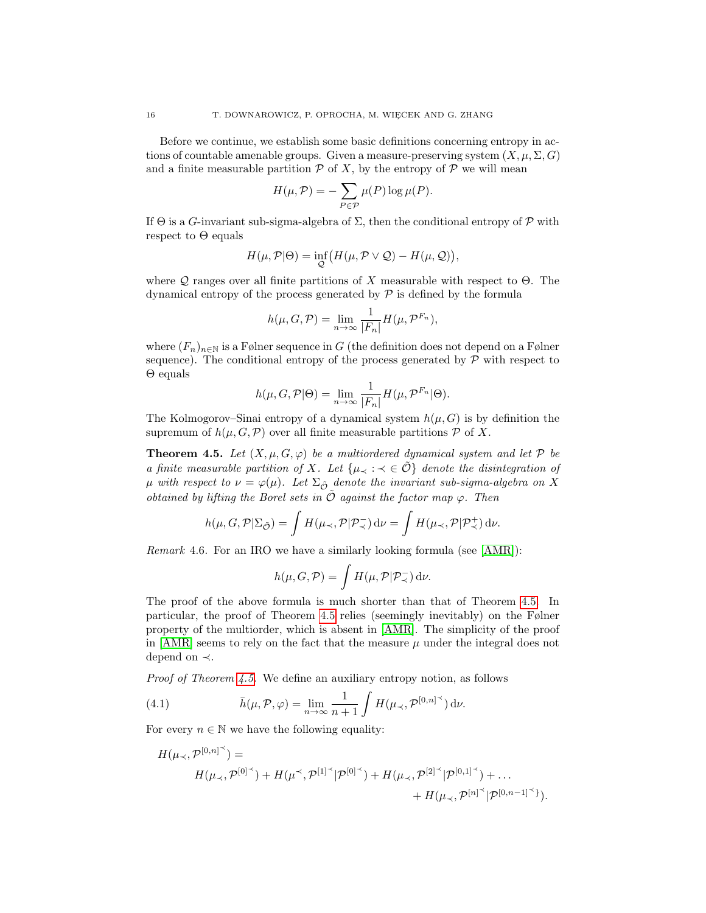Before we continue, we establish some basic definitions concerning entropy in actions of countable amenable groups. Given a measure-preserving system $(X, \mu, \Sigma, G)$ and a finite measurable partition $\mathcal{P}$ of $X$, by the entropy of $\mathcal{P}$ we will mean

$$H(\mu, \mathcal{P}) = -\sum_{P \in \mathcal{P}} \mu(P) \log \mu(P).$$

If $\Theta$ is a $G$-invariant sub-sigma-algebra of $\Sigma$, then the conditional entropy of $\mathcal{P}$ with respect to $\Theta$ equals

$$H(\mu, \mathcal{P}|\Theta) = \inf_{\mathcal{Q}} \big(H(\mu, \mathcal{P} \vee \mathcal{Q}) - H(\mu, \mathcal{Q})\big),$$

where $\mathcal{Q}$ ranges over all finite partitions of $X$ measurable with respect to $\Theta$. The dynamical entropy of the process generated by $\mathcal{P}$ is defined by the formula

$$h(\mu, G, \mathcal{P}) = \lim_{n\to\infty} \frac{1}{|F_n|} H(\mu, \mathcal{P}^{F_n}),$$

where $(F_n)_{n\in\mathbb{N}}$ is a Følner sequence in $G$ (the definition does not depend on a Følner sequence). The conditional entropy of the process generated by $\mathcal{P}$ with respect to $\Theta$ equals

$$h(\mu, G, \mathcal{P}|\Theta) = \lim_{n\to\infty} \frac{1}{|F_n|} H(\mu, \mathcal{P}^{F_n}|\Theta).$$

The Kolmogorov–Sinai entropy of a dynamical system $h(\mu, G)$ is by definition the supremum of $h(\mu, G, \mathcal{P})$ over all finite measurable partitions $\mathcal{P}$ of $X$.

**Theorem 4.5.** *Let $(X, \mu, G, \varphi)$ be a multiordered dynamical system and let $\mathcal{P}$ be a finite measurable partition of $X$. Let $\{\mu_\prec : \prec \in \tilde{\mathcal{O}}\}$ denote the disintegration of $\mu$ with respect to $\nu = \varphi(\mu)$. Let $\Sigma_{\tilde{\mathcal{O}}}$ denote the invariant sub-sigma-algebra on $X$ obtained by lifting the Borel sets in $\tilde{\mathcal{O}}$ against the factor map $\varphi$. Then*

$$h(\mu, G, \mathcal{P}|\Sigma_{\tilde{\mathcal{O}}}) = \int H(\mu_\prec, \mathcal{P}|\mathcal{P}^-_\prec)\,\mathrm{d}\nu = \int H(\mu_\prec, \mathcal{P}|\mathcal{P}^+_\prec)\,\mathrm{d}\nu.$$

*Remark* 4.6. For an IRO we have a similarly looking formula (see [AMR]):

$$h(\mu, G, \mathcal{P}) = \int H(\mu, \mathcal{P}|\mathcal{P}^-_\prec)\,\mathrm{d}\nu.$$

The proof of the above formula is much shorter than that of Theorem 4.5. In particular, the proof of Theorem 4.5 relies (seemingly inevitably) on the Følner property of the multiorder, which is absent in [AMR]. The simplicity of the proof in [AMR] seems to rely on the fact that the measure $\mu$ under the integral does not depend on $\prec$.

*Proof of Theorem 4.5.* We define an auxiliary entropy notion, as follows

$$\bar{h}(\mu, \mathcal{P}, \varphi) = \lim_{n\to\infty} \frac{1}{n+1} \int H(\mu_\prec, \mathcal{P}^{[0,n]^\prec})\,\mathrm{d}\nu. \tag{4.1}$$

For every $n \in \mathbb{N}$ we have the following equality:

$$\begin{aligned} H(\mu_\prec, \mathcal{P}^{[0,n]^\prec}) = \\ & H(\mu_\prec, \mathcal{P}^{[0]^\prec}) + H(\mu^\prec, \mathcal{P}^{[1]^\prec}|\mathcal{P}^{[0]^\prec}) + H(\mu_\prec, \mathcal{P}^{[2]^\prec}|\mathcal{P}^{[0,1]^\prec}) + \dots \\ & \qquad + H(\mu_\prec, \mathcal{P}^{[n]^\prec}|\mathcal{P}^{[0,n-1]^\prec\}}). \end{aligned}$$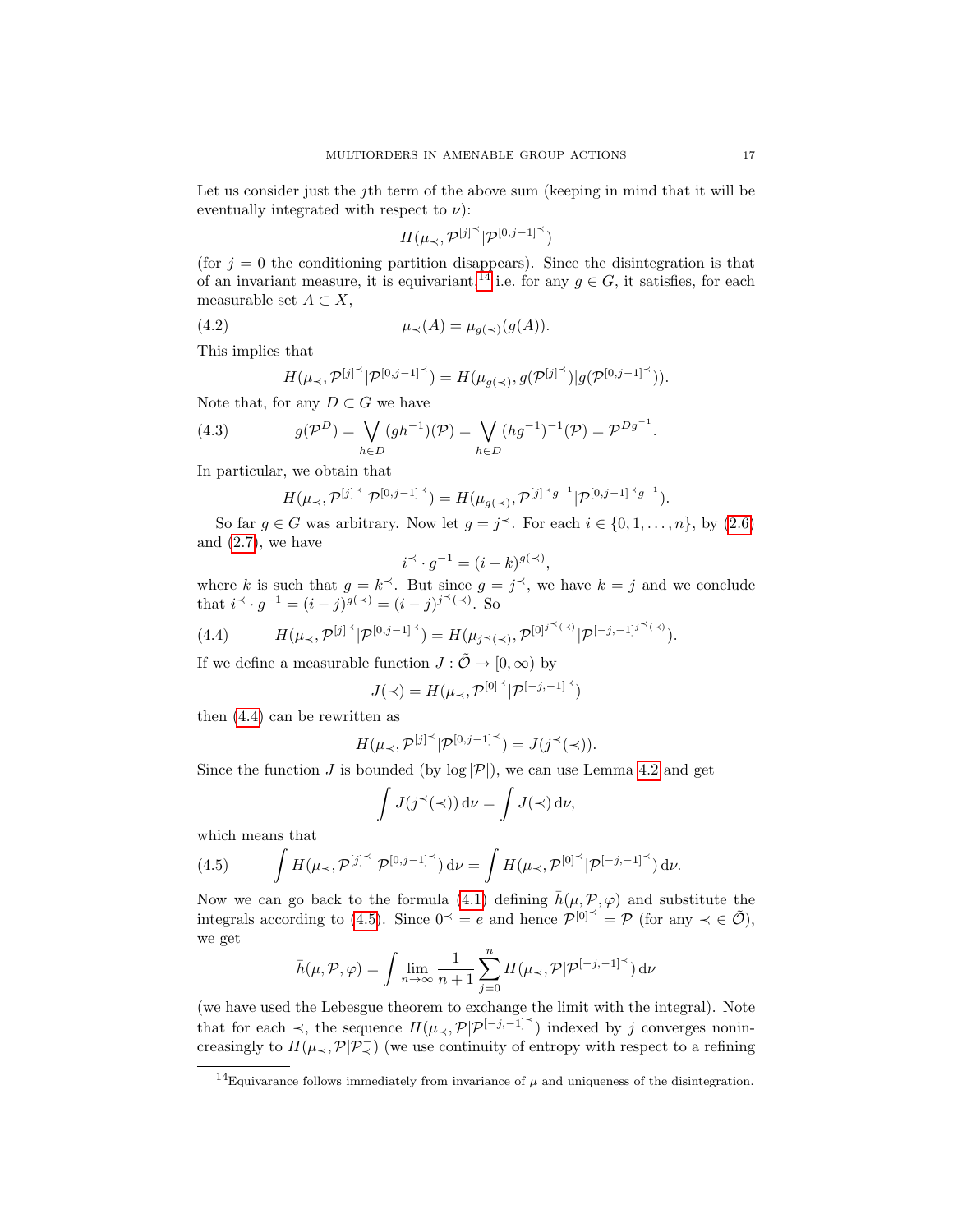Let us consider just the $j$th term of the above sum (keeping in mind that it will be eventually integrated with respect to $\nu$):

$$H(\mu_\prec, \mathcal{P}^{[j]^\prec}|\mathcal{P}^{[0,j-1]^\prec})$$

(for $j = 0$ the conditioning partition disappears). Since the disintegration is that of an invariant measure, it is equivariant[14] i.e. for any $g \in G$, it satisfies, for each measurable set $A \subset X$,

$$\mu_\prec(A) = \mu_{g(\prec)}(g(A)). \tag{4.2}$$

This implies that

$$H(\mu_\prec, \mathcal{P}^{[j]^\prec}|\mathcal{P}^{[0,j-1]^\prec}) = H(\mu_{g(\prec)}, g(\mathcal{P}^{[j]^\prec})|g(\mathcal{P}^{[0,j-1]^\prec})).$$

Note that, for any $D \subset G$ we have

$$g(\mathcal{P}^D) = \bigvee_{h\in D}(gh^{-1})(\mathcal{P}) = \bigvee_{h\in D}(hg^{-1})^{-1}(\mathcal{P}) = \mathcal{P}^{Dg^{-1}}. \tag{4.3}$$

In particular, we obtain that

$$H(\mu_\prec, \mathcal{P}^{[j]^\prec}|\mathcal{P}^{[0,j-1]^\prec}) = H(\mu_{g(\prec)}, \mathcal{P}^{[j]^\prec g^{-1}}|\mathcal{P}^{[0,j-1]^\prec g^{-1}}).$$

So far $g \in G$ was arbitrary. Now let $g = j^\prec$. For each $i \in \{0, 1, \ldots, n\}$, by (2.6) and (2.7), we have

$$i^\prec \cdot g^{-1} = (i-k)^{g(\prec)},$$

where $k$ is such that $g = k^\prec$. But since $g = j^\prec$, we have $k = j$ and we conclude that $i^\prec \cdot g^{-1} = (i-j)^{g(\prec)} = (i-j)^{j^\prec(\prec)}$. So

$$H(\mu_\prec, \mathcal{P}^{[j]^\prec}|\mathcal{P}^{[0,j-1]^\prec}) = H(\mu_{j^\prec(\prec)}, \mathcal{P}^{[0]^{j^\prec(\prec)}}|\mathcal{P}^{[-j,-1]^{j^\prec(\prec)}}). \tag{4.4}$$

If we define a measurable function $J : \tilde{\mathcal{O}} \to [0, \infty)$ by

$$J(\prec) = H(\mu_\prec, \mathcal{P}^{[0]^\prec}|\mathcal{P}^{[-j,-1]^\prec})$$

then (4.4) can be rewritten as

$$H(\mu_\prec, \mathcal{P}^{[j]^\prec}|\mathcal{P}^{[0,j-1]^\prec}) = J(j^\prec(\prec)).$$

Since the function $J$ is bounded (by $\log|\mathcal{P}|$), we can use Lemma 4.2 and get

$$\int J(j^\prec(\prec))\,\mathrm{d}\nu = \int J(\prec)\,\mathrm{d}\nu,$$

which means that

$$\int H(\mu_\prec, \mathcal{P}^{[j]^\prec}|\mathcal{P}^{[0,j-1]^\prec})\,\mathrm{d}\nu = \int H(\mu_\prec, \mathcal{P}^{[0]^\prec}|\mathcal{P}^{[-j,-1]^\prec})\,\mathrm{d}\nu. \tag{4.5}$$

Now we can go back to the formula (4.1) defining $\bar{h}(\mu, \mathcal{P}, \varphi)$ and substitute the integrals according to (4.5). Since $0^\prec = e$ and hence $\mathcal{P}^{[0]^\prec} = \mathcal{P}$ (for any $\prec \in \tilde{\mathcal{O}}$), we get

$$\bar{h}(\mu, \mathcal{P}, \varphi) = \int \lim_{n\to\infty} \frac{1}{n+1}\sum_{j=0}^{n} H(\mu_\prec, \mathcal{P}|\mathcal{P}^{[-j,-1]^\prec})\,\mathrm{d}\nu$$

(we have used the Lebesgue theorem to exchange the limit with the integral). Note that for each $\prec$, the sequence $H(\mu_\prec, \mathcal{P}|\mathcal{P}^{[-j,-1]^\prec})$ indexed by $j$ converges nonincreasingly to $H(\mu_\prec, \mathcal{P}|\mathcal{P}^-_\prec)$ (we use continuity of entropy with respect to a refining

[14] Equivarance follows immediately from invariance of $\mu$ and uniqueness of the disintegration.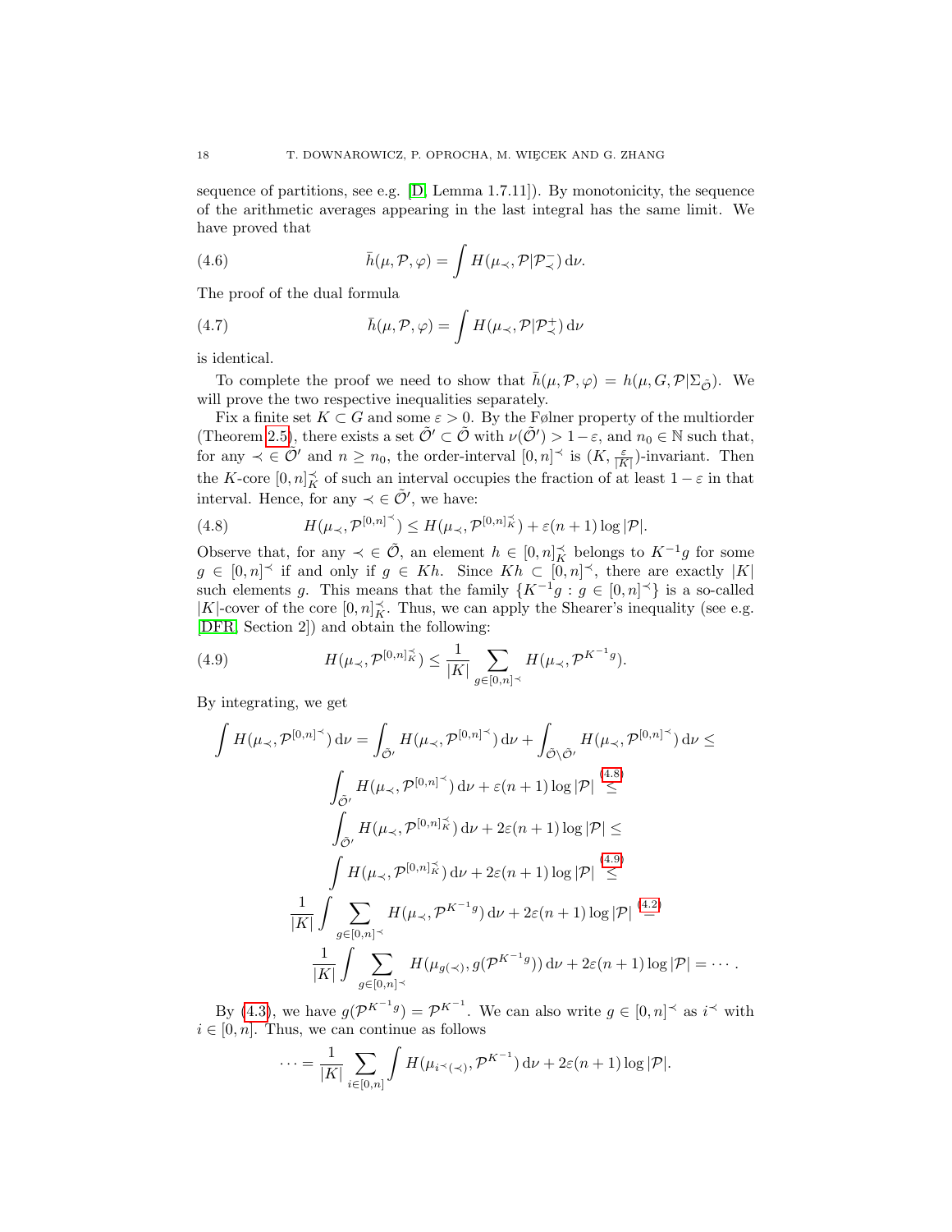sequence of partitions, see e.g. [D, Lemma 1.7.11]). By monotonicity, the sequence of the arithmetic averages appearing in the last integral has the same limit. We have proved that

$$\bar h(\mu,\mathcal P,\varphi)=\int H(\mu_\prec,\mathcal P|\mathcal P^-_\prec)\,\mathrm d\nu. \tag{4.6}$$

The proof of the dual formula

$$\bar h(\mu,\mathcal P,\varphi)=\int H(\mu_\prec,\mathcal P|\mathcal P^+_\prec)\,\mathrm d\nu \tag{4.7}$$

is identical.

To complete the proof we need to show that $\bar h(\mu,\mathcal P,\varphi)=h(\mu,G,\mathcal P|\Sigma_{\tilde{\mathcal O}})$. We will prove the two respective inequalities separately.

Fix a finite set $K\subset G$ and some $\varepsilon>0$. By the Følner property of the multiorder (Theorem 2.5), there exists a set $\tilde{\mathcal O}'\subset\tilde{\mathcal O}$ with $\nu(\tilde{\mathcal O}')>1-\varepsilon$, and $n_0\in\mathbb N$ such that, for any $\prec\,\in\tilde{\mathcal O}'$ and $n\ge n_0$, the order-interval $[0,n]^\prec$ is $(K,\frac{\varepsilon}{|K|})$-invariant. Then the $K$-core $[0,n]^\prec_K$ of such an interval occupies the fraction of at least $1-\varepsilon$ in that interval. Hence, for any $\prec\,\in\tilde{\mathcal O}'$, we have:

$$H(\mu_\prec,\mathcal P^{[0,n]^\prec})\le H(\mu_\prec,\mathcal P^{[0,n]^\prec_K})+\varepsilon(n+1)\log|\mathcal P|. \tag{4.8}$$

Observe that, for any $\prec\,\in\tilde{\mathcal O}$, an element $h\in[0,n]^\prec_K$ belongs to $K^{-1}g$ for some $g\in[0,n]^\prec$ if and only if $g\in Kh$. Since $Kh\subset[0,n]^\prec$, there are exactly $|K|$ such elements $g$. This means that the family $\{K^{-1}g:g\in[0,n]^\prec\}$ is a so-called $|K|$-cover of the core $[0,n]^\prec_K$. Thus, we can apply the Shearer's inequality (see e.g. [DFR, Section 2]) and obtain the following:

$$H(\mu_\prec,\mathcal P^{[0,n]^\prec_K})\le\frac1{|K|}\sum_{g\in[0,n]^\prec}H(\mu_\prec,\mathcal P^{K^{-1}g}). \tag{4.9}$$

By integrating, we get

$$\begin{aligned}
\int H(\mu_\prec,\mathcal P^{[0,n]^\prec})\,\mathrm d\nu &= \int_{\tilde{\mathcal O}'}H(\mu_\prec,\mathcal P^{[0,n]^\prec})\,\mathrm d\nu+\int_{\tilde{\mathcal O}\setminus\tilde{\mathcal O}'}H(\mu_\prec,\mathcal P^{[0,n]^\prec})\,\mathrm d\nu\le\\
&\int_{\tilde{\mathcal O}'}H(\mu_\prec,\mathcal P^{[0,n]^\prec})\,\mathrm d\nu+\varepsilon(n+1)\log|\mathcal P|\overset{(4.8)}{\le}\\
&\int_{\tilde{\mathcal O}'}H(\mu_\prec,\mathcal P^{[0,n]^\prec_K})\,\mathrm d\nu+2\varepsilon(n+1)\log|\mathcal P|\le\\
&\int H(\mu_\prec,\mathcal P^{[0,n]^\prec_K})\,\mathrm d\nu+2\varepsilon(n+1)\log|\mathcal P|\overset{(4.9)}{\le}\\
&\frac1{|K|}\int\sum_{g\in[0,n]^\prec}H(\mu_\prec,\mathcal P^{K^{-1}g})\,\mathrm d\nu+2\varepsilon(n+1)\log|\mathcal P|\overset{(4.2)}{=}\\
&\frac1{|K|}\int\sum_{g\in[0,n]^\prec}H(\mu_{g(\prec)},g(\mathcal P^{K^{-1}g}))\,\mathrm d\nu+2\varepsilon(n+1)\log|\mathcal P|=\cdots.
\end{aligned}$$

By (4.3), we have $g(\mathcal P^{K^{-1}g})=\mathcal P^{K^{-1}}$. We can also write $g\in[0,n]^\prec$ as $i^\prec$ with $i\in[0,n]$. Thus, we can continue as follows

$$\cdots=\frac1{|K|}\sum_{i\in[0,n]}\int H(\mu_{i^\prec(\prec)},\mathcal P^{K^{-1}})\,\mathrm d\nu+2\varepsilon(n+1)\log|\mathcal P|.$$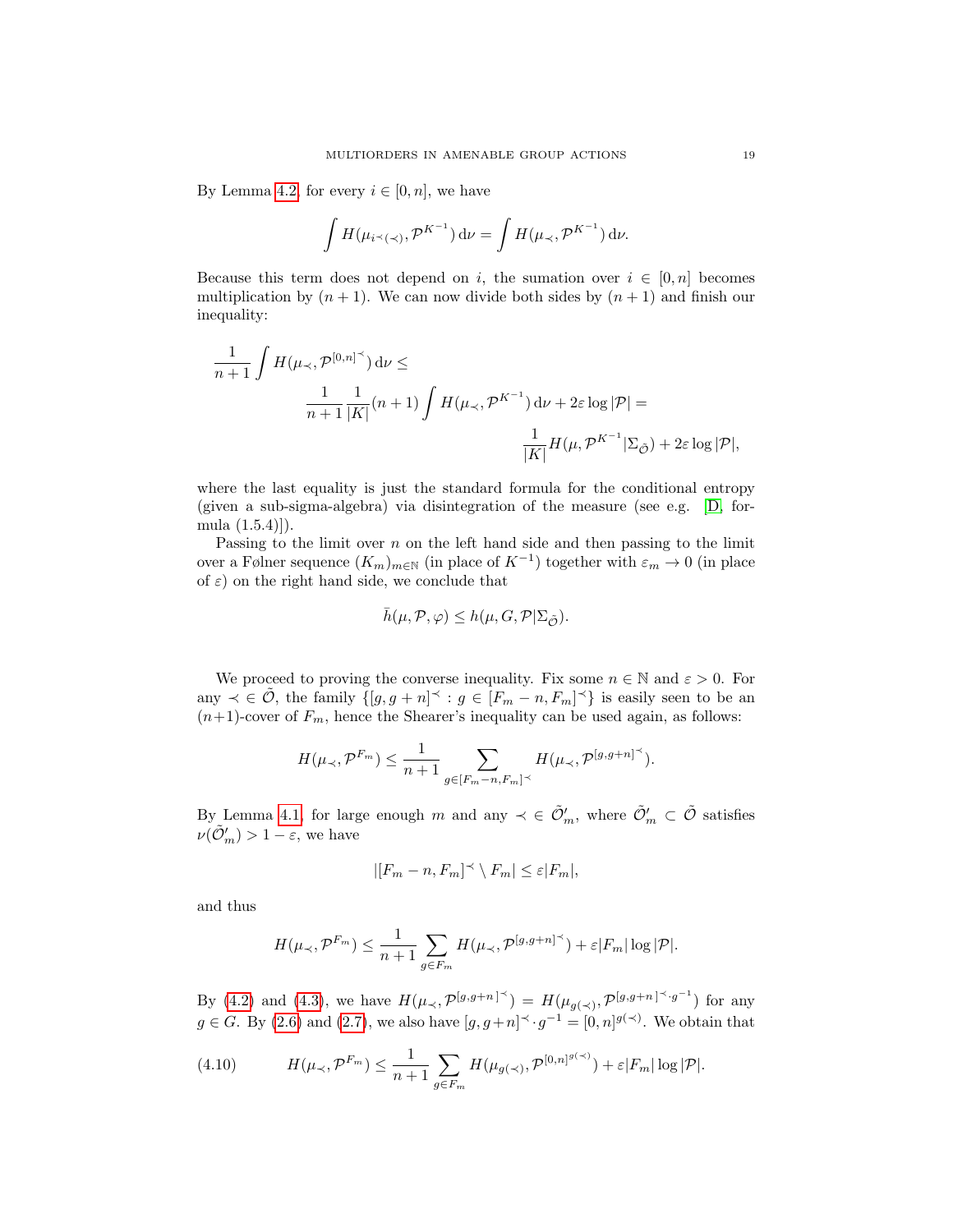By Lemma 4.2, for every $i \in [0, n]$, we have

$$\int H(\mu_{i^{\prec}(\prec)}, \mathcal{P}^{K^{-1}})\,\mathrm{d}\nu = \int H(\mu_{\prec}, \mathcal{P}^{K^{-1}})\,\mathrm{d}\nu.$$

Because this term does not depend on $i$, the sumation over $i \in [0, n]$ becomes multiplication by $(n+1)$. We can now divide both sides by $(n+1)$ and finish our inequality:

$$\frac{1}{n+1}\int H(\mu_{\prec}, \mathcal{P}^{[0,n]^{\prec}})\,\mathrm{d}\nu \leq \frac{1}{n+1}\frac{1}{|K|}(n+1)\int H(\mu_{\prec}, \mathcal{P}^{K^{-1}})\,\mathrm{d}\nu + 2\varepsilon \log|\mathcal{P}| = \frac{1}{|K|}H(\mu, \mathcal{P}^{K^{-1}}|\Sigma_{\tilde{\mathcal{O}}}) + 2\varepsilon\log|\mathcal{P}|,$$

where the last equality is just the standard formula for the conditional entropy (given a sub-sigma-algebra) via disintegration of the measure (see e.g. [D, formula (1.5.4)]).

Passing to the limit over $n$ on the left hand side and then passing to the limit over a Følner sequence $(K_m)_{m\in\mathbb{N}}$ (in place of $K^{-1}$) together with $\varepsilon_m \to 0$ (in place of $\varepsilon$) on the right hand side, we conclude that

$$\bar{h}(\mu, \mathcal{P}, \varphi) \leq h(\mu, G, \mathcal{P}|\Sigma_{\tilde{\mathcal{O}}}).$$

We proceed to proving the converse inequality. Fix some $n \in \mathbb{N}$ and $\varepsilon > 0$. For any $\prec \in \tilde{\mathcal{O}}$, the family $\{[g, g+n]^{\prec} : g \in [F_m - n, F_m]^{\prec}\}$ is easily seen to be an $(n+1)$-cover of $F_m$, hence the Shearer's inequality can be used again, as follows:

$$H(\mu_{\prec}, \mathcal{P}^{F_m}) \leq \frac{1}{n+1}\sum_{g\in[F_m-n,F_m]^{\prec}} H(\mu_{\prec}, \mathcal{P}^{[g,g+n]^{\prec}}).$$

By Lemma 4.1, for large enough $m$ and any $\prec \in \tilde{\mathcal{O}}'_m$, where $\tilde{\mathcal{O}}'_m \subset \tilde{\mathcal{O}}$ satisfies $\nu(\tilde{\mathcal{O}}'_m) > 1 - \varepsilon$, we have

$$|[F_m - n, F_m]^{\prec} \setminus F_m| \leq \varepsilon|F_m|,$$

and thus

$$H(\mu_{\prec}, \mathcal{P}^{F_m}) \leq \frac{1}{n+1}\sum_{g\in F_m} H(\mu_{\prec}, \mathcal{P}^{[g,g+n]^{\prec}}) + \varepsilon|F_m|\log|\mathcal{P}|.$$

By (4.2) and (4.3), we have $H(\mu_{\prec}, \mathcal{P}^{[g,g+n]^{\prec}}) = H(\mu_{g(\prec)}, \mathcal{P}^{[g,g+n]^{\prec}\cdot g^{-1}})$ for any $g \in G$. By (2.6) and (2.7), we also have $[g, g+n]^{\prec} \cdot g^{-1} = [0, n]^{g(\prec)}$. We obtain that

$$H(\mu_{\prec}, \mathcal{P}^{F_m}) \leq \frac{1}{n+1}\sum_{g\in F_m} H(\mu_{g(\prec)}, \mathcal{P}^{[0,n]^{g(\prec)}}) + \varepsilon|F_m|\log|\mathcal{P}|. \tag{4.10}$$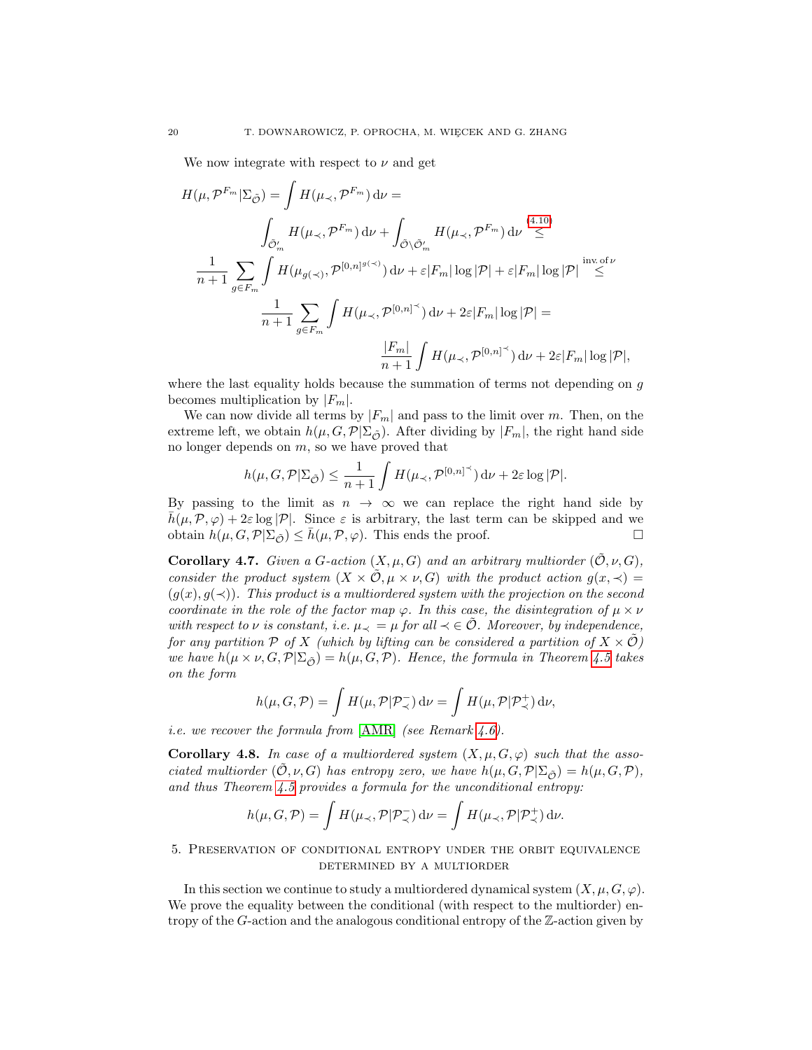We now integrate with respect to $\nu$ and get

$$
\begin{aligned}
H(\mu,\mathcal{P}^{F_m}|\Sigma_{\tilde{\mathcal{O}}}) &= \int H(\mu_\prec,\mathcal{P}^{F_m})\,\mathrm{d}\nu = \\
&\int_{\tilde{\mathcal{O}}'_m} H(\mu_\prec,\mathcal{P}^{F_m})\,\mathrm{d}\nu + \int_{\tilde{\mathcal{O}}\setminus\tilde{\mathcal{O}}'_m} H(\mu_\prec,\mathcal{P}^{F_m})\,\mathrm{d}\nu \overset{(4.10)}{\le} \\
&\frac{1}{n+1}\sum_{g\in F_m}\int H(\mu_{g(\prec)},\mathcal{P}^{[0,n]^{g(\prec)}})\,\mathrm{d}\nu + \varepsilon|F_m|\log|\mathcal{P}| + \varepsilon|F_m|\log|\mathcal{P}| \overset{\text{inv. of }\nu}{\le} \\
&\frac{1}{n+1}\sum_{g\in F_m}\int H(\mu_\prec,\mathcal{P}^{[0,n]^\prec})\,\mathrm{d}\nu + 2\varepsilon|F_m|\log|\mathcal{P}| = \\
&\frac{|F_m|}{n+1}\int H(\mu_\prec,\mathcal{P}^{[0,n]^\prec})\,\mathrm{d}\nu + 2\varepsilon|F_m|\log|\mathcal{P}|,
\end{aligned}
$$

where the last equality holds because the summation of terms not depending on $g$ becomes multiplication by $|F_m|$.

We can now divide all terms by $|F_m|$ and pass to the limit over $m$. Then, on the extreme left, we obtain $h(\mu,G,\mathcal{P}|\Sigma_{\tilde{\mathcal{O}}})$. After dividing by $|F_m|$, the right hand side no longer depends on $m$, so we have proved that

$$h(\mu,G,\mathcal{P}|\Sigma_{\tilde{\mathcal{O}}}) \le \frac{1}{n+1}\int H(\mu_\prec,\mathcal{P}^{[0,n]^\prec})\,\mathrm{d}\nu + 2\varepsilon\log|\mathcal{P}|.$$

By passing to the limit as $n\to\infty$ we can replace the right hand side by $\bar{h}(\mu,\mathcal{P},\varphi)+2\varepsilon\log|\mathcal{P}|$. Since $\varepsilon$ is arbitrary, the last term can be skipped and we obtain $h(\mu,G,\mathcal{P}|\Sigma_{\tilde{\mathcal{O}}}) \le \bar{h}(\mu,\mathcal{P},\varphi)$. This ends the proof. □

**Corollary 4.7.** *Given a $G$-action $(X,\mu,G)$ and an arbitrary multiorder $(\tilde{\mathcal{O}},\nu,G)$, consider the product system $(X\times\tilde{\mathcal{O}},\mu\times\nu,G)$ with the product action $g(x,\prec) = (g(x),g(\prec))$. This product is a multiordered system with the projection on the second coordinate in the role of the factor map $\varphi$. In this case, the disintegration of $\mu\times\nu$ with respect to $\nu$ is constant, i.e. $\mu_\prec = \mu$ for all $\prec\,\in\tilde{\mathcal{O}}$. Moreover, by independence, for any partition $\mathcal{P}$ of $X$ (which by lifting can be considered a partition of $X\times\tilde{\mathcal{O}}$) we have $h(\mu\times\nu,G,\mathcal{P}|\Sigma_{\tilde{\mathcal{O}}}) = h(\mu,G,\mathcal{P})$. Hence, the formula in Theorem 4.5 takes on the form*

$$h(\mu,G,\mathcal{P}) = \int H(\mu,\mathcal{P}|\mathcal{P}^-_\prec)\,\mathrm{d}\nu = \int H(\mu,\mathcal{P}|\mathcal{P}^+_\prec)\,\mathrm{d}\nu,$$

*i.e. we recover the formula from [AMR] (see Remark 4.6).*

**Corollary 4.8.** *In case of a multiordered system $(X,\mu,G,\varphi)$ such that the associated multiorder $(\tilde{\mathcal{O}},\nu,G)$ has entropy zero, we have $h(\mu,G,\mathcal{P}|\Sigma_{\tilde{\mathcal{O}}}) = h(\mu,G,\mathcal{P})$, and thus Theorem 4.5 provides a formula for the unconditional entropy:*

$$h(\mu,G,\mathcal{P}) = \int H(\mu_\prec,\mathcal{P}|\mathcal{P}^-_\prec)\,\mathrm{d}\nu = \int H(\mu_\prec,\mathcal{P}|\mathcal{P}^+_\prec)\,\mathrm{d}\nu.$$

## 5. Preservation of conditional entropy under the orbit equivalence determined by a multiorder

In this section we continue to study a multiordered dynamical system $(X,\mu,G,\varphi)$. We prove the equality between the conditional (with respect to the multiorder) entropy of the $G$-action and the analogous conditional entropy of the $\mathbb{Z}$-action given by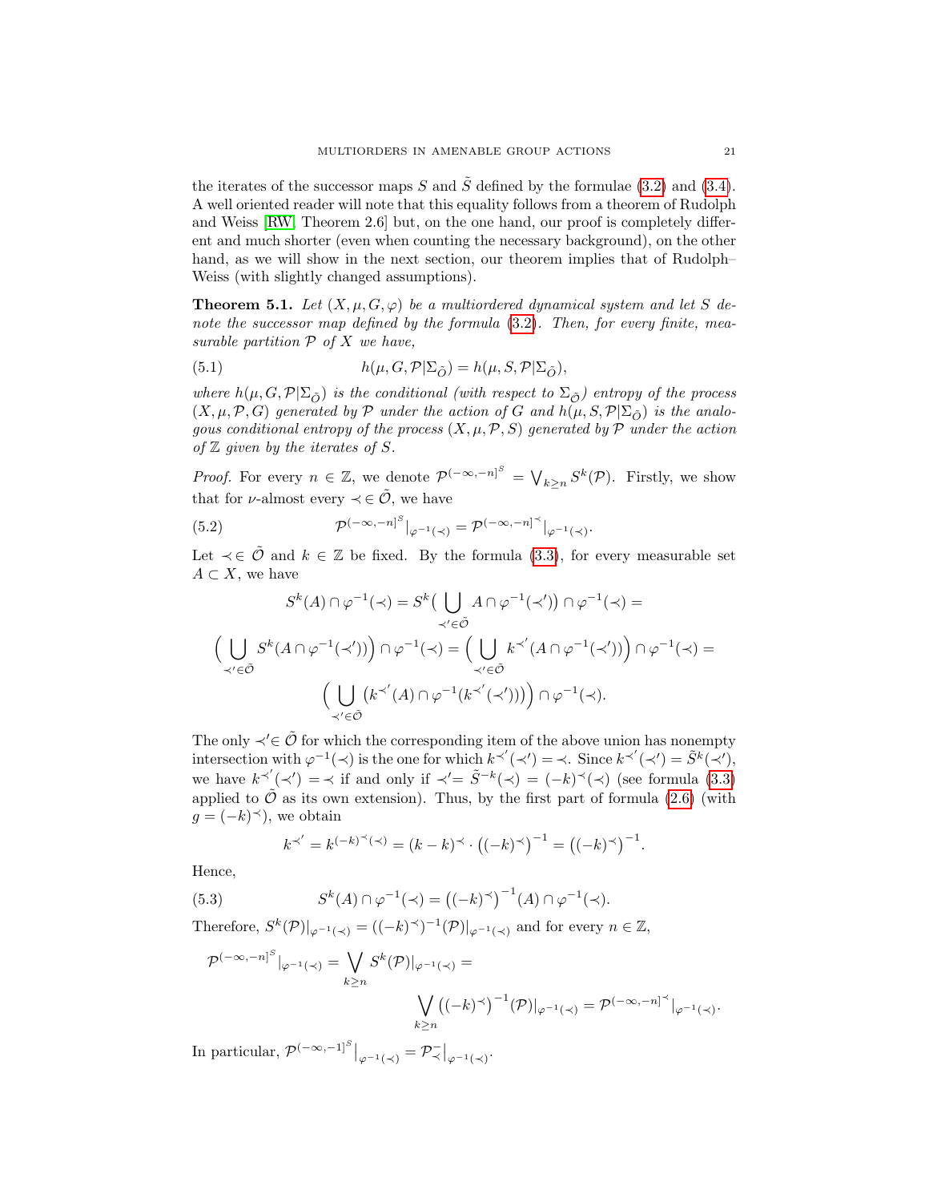the iterates of the successor maps $S$ and $\tilde{S}$ defined by the formulae (3.2) and (3.4). A well oriented reader will note that this equality follows from a theorem of Rudolph and Weiss [RW, Theorem 2.6] but, on the one hand, our proof is completely different and much shorter (even when counting the necessary background), on the other hand, as we will show in the next section, our theorem implies that of Rudolph–Weiss (with slightly changed assumptions).

**Theorem 5.1.** *Let $(X, \mu, G, \varphi)$ be a multiordered dynamical system and let $S$ denote the successor map defined by the formula (3.2). Then, for every finite, measurable partition $\mathcal{P}$ of $X$ we have,*

$$h(\mu, G, \mathcal{P}|\Sigma_{\tilde{\mathcal{O}}}) = h(\mu, S, \mathcal{P}|\Sigma_{\tilde{\mathcal{O}}}), \tag{5.1}$$

*where $h(\mu, G, \mathcal{P}|\Sigma_{\tilde{\mathcal{O}}})$ is the conditional (with respect to $\Sigma_{\tilde{\mathcal{O}}}$) entropy of the process $(X, \mu, \mathcal{P}, G)$ generated by $\mathcal{P}$ under the action of $G$ and $h(\mu, S, \mathcal{P}|\Sigma_{\tilde{\mathcal{O}}})$ is the analogous conditional entropy of the process $(X, \mu, \mathcal{P}, S)$ generated by $\mathcal{P}$ under the action of $\mathbb{Z}$ given by the iterates of $S$.*

*Proof.* For every $n \in \mathbb{Z}$, we denote $\mathcal{P}^{(-\infty,-n]^S} = \bigvee_{k \geq n} S^k(\mathcal{P})$. Firstly, we show that for $\nu$-almost every $\prec \in \tilde{\mathcal{O}}$, we have

$$\mathcal{P}^{(-\infty,-n]^S}|_{\varphi^{-1}(\prec)} = \mathcal{P}^{(-\infty,-n]^\prec}|_{\varphi^{-1}(\prec)}. \tag{5.2}$$

Let $\prec \in \tilde{\mathcal{O}}$ and $k \in \mathbb{Z}$ be fixed. By the formula (3.3), for every measurable set $A \subset X$, we have

$$S^k(A) \cap \varphi^{-1}(\prec) = S^k\big(\bigcup_{\prec' \in \tilde{\mathcal{O}}} A \cap \varphi^{-1}(\prec')\big) \cap \varphi^{-1}(\prec) =$$

$$\Big(\bigcup_{\prec' \in \tilde{\mathcal{O}}} S^k(A \cap \varphi^{-1}(\prec'))\Big) \cap \varphi^{-1}(\prec) = \Big(\bigcup_{\prec' \in \tilde{\mathcal{O}}} k^{\prec'}(A \cap \varphi^{-1}(\prec'))\Big) \cap \varphi^{-1}(\prec) =$$

$$\Big(\bigcup_{\prec' \in \tilde{\mathcal{O}}} \big(k^{\prec'}(A) \cap \varphi^{-1}(k^{\prec'}(\prec'))\big)\Big) \cap \varphi^{-1}(\prec).$$

The only $\prec' \in \tilde{\mathcal{O}}$ for which the corresponding item of the above union has nonempty intersection with $\varphi^{-1}(\prec)$ is the one for which $k^{\prec'}(\prec') = \prec$. Since $k^{\prec'}(\prec') = \tilde{S}^k(\prec')$, we have $k^{\prec'}(\prec') = \prec$ if and only if $\prec' = \tilde{S}^{-k}(\prec) = (-k)^\prec(\prec)$ (see formula (3.3) applied to $\tilde{\mathcal{O}}$ as its own extension). Thus, by the first part of formula (2.6) (with $g = (-k)^\prec$), we obtain

$$k^{\prec'} = k^{(-k)^\prec(\prec)} = (k-k)^\prec \cdot \big((-k)^\prec\big)^{-1} = \big((-k)^\prec\big)^{-1}.$$

Hence,

$$S^k(A) \cap \varphi^{-1}(\prec) = \big((-k)^\prec\big)^{-1}(A) \cap \varphi^{-1}(\prec). \tag{5.3}$$

Therefore, $S^k(\mathcal{P})|_{\varphi^{-1}(\prec)} = ((-k)^\prec)^{-1}(\mathcal{P})|_{\varphi^{-1}(\prec)}$ and for every $n \in \mathbb{Z}$,

$$\mathcal{P}^{(-\infty,-n]^S}|_{\varphi^{-1}(\prec)} = \bigvee_{k \geq n} S^k(\mathcal{P})|_{\varphi^{-1}(\prec)} =$$

$$\bigvee_{k \geq n} \big((-k)^\prec\big)^{-1}(\mathcal{P})|_{\varphi^{-1}(\prec)} = \mathcal{P}^{(-\infty,-n]^\prec}|_{\varphi^{-1}(\prec)}.$$

In particular, $\mathcal{P}^{(-\infty,-1]^S}\big|_{\varphi^{-1}(\prec)} = \mathcal{P}^-_\prec\big|_{\varphi^{-1}(\prec)}$.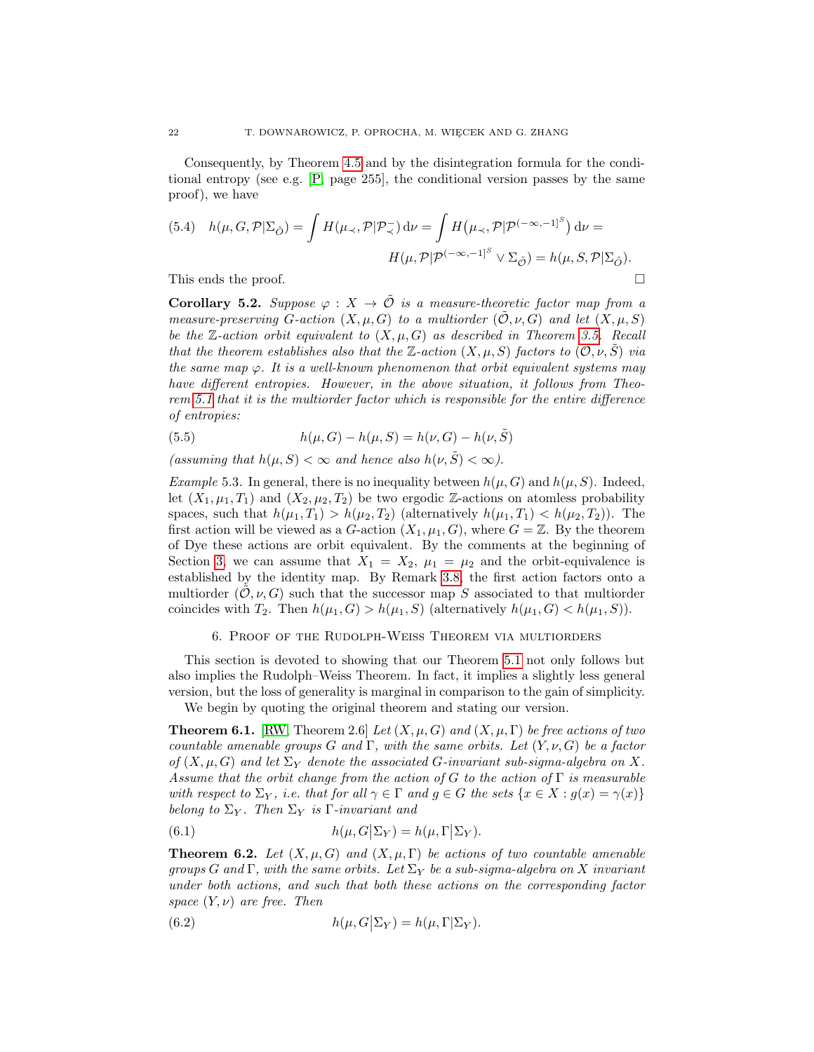Consequently, by Theorem 4.5 and by the disintegration formula for the conditional entropy (see e.g. [P, page 255], the conditional version passes by the same proof), we have

$$
\text{(5.4)}\quad h(\mu, G, \mathcal{P}|\Sigma_{\tilde{\mathcal{O}}}) = \int H(\mu_{\prec}, \mathcal{P}|\mathcal{P}^-_{\prec})\,\mathrm{d}\nu = \int H\big(\mu_{\prec}, \mathcal{P}|\mathcal{P}^{(-\infty,-1]^S}\big)\,\mathrm{d}\nu = H(\mu, \mathcal{P}|\mathcal{P}^{(-\infty,-1]^S} \vee \Sigma_{\tilde{\mathcal{O}}}) = h(\mu, S, \mathcal{P}|\Sigma_{\tilde{\mathcal{O}}}).
$$

This ends the proof. □

**Corollary 5.2.** *Suppose $\varphi : X \to \tilde{\mathcal{O}}$ is a measure-theoretic factor map from a measure-preserving $G$-action $(X, \mu, G)$ to a multiorder $(\tilde{\mathcal{O}}, \nu, G)$ and let $(X, \mu, S)$ be the $\mathbb{Z}$-action orbit equivalent to $(X, \mu, G)$ as described in Theorem 3.5. Recall that the theorem establishes also that the $\mathbb{Z}$-action $(X, \mu, S)$ factors to $(\mathcal{O}, \nu, \tilde{S})$ via the same map $\varphi$. It is a well-known phenomenon that orbit equivalent systems may have different entropies. However, in the above situation, it follows from Theorem 5.1 that it is the multiorder factor which is responsible for the entire difference of entropies:*

$$
h(\mu, G) - h(\mu, S) = h(\nu, G) - h(\nu, \tilde{S}) \tag{5.5}
$$

*(assuming that $h(\mu, S) < \infty$ and hence also $h(\nu, \tilde{S}) < \infty$).*

*Example* 5.3. In general, there is no inequality between $h(\mu, G)$ and $h(\mu, S)$. Indeed, let $(X_1, \mu_1, T_1)$ and $(X_2, \mu_2, T_2)$ be two ergodic $\mathbb{Z}$-actions on atomless probability spaces, such that $h(\mu_1, T_1) > h(\mu_2, T_2)$ (alternatively $h(\mu_1, T_1) < h(\mu_2, T_2)$). The first action will be viewed as a $G$-action $(X_1, \mu_1, G)$, where $G = \mathbb{Z}$. By the theorem of Dye these actions are orbit equivalent. By the comments at the beginning of Section 3, we can assume that $X_1 = X_2$, $\mu_1 = \mu_2$ and the orbit-equivalence is established by the identity map. By Remark 3.8, the first action factors onto a multiorder $(\tilde{\mathcal{O}}, \nu, G)$ such that the successor map $S$ associated to that multiorder coincides with $T_2$. Then $h(\mu_1, G) > h(\mu_1, S)$ (alternatively $h(\mu_1, G) < h(\mu_1, S)$).

## 6. Proof of the Rudolph-Weiss Theorem via multiorders

This section is devoted to showing that our Theorem 5.1 not only follows but also implies the Rudolph–Weiss Theorem. In fact, it implies a slightly less general version, but the loss of generality is marginal in comparison to the gain of simplicity.

We begin by quoting the original theorem and stating our version.

**Theorem 6.1.** [RW, Theorem 2.6] *Let $(X, \mu, G)$ and $(X, \mu, \Gamma)$ be free actions of two countable amenable groups $G$ and $\Gamma$, with the same orbits. Let $(Y, \nu, G)$ be a factor of $(X, \mu, G)$ and let $\Sigma_Y$ denote the associated $G$-invariant sub-sigma-algebra on $X$. Assume that the orbit change from the action of $G$ to the action of $\Gamma$ is measurable with respect to $\Sigma_Y$, i.e. that for all $\gamma \in \Gamma$ and $g \in G$ the sets $\{x \in X : g(x) = \gamma(x)\}$ belong to $\Sigma_Y$. Then $\Sigma_Y$ is $\Gamma$-invariant and*

$$
h(\mu, G\big|\Sigma_Y) = h(\mu, \Gamma\big|\Sigma_Y). \tag{6.1}
$$

**Theorem 6.2.** *Let $(X, \mu, G)$ and $(X, \mu, \Gamma)$ be actions of two countable amenable groups $G$ and $\Gamma$, with the same orbits. Let $\Sigma_Y$ be a sub-sigma-algebra on $X$ invariant under both actions, and such that both these actions on the corresponding factor space $(Y, \nu)$ are free. Then*

$$
h(\mu, G\big|\Sigma_Y) = h(\mu, \Gamma|\Sigma_Y). \tag{6.2}
$$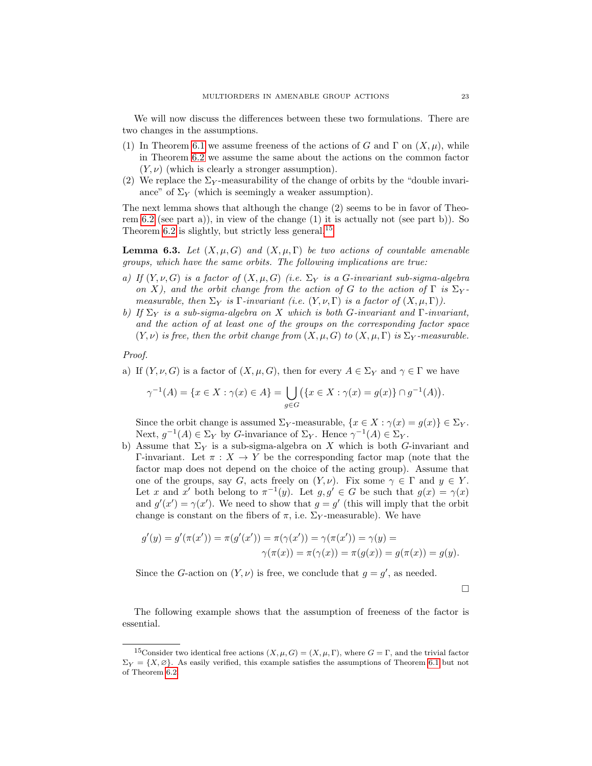We will now discuss the differences between these two formulations. There are two changes in the assumptions.

(1) In Theorem 6.1 we assume freeness of the actions of $G$ and $\Gamma$ on $(X,\mu)$, while in Theorem 6.2 we assume the same about the actions on the common factor $(Y,\nu)$ (which is clearly a stronger assumption).
(2) We replace the $\Sigma_Y$-measurability of the change of orbits by the "double invariance" of $\Sigma_Y$ (which is seemingly a weaker assumption).

The next lemma shows that although the change (2) seems to be in favor of Theorem 6.2 (see part a)), in view of the change (1) it is actually not (see part b)). So Theorem 6.2 is slightly, but strictly less general.[15]

**Lemma 6.3.** *Let $(X,\mu,G)$ and $(X,\mu,\Gamma)$ be two actions of countable amenable groups, which have the same orbits. The following implications are true:*

*a) If $(Y,\nu,G)$ is a factor of $(X,\mu,G)$ (i.e. $\Sigma_Y$ is a $G$-invariant sub-sigma-algebra on $X$), and the orbit change from the action of $G$ to the action of $\Gamma$ is $\Sigma_Y$-measurable, then $\Sigma_Y$ is $\Gamma$-invariant (i.e. $(Y,\nu,\Gamma)$ is a factor of $(X,\mu,\Gamma)$).*

*b) If $\Sigma_Y$ is a sub-sigma-algebra on $X$ which is both $G$-invariant and $\Gamma$-invariant, and the action of at least one of the groups on the corresponding factor space $(Y,\nu)$ is free, then the orbit change from $(X,\mu,G)$ to $(X,\mu,\Gamma)$ is $\Sigma_Y$-measurable.*

*Proof.*

a) If $(Y,\nu,G)$ is a factor of $(X,\mu,G)$, then for every $A\in\Sigma_Y$ and $\gamma\in\Gamma$ we have

$$\gamma^{-1}(A)=\{x\in X:\gamma(x)\in A\}=\bigcup_{g\in G}\big(\{x\in X:\gamma(x)=g(x)\}\cap g^{-1}(A)\big).$$

Since the orbit change is assumed $\Sigma_Y$-measurable, $\{x\in X:\gamma(x)=g(x)\}\in\Sigma_Y$. Next, $g^{-1}(A)\in\Sigma_Y$ by $G$-invariance of $\Sigma_Y$. Hence $\gamma^{-1}(A)\in\Sigma_Y$.

b) Assume that $\Sigma_Y$ is a sub-sigma-algebra on $X$ which is both $G$-invariant and $\Gamma$-invariant. Let $\pi:X\to Y$ be the corresponding factor map (note that the factor map does not depend on the choice of the acting group). Assume that one of the groups, say $G$, acts freely on $(Y,\nu)$. Fix some $\gamma\in\Gamma$ and $y\in Y$. Let $x$ and $x'$ both belong to $\pi^{-1}(y)$. Let $g,g'\in G$ be such that $g(x)=\gamma(x)$ and $g'(x')=\gamma(x')$. We need to show that $g=g'$ (this will imply that the orbit change is constant on the fibers of $\pi$, i.e. $\Sigma_Y$-measurable). We have

$$g'(y)=g'(\pi(x'))=\pi(g'(x'))=\pi(\gamma(x'))=\gamma(\pi(x'))=\gamma(y)=$$
$$\gamma(\pi(x))=\pi(\gamma(x))=\pi(g(x))=g(\pi(x))=g(y).$$

Since the $G$-action on $(Y,\nu)$ is free, we conclude that $g=g'$, as needed.

$\square$

The following example shows that the assumption of freeness of the factor is essential.

[15] Consider two identical free actions $(X,\mu,G)=(X,\mu,\Gamma)$, where $G=\Gamma$, and the trivial factor $\Sigma_Y=\{X,\varnothing\}$. As easily verified, this example satisfies the assumptions of Theorem 6.1 but not of Theorem 6.2.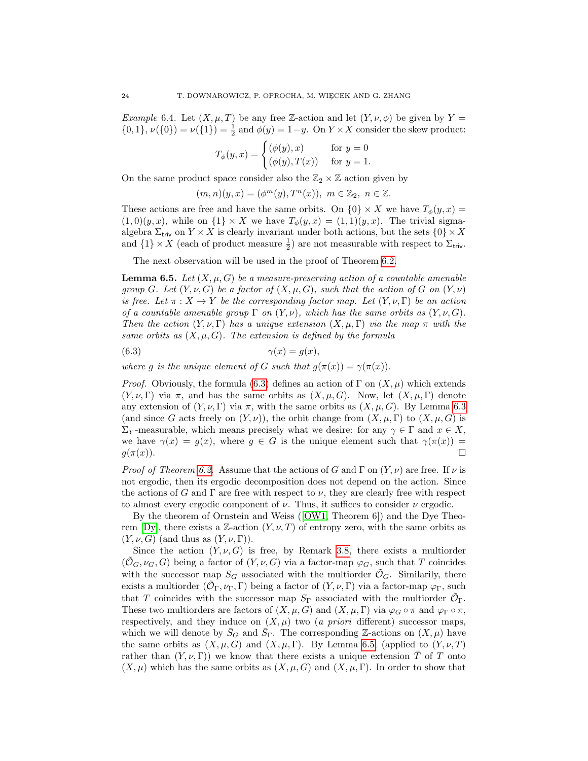*Example* 6.4. Let $(X,\mu,T)$ be any free $\mathbb{Z}$-action and let $(Y,\nu,\phi)$ be given by $Y = \{0,1\}$, $\nu(\{0\}) = \nu(\{1\}) = \frac{1}{2}$ and $\phi(y) = 1-y$. On $Y \times X$ consider the skew product:

$$T_\phi(y,x) = \begin{cases} (\phi(y), x) & \text{for } y = 0 \\ (\phi(y), T(x)) & \text{for } y = 1. \end{cases}$$

On the same product space consider also the $\mathbb{Z}_2 \times \mathbb{Z}$ action given by

$$(m,n)(y,x) = (\phi^m(y), T^n(x)),\ m \in \mathbb{Z}_2,\ n \in \mathbb{Z}.$$

These actions are free and have the same orbits. On $\{0\} \times X$ we have $T_\phi(y,x) = (1,0)(y,x)$, while on $\{1\} \times X$ we have $T_\phi(y,x) = (1,1)(y,x)$. The trivial sigma-algebra $\Sigma_{\mathsf{triv}}$ on $Y \times X$ is clearly invariant under both actions, but the sets $\{0\} \times X$ and $\{1\} \times X$ (each of product measure $\frac{1}{2}$) are not measurable with respect to $\Sigma_{\mathsf{triv}}$.

The next observation will be used in the proof of Theorem 6.2.

**Lemma 6.5.** *Let $(X,\mu,G)$ be a measure-preserving action of a countable amenable group $G$. Let $(Y,\nu,G)$ be a factor of $(X,\mu,G)$, such that the action of $G$ on $(Y,\nu)$ is free. Let $\pi : X \to Y$ be the corresponding factor map. Let $(Y,\nu,\Gamma)$ be an action of a countable amenable group $\Gamma$ on $(Y,\nu)$, which has the same orbits as $(Y,\nu,G)$. Then the action $(Y,\nu,\Gamma)$ has a unique extension $(X,\mu,\Gamma)$ via the map $\pi$ with the same orbits as $(X,\mu,G)$. The extension is defined by the formula*

$$\gamma(x) = g(x), \tag{6.3}$$

*where $g$ is the unique element of $G$ such that $g(\pi(x)) = \gamma(\pi(x))$.*

*Proof.* Obviously, the formula (6.3) defines an action of $\Gamma$ on $(X,\mu)$ which extends $(Y,\nu,\Gamma)$ via $\pi$, and has the same orbits as $(X,\mu,G)$. Now, let $(X,\mu,\Gamma)$ denote any extension of $(Y,\nu,\Gamma)$ via $\pi$, with the same orbits as $(X,\mu,G)$. By Lemma 6.3 (and since $G$ acts freely on $(Y,\nu)$), the orbit change from $(X,\mu,\Gamma)$ to $(X,\mu,G)$ is $\Sigma_Y$-measurable, which means precisely what we desire: for any $\gamma \in \Gamma$ and $x \in X$, we have $\gamma(x) = g(x)$, where $g \in G$ is the unique element such that $\gamma(\pi(x)) = g(\pi(x))$. $\square$

*Proof of Theorem 6.2.* Assume that the actions of $G$ and $\Gamma$ on $(Y,\nu)$ are free. If $\nu$ is not ergodic, then its ergodic decomposition does not depend on the action. Since the actions of $G$ and $\Gamma$ are free with respect to $\nu$, they are clearly free with respect to almost every ergodic component of $\nu$. Thus, it suffices to consider $\nu$ ergodic.

By the theorem of Ornstein and Weiss ([OW1, Theorem 6]) and the Dye Theorem [Dy], there exists a $\mathbb{Z}$-action $(Y,\nu,T)$ of entropy zero, with the same orbits as $(Y,\nu,G)$ (and thus as $(Y,\nu,\Gamma)$).

Since the action $(Y,\nu,G)$ is free, by Remark 3.8, there exists a multiorder $(\tilde{\mathcal{O}}_G,\nu_G,G)$ being a factor of $(Y,\nu,G)$ via a factor-map $\varphi_G$, such that $T$ coincides with the successor map $S_G$ associated with the multiorder $\tilde{\mathcal{O}}_G$. Similarily, there exists a multiorder $(\tilde{\mathcal{O}}_\Gamma,\nu_\Gamma,\Gamma)$ being a factor of $(Y,\nu,\Gamma)$ via a factor-map $\varphi_\Gamma$, such that $T$ coincides with the successor map $S_\Gamma$ associated with the multiorder $\tilde{\mathcal{O}}_\Gamma$. These two multiorders are factors of $(X,\mu,G)$ and $(X,\mu,\Gamma)$ via $\varphi_G \circ \pi$ and $\varphi_\Gamma \circ \pi$, respectively, and they induce on $(X,\mu)$ two (*a priori* different) successor maps, which we will denote by $\bar{S}_G$ and $\bar{S}_\Gamma$. The corresponding $\mathbb{Z}$-actions on $(X,\mu)$ have the same orbits as $(X,\mu,G)$ and $(X,\mu,\Gamma)$. By Lemma 6.5 (applied to $(Y,\nu,T)$ rather than $(Y,\nu,\Gamma)$) we know that there exists a unique extension $\bar{T}$ of $T$ onto $(X,\mu)$ which has the same orbits as $(X,\mu,G)$ and $(X,\mu,\Gamma)$. In order to show that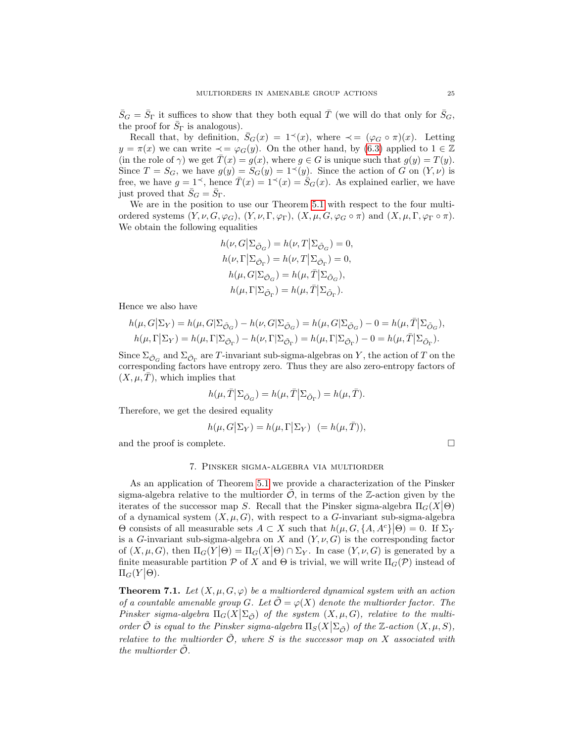$\bar{S}_G = \bar{S}_\Gamma$ it suffices to show that they both equal $\bar{T}$ (we will do that only for $\bar{S}_G$, the proof for $\bar{S}_\Gamma$ is analogous).

Recall that, by definition, $\bar{S}_G(x) = 1^{\prec}(x)$, where $\prec = (\varphi_G \circ \pi)(x)$. Letting $y = \pi(x)$ we can write $\prec = \varphi_G(y)$. On the other hand, by (6.3) applied to $1 \in \mathbb{Z}$ (in the role of $\gamma$) we get $\bar{T}(x) = g(x)$, where $g \in G$ is unique such that $g(y) = T(y)$. Since $T = S_G$, we have $g(y) = S_G(y) = 1^{\prec}(y)$. Since the action of $G$ on $(Y, \nu)$ is free, we have $g = 1^{\prec}$, hence $\bar{T}(x) = 1^{\prec}(x) = \bar{S}_G(x)$. As explained earlier, we have just proved that $\bar{S}_G = \bar{S}_\Gamma$.

We are in the position to use our Theorem 5.1 with respect to the four multiordered systems $(Y, \nu, G, \varphi_G)$, $(Y, \nu, \Gamma, \varphi_\Gamma)$, $(X, \mu, G, \varphi_G \circ \pi)$ and $(X, \mu, \Gamma, \varphi_\Gamma \circ \pi)$. We obtain the following equalities

$$
\begin{aligned}
h(\nu, G|\Sigma_{\tilde{\mathcal{O}}_G}) &= h(\nu, T|\Sigma_{\tilde{\mathcal{O}}_G}) = 0,\\
h(\nu, \Gamma|\Sigma_{\tilde{\mathcal{O}}_\Gamma}) &= h(\nu, T|\Sigma_{\tilde{\mathcal{O}}_\Gamma}) = 0,\\
h(\mu, G|\Sigma_{\tilde{\mathcal{O}}_G}) &= h(\mu, \bar{T}|\Sigma_{\tilde{\mathcal{O}}_G}),\\
h(\mu, \Gamma|\Sigma_{\tilde{\mathcal{O}}_\Gamma}) &= h(\mu, \bar{T}|\Sigma_{\tilde{\mathcal{O}}_\Gamma}).
\end{aligned}
$$

Hence we also have

$$
\begin{aligned}
h(\mu, G|\Sigma_Y) &= h(\mu, G|\Sigma_{\tilde{\mathcal{O}}_G}) - h(\nu, G|\Sigma_{\tilde{\mathcal{O}}_G}) = h(\mu, G|\Sigma_{\tilde{\mathcal{O}}_G}) - 0 = h(\mu, \bar{T}|\Sigma_{\tilde{\mathcal{O}}_G}),\\
h(\mu, \Gamma|\Sigma_Y) &= h(\mu, \Gamma|\Sigma_{\tilde{\mathcal{O}}_\Gamma}) - h(\nu, \Gamma|\Sigma_{\tilde{\mathcal{O}}_\Gamma}) = h(\mu, \Gamma|\Sigma_{\tilde{\mathcal{O}}_\Gamma}) - 0 = h(\mu, \bar{T}|\Sigma_{\tilde{\mathcal{O}}_\Gamma}).
\end{aligned}
$$

Since $\Sigma_{\tilde{\mathcal{O}}_G}$ and $\Sigma_{\tilde{\mathcal{O}}_\Gamma}$ are $T$-invariant sub-sigma-algebras on $Y$, the action of $T$ on the corresponding factors have entropy zero. Thus they are also zero-entropy factors of $(X, \mu, \bar{T})$, which implies that

$$
h(\mu, \bar{T}|\Sigma_{\tilde{\mathcal{O}}_G}) = h(\mu, \bar{T}|\Sigma_{\tilde{\mathcal{O}}_\Gamma}) = h(\mu, \bar{T}).
$$

Therefore, we get the desired equality

$$
h(\mu, G|\Sigma_Y) = h(\mu, \Gamma|\Sigma_Y) \;\; (= h(\mu, \bar{T})),
$$

and the proof is complete. □

## 7. Pinsker sigma-algebra via multiorder

As an application of Theorem 5.1 we provide a characterization of the Pinsker sigma-algebra relative to the multiorder $\tilde{\mathcal{O}}$, in terms of the $\mathbb{Z}$-action given by the iterates of the successor map $S$. Recall that the Pinsker sigma-algebra $\Pi_G(X|\Theta)$ of a dynamical system $(X, \mu, G)$, with respect to a $G$-invariant sub-sigma-algebra $\Theta$ consists of all measurable sets $A \subset X$ such that $h(\mu, G, \{A, A^c\}|\Theta) = 0$. If $\Sigma_Y$ is a $G$-invariant sub-sigma-algebra on $X$ and $(Y, \nu, G)$ is the corresponding factor of $(X, \mu, G)$, then $\Pi_G(Y|\Theta) = \Pi_G(X|\Theta) \cap \Sigma_Y$. In case $(Y, \nu, G)$ is generated by a finite measurable partition $\mathcal{P}$ of $X$ and $\Theta$ is trivial, we will write $\Pi_G(\mathcal{P})$ instead of $\Pi_G(Y|\Theta)$.

**Theorem 7.1.** *Let $(X, \mu, G, \varphi)$ be a multiordered dynamical system with an action of a countable amenable group $G$. Let $\tilde{\mathcal{O}} = \varphi(X)$ denote the multiorder factor. The Pinsker sigma-algebra $\Pi_G(X|\Sigma_{\tilde{\mathcal{O}}})$ of the system $(X, \mu, G)$, relative to the multiorder $\tilde{\mathcal{O}}$ is equal to the Pinsker sigma-algebra $\Pi_S(X|\Sigma_{\tilde{\mathcal{O}}})$ of the $\mathbb{Z}$-action $(X, \mu, S)$, relative to the multiorder $\tilde{\mathcal{O}}$, where $S$ is the successor map on $X$ associated with the multiorder $\tilde{\mathcal{O}}$.*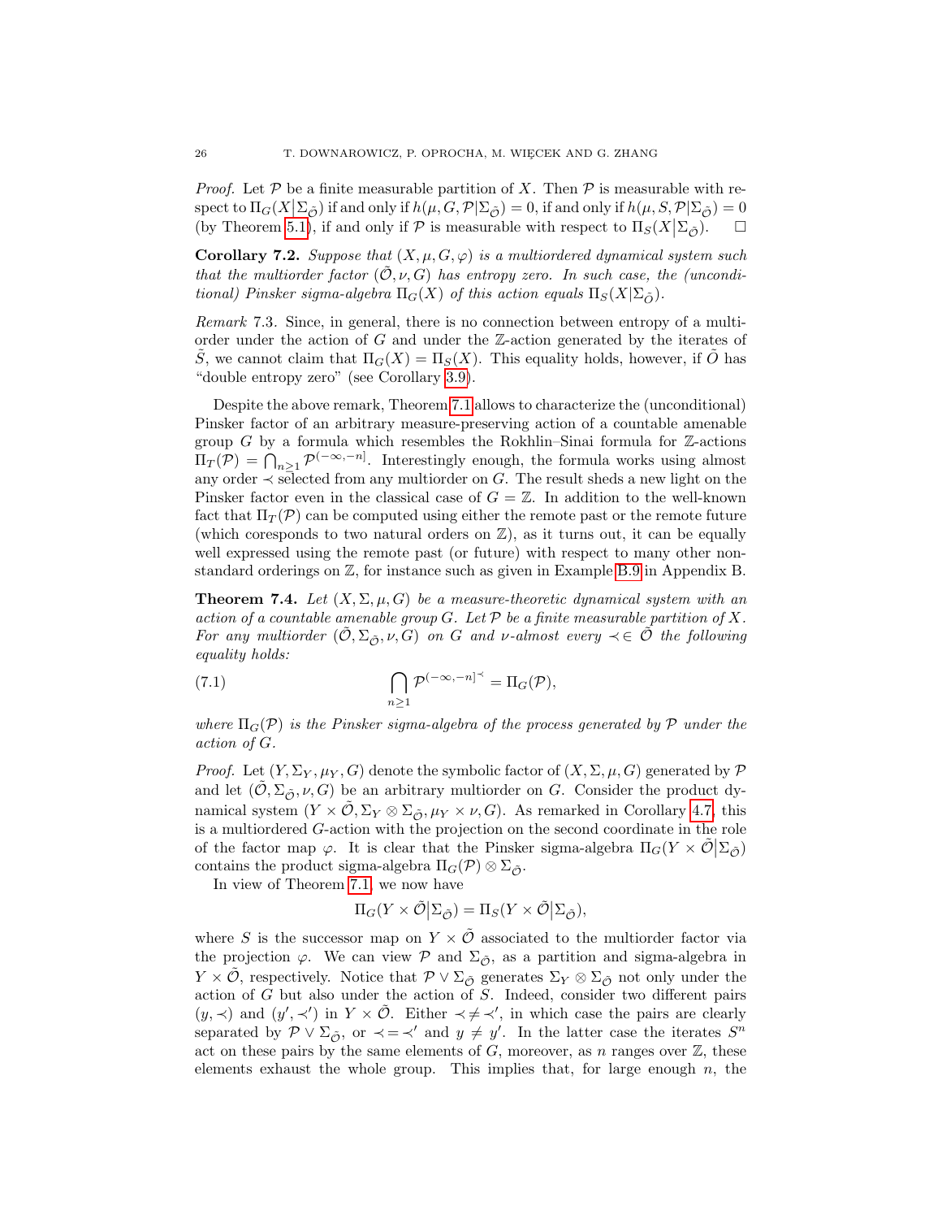*Proof.* Let $\mathcal{P}$ be a finite measurable partition of $X$. Then $\mathcal{P}$ is measurable with respect to $\Pi_G(X|\Sigma_{\tilde{\mathcal{O}}})$ if and only if $h(\mu, G, \mathcal{P}|\Sigma_{\tilde{\mathcal{O}}}) = 0$, if and only if $h(\mu, S, \mathcal{P}|\Sigma_{\tilde{\mathcal{O}}}) = 0$ (by Theorem 5.1), if and only if $\mathcal{P}$ is measurable with respect to $\Pi_S(X|\Sigma_{\tilde{\mathcal{O}}})$. $\square$

**Corollary 7.2.** *Suppose that $(X, \mu, G, \varphi)$ is a multiordered dynamical system such that the multiorder factor $(\tilde{\mathcal{O}}, \nu, G)$ has entropy zero. In such case, the (unconditional) Pinsker sigma-algebra $\Pi_G(X)$ of this action equals $\Pi_S(X|\Sigma_{\tilde{\mathcal{O}}})$.*

*Remark* 7.3. Since, in general, there is no connection between entropy of a multiorder under the action of $G$ and under the $\mathbb{Z}$-action generated by the iterates of $\tilde{S}$, we cannot claim that $\Pi_G(X) = \Pi_S(X)$. This equality holds, however, if $\tilde{O}$ has "double entropy zero" (see Corollary 3.9).

Despite the above remark, Theorem 7.1 allows to characterize the (unconditional) Pinsker factor of an arbitrary measure-preserving action of a countable amenable group $G$ by a formula which resembles the Rokhlin–Sinai formula for $\mathbb{Z}$-actions $\Pi_T(\mathcal{P}) = \bigcap_{n\geq 1} \mathcal{P}^{(-\infty,-n]}$. Interestingly enough, the formula works using almost any order $\prec$ selected from any multiorder on $G$. The result sheds a new light on the Pinsker factor even in the classical case of $G = \mathbb{Z}$. In addition to the well-known fact that $\Pi_T(\mathcal{P})$ can be computed using either the remote past or the remote future (which coresponds to two natural orders on $\mathbb{Z}$), as it turns out, it can be equally well expressed using the remote past (or future) with respect to many other non-standard orderings on $\mathbb{Z}$, for instance such as given in Example B.9 in Appendix B.

**Theorem 7.4.** *Let $(X, \Sigma, \mu, G)$ be a measure-theoretic dynamical system with an action of a countable amenable group $G$. Let $\mathcal{P}$ be a finite measurable partition of $X$. For any multiorder $(\tilde{\mathcal{O}}, \Sigma_{\tilde{\mathcal{O}}}, \nu, G)$ on $G$ and $\nu$-almost every $\prec \in \tilde{\mathcal{O}}$ the following equality holds:*

$$\bigcap_{n\geq 1} \mathcal{P}^{(-\infty,-n]^{\prec}} = \Pi_G(\mathcal{P}), \tag{7.1}$$

*where $\Pi_G(\mathcal{P})$ is the Pinsker sigma-algebra of the process generated by $\mathcal{P}$ under the action of $G$.*

*Proof.* Let $(Y, \Sigma_Y, \mu_Y, G)$ denote the symbolic factor of $(X, \Sigma, \mu, G)$ generated by $\mathcal{P}$ and let $(\tilde{\mathcal{O}}, \Sigma_{\tilde{\mathcal{O}}}, \nu, G)$ be an arbitrary multiorder on $G$. Consider the product dynamical system $(Y \times \tilde{\mathcal{O}}, \Sigma_Y \otimes \Sigma_{\tilde{\mathcal{O}}}, \mu_Y \times \nu, G)$. As remarked in Corollary 4.7, this is a multiordered $G$-action with the projection on the second coordinate in the role of the factor map $\varphi$. It is clear that the Pinsker sigma-algebra $\Pi_G(Y \times \tilde{\mathcal{O}}|\Sigma_{\tilde{\mathcal{O}}})$ contains the product sigma-algebra $\Pi_G(\mathcal{P}) \otimes \Sigma_{\tilde{\mathcal{O}}}$.

In view of Theorem 7.1, we now have

$$\Pi_G(Y \times \tilde{\mathcal{O}}|\Sigma_{\tilde{\mathcal{O}}}) = \Pi_S(Y \times \tilde{\mathcal{O}}|\Sigma_{\tilde{\mathcal{O}}}),$$

where $S$ is the successor map on $Y \times \tilde{\mathcal{O}}$ associated to the multiorder factor via the projection $\varphi$. We can view $\mathcal{P}$ and $\Sigma_{\tilde{\mathcal{O}}}$, as a partition and sigma-algebra in $Y \times \tilde{\mathcal{O}}$, respectively. Notice that $\mathcal{P} \vee \Sigma_{\tilde{\mathcal{O}}}$ generates $\Sigma_Y \otimes \Sigma_{\tilde{\mathcal{O}}}$ not only under the action of $G$ but also under the action of $S$. Indeed, consider two different pairs $(y, \prec)$ and $(y', \prec')$ in $Y \times \tilde{\mathcal{O}}$. Either $\prec \neq \prec'$, in which case the pairs are clearly separated by $\mathcal{P} \vee \Sigma_{\tilde{\mathcal{O}}}$, or $\prec = \prec'$ and $y \neq y'$. In the latter case the iterates $S^n$ act on these pairs by the same elements of $G$, moreover, as $n$ ranges over $\mathbb{Z}$, these elements exhaust the whole group. This implies that, for large enough $n$, the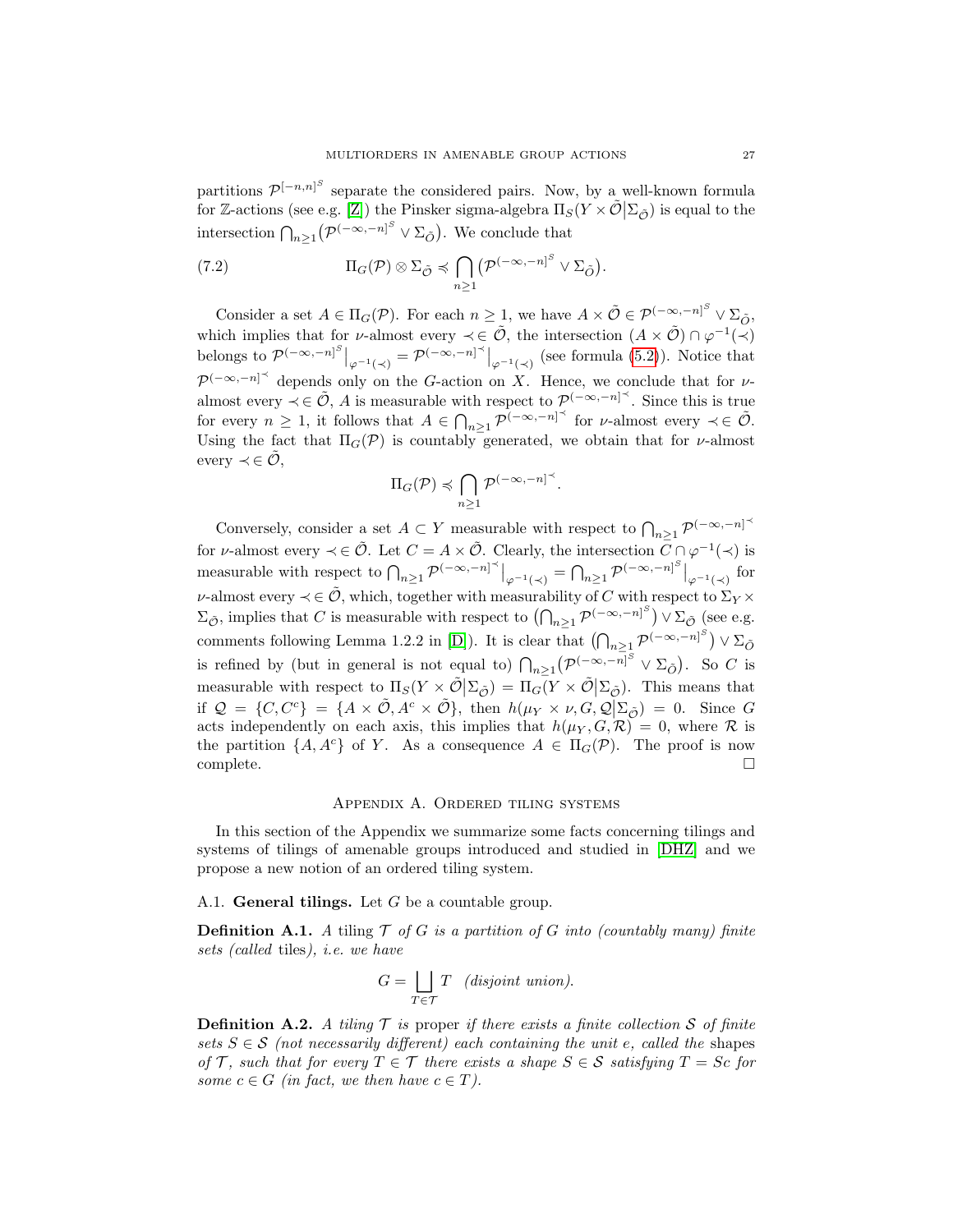partitions $\mathcal{P}^{[-n,n]^S}$ separate the considered pairs. Now, by a well-known formula for $\mathbb{Z}$-actions (see e.g. [Z]) the Pinsker sigma-algebra $\Pi_S(Y\times\tilde{\mathcal{O}}|\Sigma_{\tilde{\mathcal{O}}})$ is equal to the intersection $\bigcap_{n\geq 1}(\mathcal{P}^{(-\infty,-n]^S}\vee\Sigma_{\tilde{\mathcal{O}}})$. We conclude that

$$\Pi_G(\mathcal{P})\otimes\Sigma_{\tilde{\mathcal{O}}}\preccurlyeq\bigcap_{n\geq 1}\big(\mathcal{P}^{(-\infty,-n]^S}\vee\Sigma_{\tilde{\mathcal{O}}}\big). \tag{7.2}$$

Consider a set $A\in\Pi_G(\mathcal{P})$. For each $n\geq 1$, we have $A\times\tilde{\mathcal{O}}\in\mathcal{P}^{(-\infty,-n]^S}\vee\Sigma_{\tilde{\mathcal{O}}}$, which implies that for $\nu$-almost every $\prec\in\tilde{\mathcal{O}}$, the intersection $(A\times\tilde{\mathcal{O}})\cap\varphi^{-1}(\prec)$ belongs to $\mathcal{P}^{(-\infty,-n]^S}\big|_{\varphi^{-1}(\prec)}=\mathcal{P}^{(-\infty,-n]^\prec}\big|_{\varphi^{-1}(\prec)}$ (see formula (5.2)). Notice that $\mathcal{P}^{(-\infty,-n]^\prec}$ depends only on the $G$-action on $X$. Hence, we conclude that for $\nu$-almost every $\prec\in\tilde{\mathcal{O}}$, $A$ is measurable with respect to $\mathcal{P}^{(-\infty,-n]^\prec}$. Since this is true for every $n\geq 1$, it follows that $A\in\bigcap_{n\geq 1}\mathcal{P}^{(-\infty,-n]^\prec}$ for $\nu$-almost every $\prec\in\tilde{\mathcal{O}}$. Using the fact that $\Pi_G(\mathcal{P})$ is countably generated, we obtain that for $\nu$-almost every $\prec\in\tilde{\mathcal{O}}$,

$$\Pi_G(\mathcal{P})\preccurlyeq\bigcap_{n\geq 1}\mathcal{P}^{(-\infty,-n]^\prec}.$$

Conversely, consider a set $A\subset Y$ measurable with respect to $\bigcap_{n\geq 1}\mathcal{P}^{(-\infty,-n]^\prec}$ for $\nu$-almost every $\prec\in\tilde{\mathcal{O}}$. Let $C=A\times\tilde{\mathcal{O}}$. Clearly, the intersection $C\cap\varphi^{-1}(\prec)$ is measurable with respect to $\bigcap_{n\geq 1}\mathcal{P}^{(-\infty,-n]^\prec}\big|_{\varphi^{-1}(\prec)}=\bigcap_{n\geq 1}\mathcal{P}^{(-\infty,-n]^S}\big|_{\varphi^{-1}(\prec)}$ for $\nu$-almost every $\prec\in\tilde{\mathcal{O}}$, which, together with measurability of $C$ with respect to $\Sigma_Y\times\Sigma_{\tilde{\mathcal{O}}}$, implies that $C$ is measurable with respect to $\big(\bigcap_{n\geq 1}\mathcal{P}^{(-\infty,-n]^S}\big)\vee\Sigma_{\tilde{\mathcal{O}}}$ (see e.g. comments following Lemma 1.2.2 in [D]). It is clear that $\big(\bigcap_{n\geq 1}\mathcal{P}^{(-\infty,-n]^S}\big)\vee\Sigma_{\tilde{\mathcal{O}}}$ is refined by (but in general is not equal to) $\bigcap_{n\geq 1}\big(\mathcal{P}^{(-\infty,-n]^S}\vee\Sigma_{\tilde{\mathcal{O}}}\big)$. So $C$ is measurable with respect to $\Pi_S(Y\times\tilde{\mathcal{O}}|\Sigma_{\tilde{\mathcal{O}}})=\Pi_G(Y\times\tilde{\mathcal{O}}|\Sigma_{\tilde{\mathcal{O}}})$. This means that if $\mathcal{Q}=\{C,C^c\}=\{A\times\tilde{\mathcal{O}},A^c\times\tilde{\mathcal{O}}\}$, then $h(\mu_Y\times\nu,G,\mathcal{Q}|\Sigma_{\tilde{\mathcal{O}}})=0$. Since $G$ acts independently on each axis, this implies that $h(\mu_Y,G,\mathcal{R})=0$, where $\mathcal{R}$ is the partition $\{A,A^c\}$ of $Y$. As a consequence $A\in\Pi_G(\mathcal{P})$. The proof is now complete. ∎

## Appendix A. Ordered tiling systems

In this section of the Appendix we summarize some facts concerning tilings and systems of tilings of amenable groups introduced and studied in [DHZ] and we propose a new notion of an ordered tiling system.

### A.1. General tilings.

Let $G$ be a countable group.

**Definition A.1.** *A tiling $\mathcal{T}$ of $G$ is a partition of $G$ into (countably many) finite sets (called* tiles*), i.e. we have*

$$G=\bigsqcup_{T\in\mathcal{T}}T\quad\textit{(disjoint union).}$$

**Definition A.2.** *A tiling $\mathcal{T}$ is* proper *if there exists a finite collection $\mathcal{S}$ of finite sets $S\in\mathcal{S}$ (not necessarily different) each containing the unit $e$, called the* shapes *of $\mathcal{T}$, such that for every $T\in\mathcal{T}$ there exists a shape $S\in\mathcal{S}$ satisfying $T=Sc$ for some $c\in G$ (in fact, we then have $c\in T$).*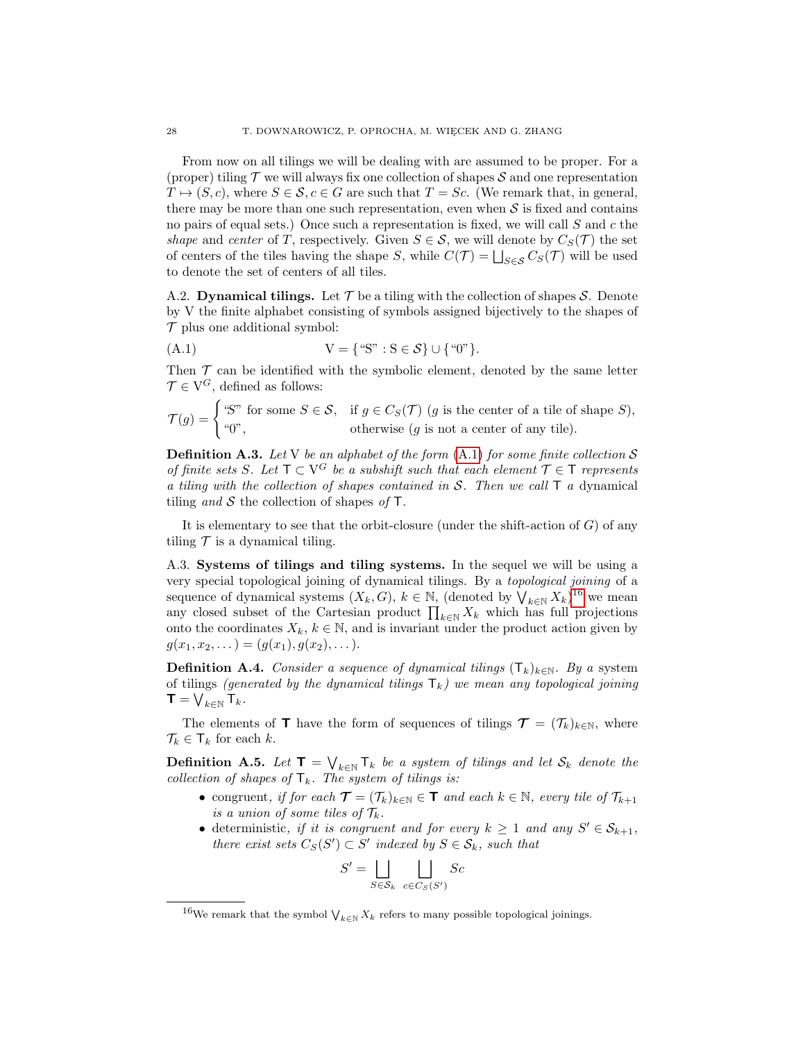From now on all tilings we will be dealing with are assumed to be proper. For a (proper) tiling $\mathcal{T}$ we will always fix one collection of shapes $\mathcal{S}$ and one representation $T \mapsto (S, c)$, where $S \in \mathcal{S}, c \in G$ are such that $T = Sc$. (We remark that, in general, there may be more than one such representation, even when $\mathcal{S}$ is fixed and contains no pairs of equal sets.) Once such a representation is fixed, we will call $S$ and $c$ the *shape* and *center* of $T$, respectively. Given $S \in \mathcal{S}$, we will denote by $C_S(\mathcal{T})$ the set of centers of the tiles having the shape $S$, while $C(\mathcal{T}) = \bigsqcup_{S\in\mathcal{S}} C_S(\mathcal{T})$ will be used to denote the set of centers of all tiles.

A.2. **Dynamical tilings.** Let $\mathcal{T}$ be a tiling with the collection of shapes $\mathcal{S}$. Denote by $\mathrm{V}$ the finite alphabet consisting of symbols assigned bijectively to the shapes of $\mathcal{T}$ plus one additional symbol:

$$\mathrm{V} = \{\text{“S”} : \mathrm{S} \in \mathcal{S}\} \cup \{\text{“0”}\}. \tag{A.1}$$

Then $\mathcal{T}$ can be identified with the symbolic element, denoted by the same letter $\mathcal{T} \in \mathrm{V}^G$, defined as follows:

$$\mathcal{T}(g) = \begin{cases} \text{“}S\text{” for some } S \in \mathcal{S}, & \text{if } g \in C_S(\mathcal{T}) \ (g \text{ is the center of a tile of shape } S), \\ \text{“0”}, & \text{otherwise } (g \text{ is not a center of any tile}). \end{cases}$$

**Definition A.3.** *Let* $\mathrm{V}$ *be an alphabet of the form* (A.1) *for some finite collection* $\mathcal{S}$ *of finite sets* $S$*. Let* $\mathsf{T} \subset \mathrm{V}^G$ *be a subshift such that each element* $\mathcal{T} \in \mathsf{T}$ *represents a tiling with the collection of shapes contained in* $\mathcal{S}$*. Then we call* $\mathsf{T}$ *a* dynamical tiling *and* $\mathcal{S}$ the collection of shapes *of* $\mathsf{T}$*.*

It is elementary to see that the orbit-closure (under the shift-action of $G$) of any tiling $\mathcal{T}$ is a dynamical tiling.

A.3. **Systems of tilings and tiling systems.** In the sequel we will be using a very special topological joining of dynamical tilings. By a *topological joining* of a sequence of dynamical systems $(X_k, G)$, $k \in \mathbb{N}$, (denoted by $\bigvee_{k\in\mathbb{N}} X_k$)[16] we mean any closed subset of the Cartesian product $\prod_{k\in\mathbb{N}} X_k$ which has full projections onto the coordinates $X_k$, $k \in \mathbb{N}$, and is invariant under the product action given by $g(x_1, x_2, \dots) = (g(x_1), g(x_2), \dots)$.

**Definition A.4.** *Consider a sequence of dynamical tilings* $(\mathsf{T}_k)_{k\in\mathbb{N}}$*. By a* system of tilings *(generated by the dynamical tilings* $\mathsf{T}_k$*) we mean any topological joining* $\boldsymbol{\mathsf{T}} = \bigvee_{k\in\mathbb{N}} \mathsf{T}_k$*.*

The elements of $\boldsymbol{\mathsf{T}}$ have the form of sequences of tilings $\boldsymbol{\mathcal{T}} = (\mathcal{T}_k)_{k\in\mathbb{N}}$, where $\mathcal{T}_k \in \mathsf{T}_k$ for each $k$.

**Definition A.5.** *Let* $\boldsymbol{\mathsf{T}} = \bigvee_{k\in\mathbb{N}} \mathsf{T}_k$ *be a system of tilings and let* $\mathcal{S}_k$ *denote the collection of shapes of* $\mathsf{T}_k$*. The system of tilings is:*

- congruent*, if for each* $\boldsymbol{\mathcal{T}} = (\mathcal{T}_k)_{k\in\mathbb{N}} \in \boldsymbol{\mathsf{T}}$ *and each* $k \in \mathbb{N}$*, every tile of* $\mathcal{T}_{k+1}$ *is a union of some tiles of* $\mathcal{T}_k$*.*
- deterministic*, if it is congruent and for every* $k \geq 1$ *and any* $S' \in \mathcal{S}_{k+1}$*, there exist sets* $C_S(S') \subset S'$ *indexed by* $S \in \mathcal{S}_k$*, such that*

$$S' = \bigsqcup_{S\in\mathcal{S}_k} \ \bigsqcup_{c\in C_S(S')} Sc$$

[16] We remark that the symbol $\bigvee_{k\in\mathbb{N}} X_k$ refers to many possible topological joinings.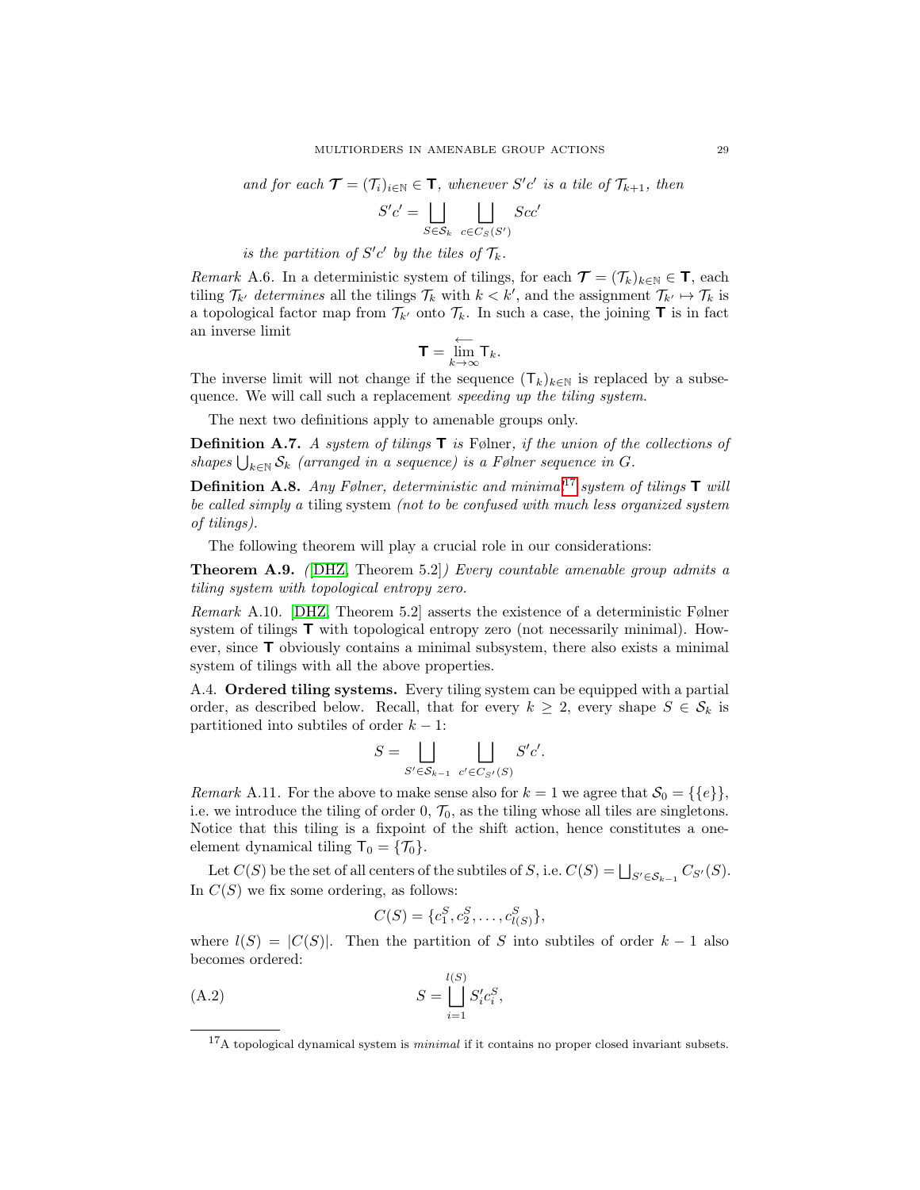*and for each $\boldsymbol{\mathcal{T}} = (\mathcal{T}_i)_{i\in\mathbb{N}} \in \mathsf{T}$, whenever $S'c'$ is a tile of $\mathcal{T}_{k+1}$, then*

$$S'c' = \bigsqcup_{S\in\mathcal{S}_k} \ \bigsqcup_{c\in C_S(S')} Scc'$$

*is the partition of $S'c'$ by the tiles of $\mathcal{T}_k$.*

*Remark* A.6. In a deterministic system of tilings, for each $\boldsymbol{\mathcal{T}} = (\mathcal{T}_k)_{k\in\mathbb{N}} \in \mathsf{T}$, each tiling $\mathcal{T}_{k'}$ *determines* all the tilings $\mathcal{T}_k$ with $k < k'$, and the assignment $\mathcal{T}_{k'} \mapsto \mathcal{T}_k$ is a topological factor map from $\mathcal{T}_{k'}$ onto $\mathcal{T}_k$. In such a case, the joining $\mathsf{T}$ is in fact an inverse limit

$$\mathsf{T} = \overleftarrow{\lim_{k\to\infty}} \mathsf{T}_k.$$

The inverse limit will not change if the sequence $(\mathsf{T}_k)_{k\in\mathbb{N}}$ is replaced by a subsequence. We will call such a replacement *speeding up the tiling system*.

The next two definitions apply to amenable groups only.

**Definition A.7.** *A system of tilings $\mathsf{T}$ is* Følner*, if the union of the collections of shapes $\bigcup_{k\in\mathbb{N}} \mathcal{S}_k$ (arranged in a sequence) is a Følner sequence in $G$.*

**Definition A.8.** *Any Følner, deterministic and minimal[17] system of tilings $\mathsf{T}$ will be called simply a* tiling system *(not to be confused with much less organized system of tilings).*

The following theorem will play a crucial role in our considerations:

**Theorem A.9.** *([DHZ, Theorem 5.2]) Every countable amenable group admits a tiling system with topological entropy zero.*

*Remark* A.10. [DHZ, Theorem 5.2] asserts the existence of a deterministic Følner system of tilings $\mathsf{T}$ with topological entropy zero (not necessarily minimal). However, since $\mathsf{T}$ obviously contains a minimal subsystem, there also exists a minimal system of tilings with all the above properties.

A.4. **Ordered tiling systems.** Every tiling system can be equipped with a partial order, as described below. Recall, that for every $k \geq 2$, every shape $S \in \mathcal{S}_k$ is partitioned into subtiles of order $k-1$:

$$S = \bigsqcup_{S'\in\mathcal{S}_{k-1}} \ \bigsqcup_{c'\in C_{S'}(S)} S'c'.$$

*Remark* A.11. For the above to make sense also for $k = 1$ we agree that $\mathcal{S}_0 = \{\{e\}\}$, i.e. we introduce the tiling of order 0, $\mathcal{T}_0$, as the tiling whose all tiles are singletons. Notice that this tiling is a fixpoint of the shift action, hence constitutes a one-element dynamical tiling $\mathsf{T}_0 = \{\mathcal{T}_0\}$.

Let $C(S)$ be the set of all centers of the subtiles of $S$, i.e. $C(S) = \bigsqcup_{S'\in\mathcal{S}_{k-1}} C_{S'}(S)$. In $C(S)$ we fix some ordering, as follows:

$$C(S) = \{c_1^S, c_2^S, \dots, c_{l(S)}^S\},$$

where $l(S) = |C(S)|$. Then the partition of $S$ into subtiles of order $k-1$ also becomes ordered:

$$S = \bigsqcup_{i=1}^{l(S)} S'_i c_i^S, \tag{A.2}$$

[17] A topological dynamical system is *minimal* if it contains no proper closed invariant subsets.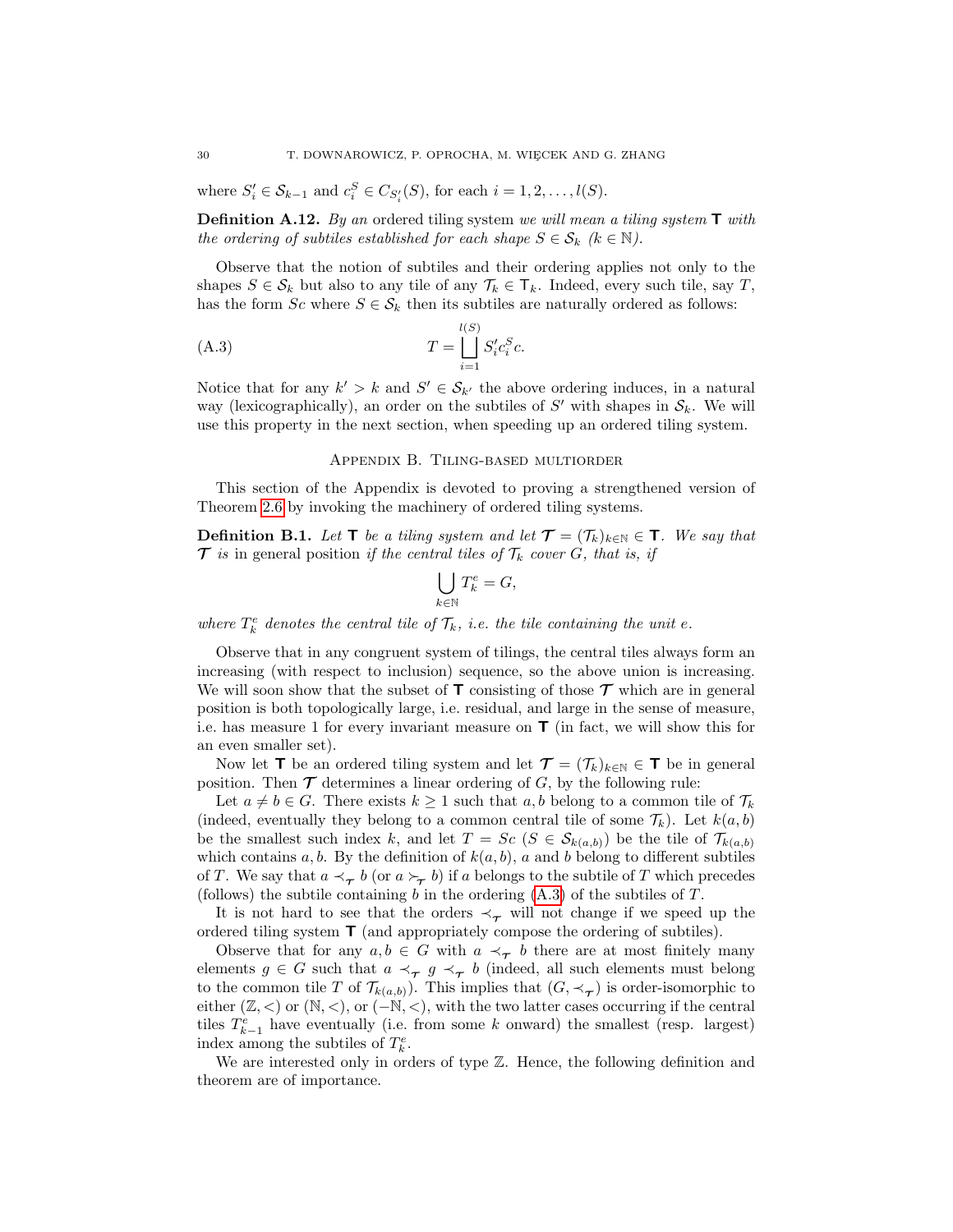where $S'_i \in \mathcal{S}_{k-1}$ and $c_i^S \in C_{S'_i}(S)$, for each $i = 1, 2, \dots, l(S)$.

**Definition A.12.** *By an* ordered tiling system *we will mean a tiling system* $\mathsf{T}$ *with the ordering of subtiles established for each shape* $S \in \mathcal{S}_k$ *(*$k \in \mathbb{N}$*).*

Observe that the notion of subtiles and their ordering applies not only to the shapes $S \in \mathcal{S}_k$ but also to any tile of any $\mathcal{T}_k \in \mathsf{T}_k$. Indeed, every such tile, say $T$, has the form $Sc$ where $S \in \mathcal{S}_k$ then its subtiles are naturally ordered as follows:

$$T = \bigsqcup_{i=1}^{l(S)} S'_i c_i^S c. \tag{A.3}$$

Notice that for any $k' > k$ and $S' \in \mathcal{S}_{k'}$ the above ordering induces, in a natural way (lexicographically), an order on the subtiles of $S'$ with shapes in $\mathcal{S}_k$. We will use this property in the next section, when speeding up an ordered tiling system.

## Appendix B. Tiling-based multiorder

This section of the Appendix is devoted to proving a strengthened version of Theorem 2.6 by invoking the machinery of ordered tiling systems.

**Definition B.1.** *Let* $\mathsf{T}$ *be a tiling system and let* $\boldsymbol{\mathcal{T}} = (\mathcal{T}_k)_{k\in\mathbb{N}} \in \mathsf{T}$*. We say that* $\boldsymbol{\mathcal{T}}$ *is* in general position *if the central tiles of* $\mathcal{T}_k$ *cover* $G$*, that is, if*

$$\bigcup_{k\in\mathbb{N}} T_k^e = G,$$

*where* $T_k^e$ *denotes the central tile of* $\mathcal{T}_k$*, i.e. the tile containing the unit* $e$*.*

Observe that in any congruent system of tilings, the central tiles always form an increasing (with respect to inclusion) sequence, so the above union is increasing. We will soon show that the subset of $\mathsf{T}$ consisting of those $\boldsymbol{\mathcal{T}}$ which are in general position is both topologically large, i.e. residual, and large in the sense of measure, i.e. has measure 1 for every invariant measure on $\mathsf{T}$ (in fact, we will show this for an even smaller set).

Now let $\mathsf{T}$ be an ordered tiling system and let $\boldsymbol{\mathcal{T}} = (\mathcal{T}_k)_{k\in\mathbb{N}} \in \mathsf{T}$ be in general position. Then $\boldsymbol{\mathcal{T}}$ determines a linear ordering of $G$, by the following rule:

Let $a \neq b \in G$. There exists $k \geq 1$ such that $a, b$ belong to a common tile of $\mathcal{T}_k$ (indeed, eventually they belong to a common central tile of some $\mathcal{T}_k$). Let $k(a, b)$ be the smallest such index $k$, and let $T = Sc$ ($S \in \mathcal{S}_{k(a,b)}$) be the tile of $\mathcal{T}_{k(a,b)}$ which contains $a, b$. By the definition of $k(a, b)$, $a$ and $b$ belong to different subtiles of $T$. We say that $a \prec_{\boldsymbol{\mathcal{T}}} b$ (or $a \succ_{\boldsymbol{\mathcal{T}}} b$) if $a$ belongs to the subtile of $T$ which precedes (follows) the subtile containing $b$ in the ordering (A.3) of the subtiles of $T$.

It is not hard to see that the orders $\prec_{\boldsymbol{\mathcal{T}}}$ will not change if we speed up the ordered tiling system $\mathsf{T}$ (and appropriately compose the ordering of subtiles).

Observe that for any $a, b \in G$ with $a \prec_{\boldsymbol{\mathcal{T}}} b$ there are at most finitely many elements $g \in G$ such that $a \prec_{\boldsymbol{\mathcal{T}}} g \prec_{\boldsymbol{\mathcal{T}}} b$ (indeed, all such elements must belong to the common tile $T$ of $\mathcal{T}_{k(a,b)}$). This implies that $(G, \prec_{\boldsymbol{\mathcal{T}}})$ is order-isomorphic to either $(\mathbb{Z}, <)$ or $(\mathbb{N}, <)$, or $(-\mathbb{N}, <)$, with the two latter cases occurring if the central tiles $T_{k-1}^e$ have eventually (i.e. from some $k$ onward) the smallest (resp. largest) index among the subtiles of $T_k^e$.

We are interested only in orders of type $\mathbb{Z}$. Hence, the following definition and theorem are of importance.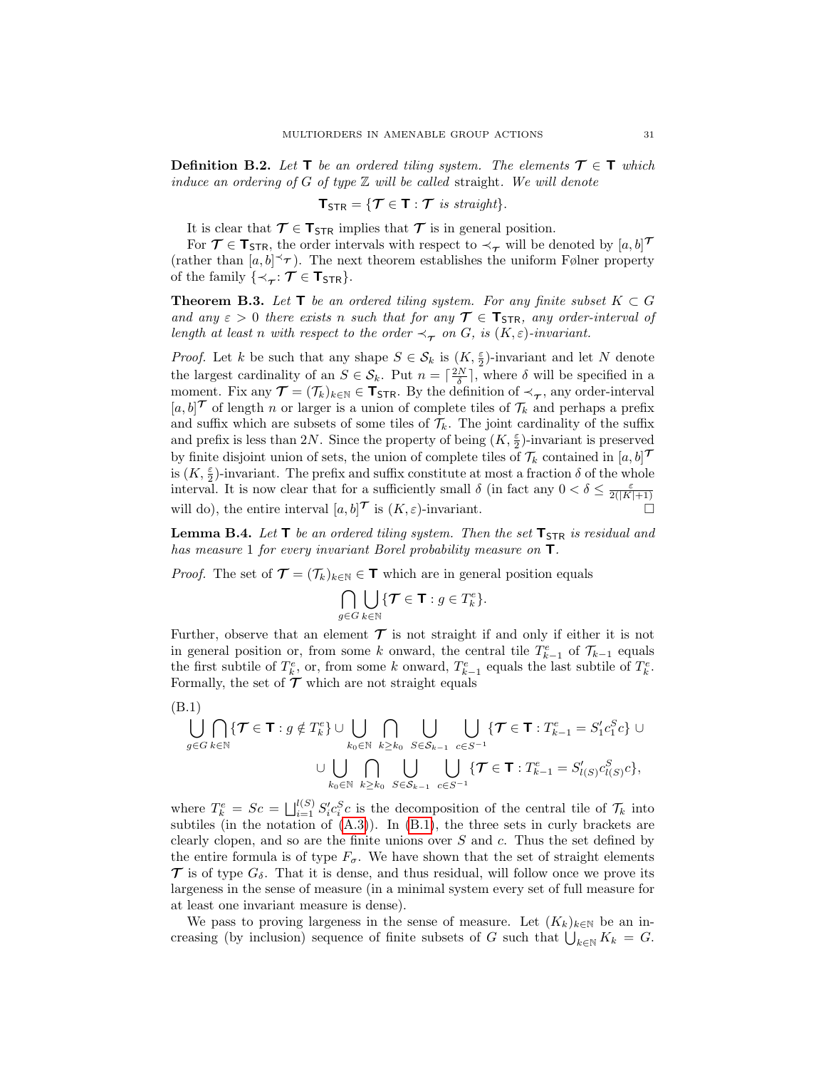**Definition B.2.** *Let* $\mathbf{T}$ *be an ordered tiling system. The elements* $\boldsymbol{\mathcal{T}} \in \mathbf{T}$ *which induce an ordering of* $G$ *of type* $\mathbb{Z}$ *will be called* straight*. We will denote*

$$\mathbf{T}_{\mathsf{STR}} = \{\boldsymbol{\mathcal{T}} \in \mathbf{T} : \boldsymbol{\mathcal{T}} \text{ is straight}\}.$$

It is clear that $\boldsymbol{\mathcal{T}} \in \mathbf{T}_{\mathsf{STR}}$ implies that $\boldsymbol{\mathcal{T}}$ is in general position.

For $\boldsymbol{\mathcal{T}} \in \mathbf{T}_{\mathsf{STR}}$, the order intervals with respect to $\prec_{\boldsymbol{\mathcal{T}}}$ will be denoted by $[a,b]^{\boldsymbol{\mathcal{T}}}$ (rather than $[a,b]^{\prec_{\boldsymbol{\mathcal{T}}}}$). The next theorem establishes the uniform Følner property of the family $\{\prec_{\boldsymbol{\mathcal{T}}} : \boldsymbol{\mathcal{T}} \in \mathbf{T}_{\mathsf{STR}}\}$.

**Theorem B.3.** *Let* $\mathbf{T}$ *be an ordered tiling system. For any finite subset* $K \subset G$ *and any* $\varepsilon > 0$ *there exists* $n$ *such that for any* $\boldsymbol{\mathcal{T}} \in \mathbf{T}_{\mathsf{STR}}$*, any order-interval of length at least* $n$ *with respect to the order* $\prec_{\boldsymbol{\mathcal{T}}}$ *on* $G$*, is* $(K,\varepsilon)$*-invariant.*

*Proof.* Let $k$ be such that any shape $S \in \mathcal{S}_k$ is $(K, \frac{\varepsilon}{2})$-invariant and let $N$ denote the largest cardinality of an $S \in \mathcal{S}_k$. Put $n = \lceil \frac{2N}{\delta} \rceil$, where $\delta$ will be specified in a moment. Fix any $\boldsymbol{\mathcal{T}} = (\mathcal{T}_k)_{k\in\mathbb{N}} \in \mathbf{T}_{\mathsf{STR}}$. By the definition of $\prec_{\boldsymbol{\mathcal{T}}}$, any order-interval $[a,b]^{\boldsymbol{\mathcal{T}}}$ of length $n$ or larger is a union of complete tiles of $\mathcal{T}_k$ and perhaps a prefix and suffix which are subsets of some tiles of $\mathcal{T}_k$. The joint cardinality of the suffix and prefix is less than $2N$. Since the property of being $(K, \frac{\varepsilon}{2})$-invariant is preserved by finite disjoint union of sets, the union of complete tiles of $\mathcal{T}_k$ contained in $[a,b]^{\boldsymbol{\mathcal{T}}}$ is $(K, \frac{\varepsilon}{2})$-invariant. The prefix and suffix constitute at most a fraction $\delta$ of the whole interval. It is now clear that for a sufficiently small $\delta$ (in fact any $0 < \delta \le \frac{\varepsilon}{2(|K|+1)}$ will do), the entire interval $[a,b]^{\boldsymbol{\mathcal{T}}}$ is $(K,\varepsilon)$-invariant. $\square$

**Lemma B.4.** *Let* $\mathbf{T}$ *be an ordered tiling system. Then the set* $\mathbf{T}_{\mathsf{STR}}$ *is residual and has measure* 1 *for every invariant Borel probability measure on* $\mathbf{T}$*.*

*Proof.* The set of $\boldsymbol{\mathcal{T}} = (\mathcal{T}_k)_{k\in\mathbb{N}} \in \mathbf{T}$ which are in general position equals

$$\bigcap_{g\in G} \bigcup_{k\in\mathbb{N}} \{\boldsymbol{\mathcal{T}} \in \mathbf{T} : g \in T_k^e\}.$$

Further, observe that an element $\boldsymbol{\mathcal{T}}$ is not straight if and only if either it is not in general position or, from some $k$ onward, the central tile $T_{k-1}^e$ of $\mathcal{T}_{k-1}$ equals the first subtile of $T_k^e$, or, from some $k$ onward, $T_{k-1}^e$ equals the last subtile of $T_k^e$. Formally, the set of $\boldsymbol{\mathcal{T}}$ which are not straight equals

(B.1)
$$\bigcup_{g\in G} \bigcap_{k\in\mathbb{N}} \{\boldsymbol{\mathcal{T}} \in \mathbf{T} : g \notin T_k^e\} \cup \bigcup_{k_0\in\mathbb{N}} \bigcap_{k\ge k_0} \bigcup_{S\in\mathcal{S}_{k-1}} \bigcup_{c\in S^{-1}} \{\boldsymbol{\mathcal{T}} \in \mathbf{T} : T_{k-1}^e = S_1' c_1^S c\} \cup$$
$$\cup \bigcup_{k_0\in\mathbb{N}} \bigcap_{k\ge k_0} \bigcup_{S\in\mathcal{S}_{k-1}} \bigcup_{c\in S^{-1}} \{\boldsymbol{\mathcal{T}} \in \mathbf{T} : T_{k-1}^e = S_{l(S)}' c_{l(S)}^S c\},$$

where $T_k^e = Sc = \bigsqcup_{i=1}^{l(S)} S_i' c_i^S c$ is the decomposition of the central tile of $\mathcal{T}_k$ into subtiles (in the notation of (A.3)). In (B.1), the three sets in curly brackets are clearly clopen, and so are the finite unions over $S$ and $c$. Thus the set defined by the entire formula is of type $F_\sigma$. We have shown that the set of straight elements $\boldsymbol{\mathcal{T}}$ is of type $G_\delta$. That it is dense, and thus residual, will follow once we prove its largeness in the sense of measure (in a minimal system every set of full measure for at least one invariant measure is dense).

We pass to proving largeness in the sense of measure. Let $(K_k)_{k\in\mathbb{N}}$ be an increasing (by inclusion) sequence of finite subsets of $G$ such that $\bigcup_{k\in\mathbb{N}} K_k = G$.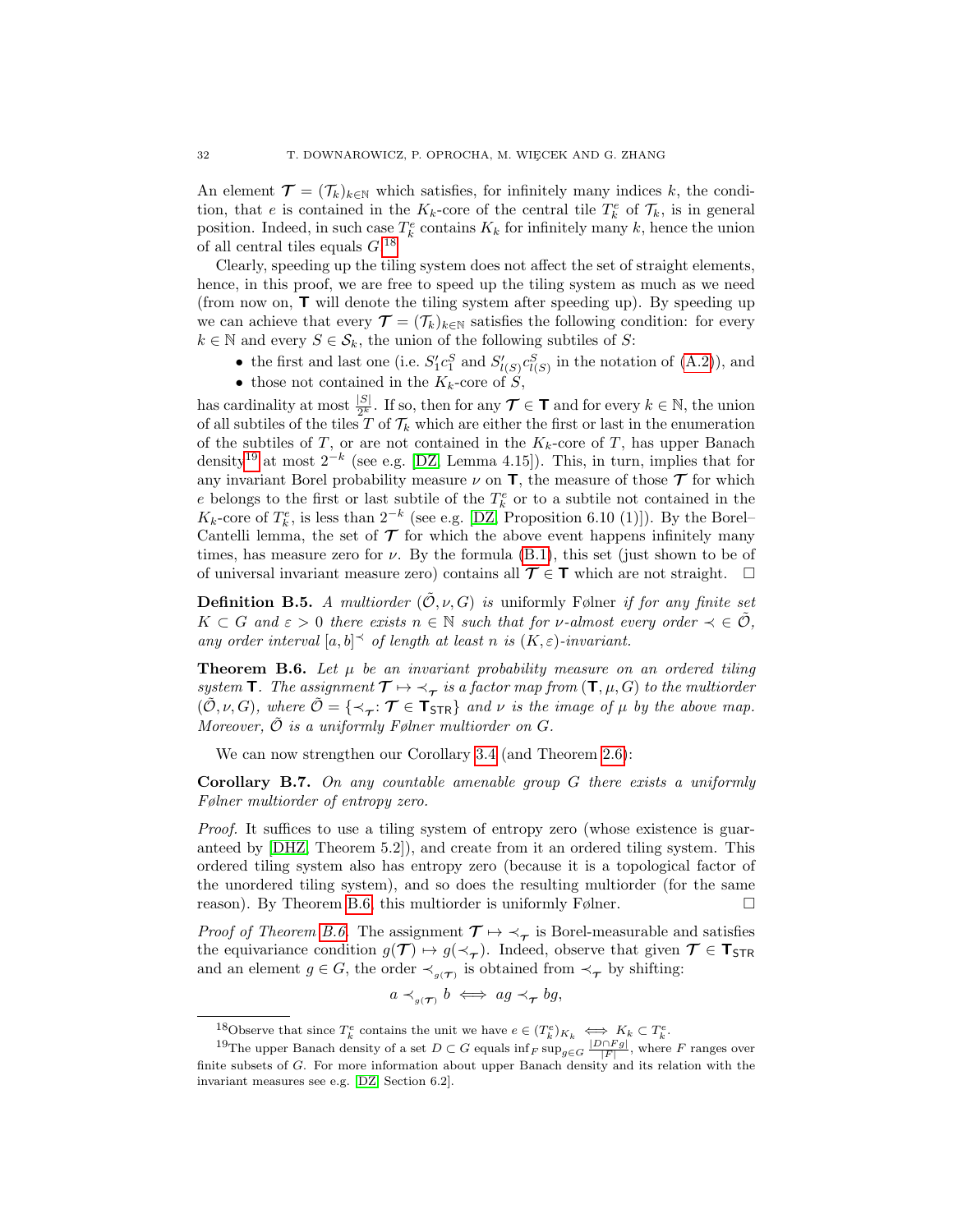An element $\boldsymbol{\mathcal{T}} = (\mathcal{T}_k)_{k\in\mathbb{N}}$ which satisfies, for infinitely many indices $k$, the condition, that $e$ is contained in the $K_k$-core of the central tile $T_k^e$ of $\mathcal{T}_k$, is in general position. Indeed, in such case $T_k^e$ contains $K_k$ for infinitely many $k$, hence the union of all central tiles equals $G$.[18]

Clearly, speeding up the tiling system does not affect the set of straight elements, hence, in this proof, we are free to speed up the tiling system as much as we need (from now on, $\mathbf{T}$ will denote the tiling system after speeding up). By speeding up we can achieve that every $\boldsymbol{\mathcal{T}} = (\mathcal{T}_k)_{k\in\mathbb{N}}$ satisfies the following condition: for every $k \in \mathbb{N}$ and every $S \in \mathcal{S}_k$, the union of the following subtiles of $S$:

- the first and last one (i.e. $S_1'c_1^S$ and $S_{l(S)}'c_{l(S)}^S$ in the notation of (A.2)), and
- those not contained in the $K_k$-core of $S$,

has cardinality at most $\frac{|S|}{2^k}$. If so, then for any $\boldsymbol{\mathcal{T}} \in \mathbf{T}$ and for every $k \in \mathbb{N}$, the union of all subtiles of the tiles $T$ of $\mathcal{T}_k$ which are either the first or last in the enumeration of the subtiles of $T$, or are not contained in the $K_k$-core of $T$, has upper Banach density[19] at most $2^{-k}$ (see e.g. [DZ, Lemma 4.15]). This, in turn, implies that for any invariant Borel probability measure $\nu$ on $\mathbf{T}$, the measure of those $\boldsymbol{\mathcal{T}}$ for which $e$ belongs to the first or last subtile of the $T_k^e$ or to a subtile not contained in the $K_k$-core of $T_k^e$, is less than $2^{-k}$ (see e.g. [DZ, Proposition 6.10 (1)]). By the Borel–Cantelli lemma, the set of $\boldsymbol{\mathcal{T}}$ for which the above event happens infinitely many times, has measure zero for $\nu$. By the formula (B.1), this set (just shown to be of of universal invariant measure zero) contains all $\boldsymbol{\mathcal{T}} \in \mathbf{T}$ which are not straight. $\square$

**Definition B.5.** *A multiorder $(\tilde{\mathcal{O}}, \nu, G)$ is* uniformly Følner *if for any finite set $K \subset G$ and $\varepsilon > 0$ there exists $n \in \mathbb{N}$ such that for $\nu$-almost every order $\prec \in \tilde{\mathcal{O}}$, any order interval $[a, b]^{\prec}$ of length at least $n$ is $(K, \varepsilon)$-invariant.*

**Theorem B.6.** *Let $\mu$ be an invariant probability measure on an ordered tiling system $\mathbf{T}$. The assignment $\boldsymbol{\mathcal{T}} \mapsto \prec_{\boldsymbol{\mathcal{T}}}$ is a factor map from $(\mathbf{T}, \mu, G)$ to the multiorder $(\tilde{\mathcal{O}}, \nu, G)$, where $\tilde{\mathcal{O}} = \{\prec_{\boldsymbol{\mathcal{T}}} : \boldsymbol{\mathcal{T}} \in \mathbf{T}_{\mathsf{STR}}\}$ and $\nu$ is the image of $\mu$ by the above map. Moreover, $\tilde{\mathcal{O}}$ is a uniformly Følner multiorder on $G$.*

We can now strengthen our Corollary 3.4 (and Theorem 2.6):

**Corollary B.7.** *On any countable amenable group $G$ there exists a uniformly Følner multiorder of entropy zero.*

*Proof.* It suffices to use a tiling system of entropy zero (whose existence is guaranteed by [DHZ, Theorem 5.2]), and create from it an ordered tiling system. This ordered tiling system also has entropy zero (because it is a topological factor of the unordered tiling system), and so does the resulting multiorder (for the same reason). By Theorem B.6, this multiorder is uniformly Følner. $\square$

*Proof of Theorem B.6.* The assignment $\boldsymbol{\mathcal{T}} \mapsto \prec_{\boldsymbol{\mathcal{T}}}$ is Borel-measurable and satisfies the equivariance condition $g(\boldsymbol{\mathcal{T}}) \mapsto g(\prec_{\boldsymbol{\mathcal{T}}})$. Indeed, observe that given $\boldsymbol{\mathcal{T}} \in \mathbf{T}_{\mathsf{STR}}$ and an element $g \in G$, the order $\prec_{g(\boldsymbol{\mathcal{T}})}$ is obtained from $\prec_{\boldsymbol{\mathcal{T}}}$ by shifting:

$$a \prec_{g(\boldsymbol{\mathcal{T}})} b \iff ag \prec_{\boldsymbol{\mathcal{T}}} bg,$$

---

[18] Observe that since $T_k^e$ contains the unit we have $e \in (T_k^e)_{K_k} \iff K_k \subset T_k^e$.

[19] The upper Banach density of a set $D \subset G$ equals $\inf_F \sup_{g\in G} \frac{|D\cap Fg|}{|F|}$, where $F$ ranges over finite subsets of $G$. For more information about upper Banach density and its relation with the invariant measures see e.g. [DZ, Section 6.2].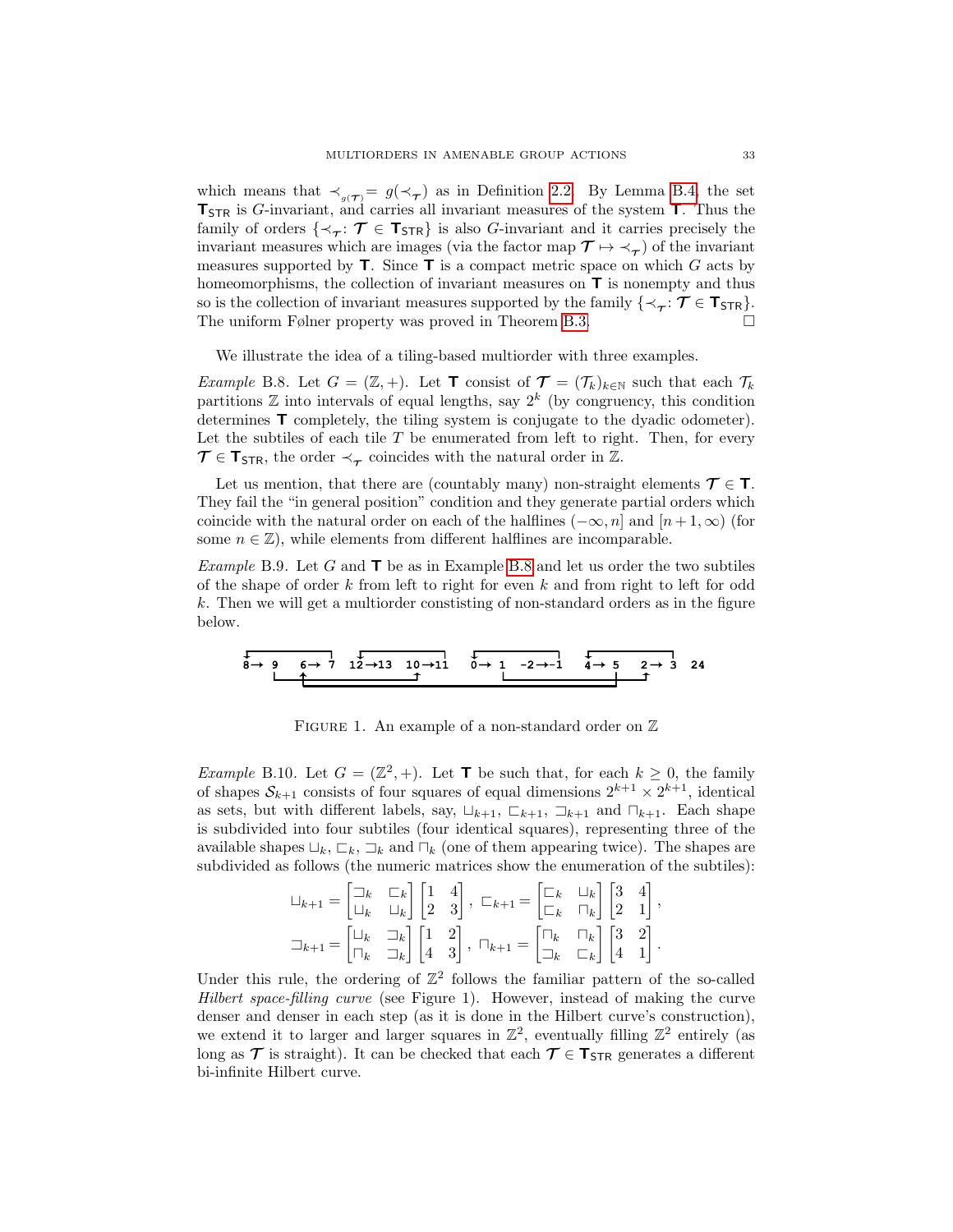which means that $\prec_{g(\boldsymbol{\mathcal{T}})} = g(\prec_{\boldsymbol{\mathcal{T}}})$ as in Definition 2.2. By Lemma B.4, the set $\mathbf{T}_{\mathsf{STR}}$ is $G$-invariant, and carries all invariant measures of the system $\mathbf{T}$. Thus the family of orders $\{\prec_{\boldsymbol{\mathcal{T}}} : \boldsymbol{\mathcal{T}} \in \mathbf{T}_{\mathsf{STR}}\}$ is also $G$-invariant and it carries precisely the invariant measures which are images (via the factor map $\boldsymbol{\mathcal{T}} \mapsto \prec_{\boldsymbol{\mathcal{T}}}$) of the invariant measures supported by $\mathbf{T}$. Since $\mathbf{T}$ is a compact metric space on which $G$ acts by homeomorphisms, the collection of invariant measures on $\mathbf{T}$ is nonempty and thus so is the collection of invariant measures supported by the family $\{\prec_{\boldsymbol{\mathcal{T}}} : \boldsymbol{\mathcal{T}} \in \mathbf{T}_{\mathsf{STR}}\}$. The uniform Følner property was proved in Theorem B.3. □

We illustrate the idea of a tiling-based multiorder with three examples.

*Example* B.8. Let $G = (\mathbb{Z}, +)$. Let $\mathbf{T}$ consist of $\boldsymbol{\mathcal{T}} = (\mathcal{T}_k)_{k \in \mathbb{N}}$ such that each $\mathcal{T}_k$ partitions $\mathbb{Z}$ into intervals of equal lengths, say $2^k$ (by congruency, this condition determines $\mathbf{T}$ completely, the tiling system is conjugate to the dyadic odometer). Let the subtiles of each tile $T$ be enumerated from left to right. Then, for every $\boldsymbol{\mathcal{T}} \in \mathbf{T}_{\mathsf{STR}}$, the order $\prec_{\boldsymbol{\mathcal{T}}}$ coincides with the natural order in $\mathbb{Z}$.

Let us mention, that there are (countably many) non-straight elements $\boldsymbol{\mathcal{T}} \in \mathbf{T}$. They fail the "in general position" condition and they generate partial orders which coincide with the natural order on each of the halflines $(-\infty, n]$ and $[n+1, \infty)$ (for some $n \in \mathbb{Z}$), while elements from different halflines are incomparable.

*Example* B.9. Let $G$ and $\mathbf{T}$ be as in Example B.8 and let us order the two subtiles of the shape of order $k$ from left to right for even $k$ and from right to left for odd $k$. Then we will get a multiorder constisting of non-standard orders as in the figure below.

8→ 9   6→ 7   12→13   10→11   0→ 1   -2→-1   4→ 5   2→ 3   24

Figure 1. An example of a non-standard order on $\mathbb{Z}$

*Example* B.10. Let $G = (\mathbb{Z}^2, +)$. Let $\mathbf{T}$ be such that, for each $k \geq 0$, the family of shapes $\mathcal{S}_{k+1}$ consists of four squares of equal dimensions $2^{k+1} \times 2^{k+1}$, identical as sets, but with different labels, say, $\sqcup_{k+1}$, $\sqsubset_{k+1}$, $\sqsupset_{k+1}$ and $\sqcap_{k+1}$. Each shape is subdivided into four subtiles (four identical squares), representing three of the available shapes $\sqcup_k$, $\sqsubset_k$, $\sqsupset_k$ and $\sqcap_k$ (one of them appearing twice). The shapes are subdivided as follows (the numeric matrices show the enumeration of the subtiles):

$$\sqcup_{k+1} = \begin{bmatrix} \sqsupset_k & \sqsubset_k \\ \sqcup_k & \sqcup_k \end{bmatrix} \begin{bmatrix} 1 & 4 \\ 2 & 3 \end{bmatrix}, \ \sqsubset_{k+1} = \begin{bmatrix} \sqsubset_k & \sqcup_k \\ \sqsubset_k & \sqcap_k \end{bmatrix} \begin{bmatrix} 3 & 4 \\ 2 & 1 \end{bmatrix},$$

$$\sqsupset_{k+1} = \begin{bmatrix} \sqcup_k & \sqsupset_k \\ \sqcap_k & \sqsupset_k \end{bmatrix} \begin{bmatrix} 1 & 2 \\ 4 & 3 \end{bmatrix}, \ \sqcap_{k+1} = \begin{bmatrix} \sqcap_k & \sqcap_k \\ \sqsupset_k & \sqsubset_k \end{bmatrix} \begin{bmatrix} 3 & 2 \\ 4 & 1 \end{bmatrix}.$$

Under this rule, the ordering of $\mathbb{Z}^2$ follows the familiar pattern of the so-called *Hilbert space-filling curve* (see Figure 1). However, instead of making the curve denser and denser in each step (as it is done in the Hilbert curve's construction), we extend it to larger and larger squares in $\mathbb{Z}^2$, eventually filling $\mathbb{Z}^2$ entirely (as long as $\boldsymbol{\mathcal{T}}$ is straight). It can be checked that each $\boldsymbol{\mathcal{T}} \in \mathbf{T}_{\mathsf{STR}}$ generates a different bi-infinite Hilbert curve.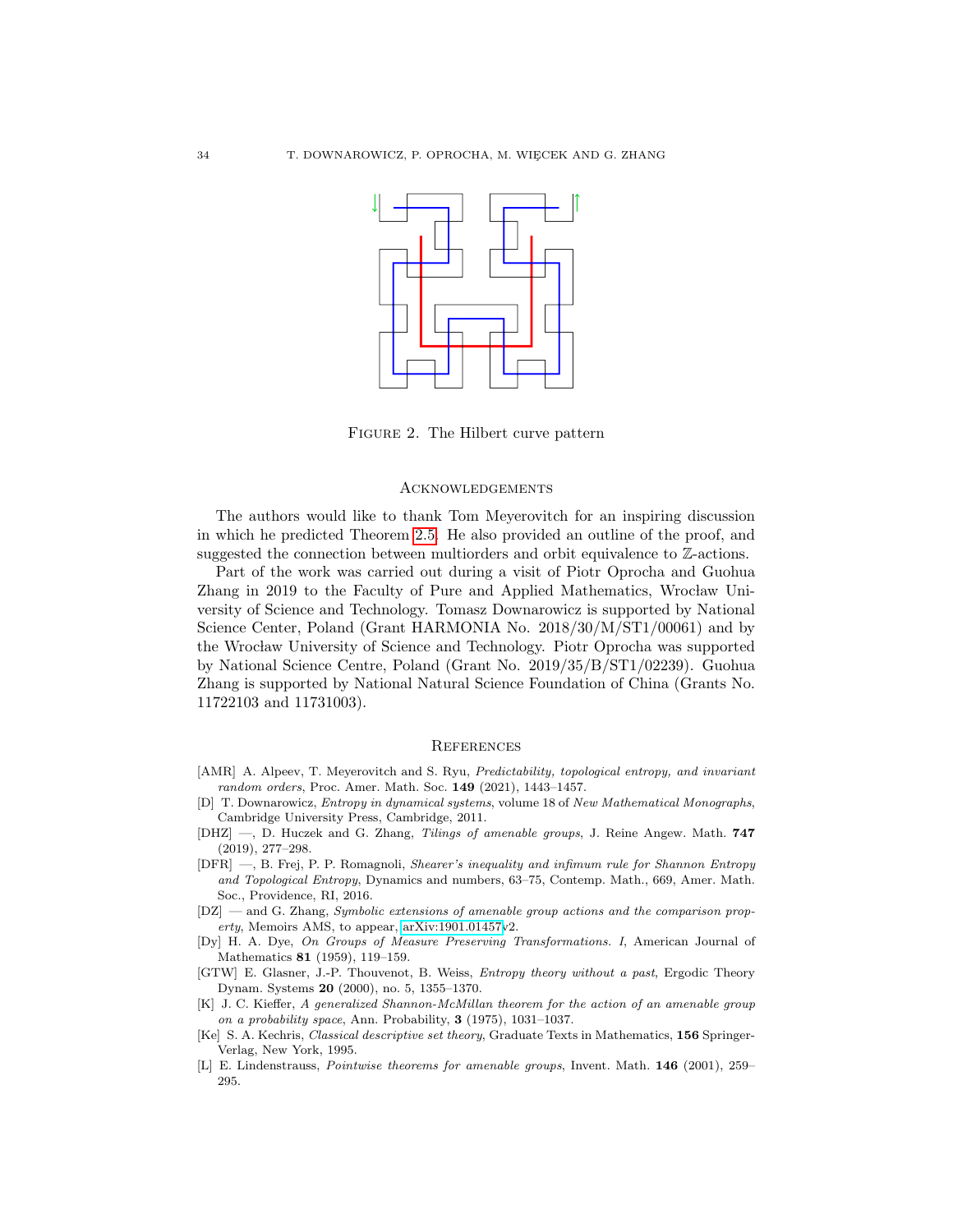Figure 2. The Hilbert curve pattern

## Acknowledgements

The authors would like to thank Tom Meyerovitch for an inspiring discussion in which he predicted Theorem 2.5. He also provided an outline of the proof, and suggested the connection between multiorders and orbit equivalence to $\mathbb{Z}$-actions.

Part of the work was carried out during a visit of Piotr Oprocha and Guohua Zhang in 2019 to the Faculty of Pure and Applied Mathematics, Wrocław University of Science and Technology. Tomasz Downarowicz is supported by National Science Center, Poland (Grant HARMONIA No. 2018/30/M/ST1/00061) and by the Wrocław University of Science and Technology. Piotr Oprocha was supported by National Science Centre, Poland (Grant No. 2019/35/B/ST1/02239). Guohua Zhang is supported by National Natural Science Foundation of China (Grants No. 11722103 and 11731003).

## References

- [AMR] A. Alpeev, T. Meyerovitch and S. Ryu, *Predictability, topological entropy, and invariant random orders*, Proc. Amer. Math. Soc. **149** (2021), 1443–1457.
- [D] T. Downarowicz, *Entropy in dynamical systems*, volume 18 of *New Mathematical Monographs*, Cambridge University Press, Cambridge, 2011.
- [DHZ] —, D. Huczek and G. Zhang, *Tilings of amenable groups*, J. Reine Angew. Math. **747** (2019), 277–298.
- [DFR] —, B. Frej, P. P. Romagnoli, *Shearer's inequality and infimum rule for Shannon Entropy and Topological Entropy*, Dynamics and numbers, 63–75, Contemp. Math., 669, Amer. Math. Soc., Providence, RI, 2016.
- [DZ] — and G. Zhang, *Symbolic extensions of amenable group actions and the comparison property*, Memoirs AMS, to appear, arXiv:1901.01457v2.
- [Dy] H. A. Dye, *On Groups of Measure Preserving Transformations. I*, American Journal of Mathematics **81** (1959), 119–159.
- [GTW] E. Glasner, J.-P. Thouvenot, B. Weiss, *Entropy theory without a past*, Ergodic Theory Dynam. Systems **20** (2000), no. 5, 1355–1370.
- [K] J. C. Kieffer, *A generalized Shannon-McMillan theorem for the action of an amenable group on a probability space*, Ann. Probability, **3** (1975), 1031–1037.
- [Ke] S. A. Kechris, *Classical descriptive set theory*, Graduate Texts in Mathematics, **156** Springer-Verlag, New York, 1995.
- [L] E. Lindenstrauss, *Pointwise theorems for amenable groups*, Invent. Math. **146** (2001), 259–295.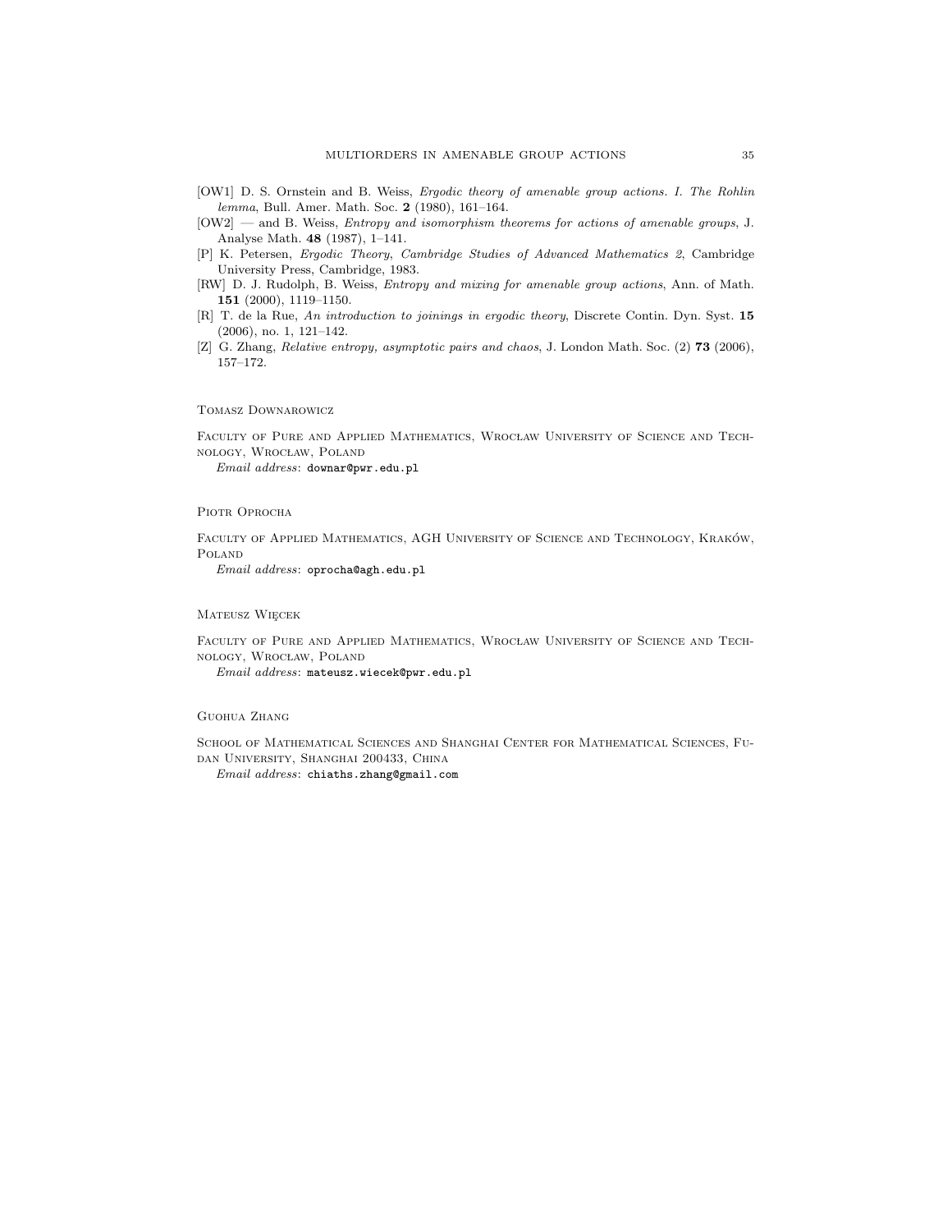[OW1] D. S. Ornstein and B. Weiss, *Ergodic theory of amenable group actions. I. The Rohlin lemma*, Bull. Amer. Math. Soc. **2** (1980), 161–164.

[OW2] — and B. Weiss, *Entropy and isomorphism theorems for actions of amenable groups*, J. Analyse Math. **48** (1987), 1–141.

[P] K. Petersen, *Ergodic Theory, Cambridge Studies of Advanced Mathematics 2*, Cambridge University Press, Cambridge, 1983.

[RW] D. J. Rudolph, B. Weiss, *Entropy and mixing for amenable group actions*, Ann. of Math. **151** (2000), 1119–1150.

[R] T. de la Rue, *An introduction to joinings in ergodic theory*, Discrete Contin. Dyn. Syst. **15** (2006), no. 1, 121–142.

[Z] G. Zhang, *Relative entropy, asymptotic pairs and chaos*, J. London Math. Soc. (2) **73** (2006), 157–172.

Tomasz Downarowicz

Faculty of Pure and Applied Mathematics, Wrocław University of Science and Technology, Wrocław, Poland

*Email address*: downar@pwr.edu.pl

Piotr Oprocha

Faculty of Applied Mathematics, AGH University of Science and Technology, Kraków, Poland

*Email address*: oprocha@agh.edu.pl

Mateusz Więcek

Faculty of Pure and Applied Mathematics, Wrocław University of Science and Technology, Wrocław, Poland

*Email address*: mateusz.wiecek@pwr.edu.pl

Guohua Zhang

School of Mathematical Sciences and Shanghai Center for Mathematical Sciences, Fudan University, Shanghai 200433, China

*Email address*: chiaths.zhang@gmail.com